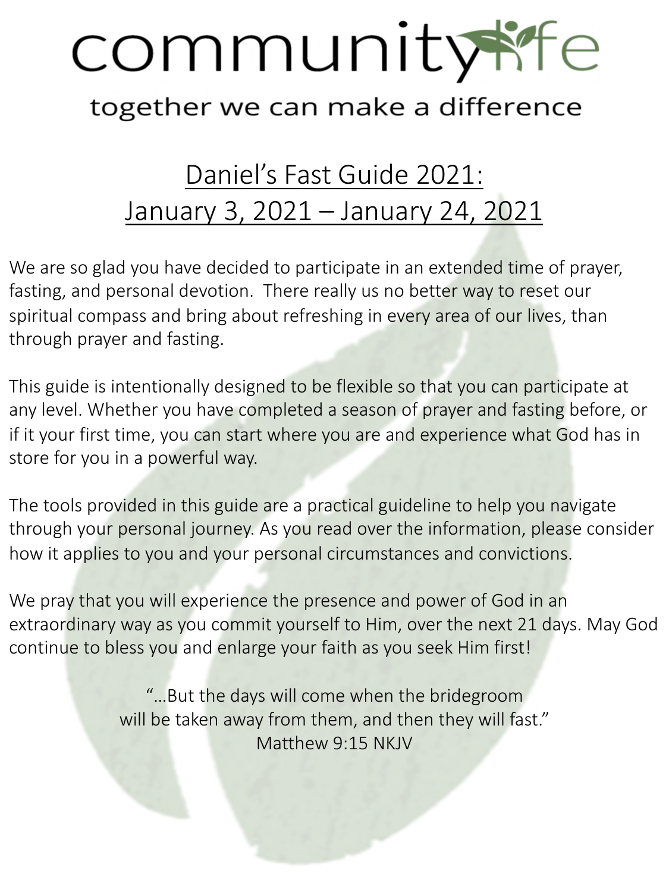# communitylife

together we can make a difference

## Daniel's Fast Guide 2021: January 3, 2021 – January 24, 2021

We are so glad you have decided to participate in an extended time of prayer, fasting, and personal devotion. There really us no better way to reset our spiritual compass and bring about refreshing in every area of our lives, than through prayer and fasting.

This guide is intentionally designed to be flexible so that you can participate at any level. Whether you have completed a season of prayer and fasting before, or if it your first time, you can start where you are and experience what God has in store for you in a powerful way.

The tools provided in this guide are a practical guideline to help you navigate through your personal journey. As you read over the information, please consider how it applies to you and your personal circumstances and convictions.

We pray that you will experience the presence and power of God in an extraordinary way as you commit yourself to Him, over the next 21 days. May God continue to bless you and enlarge your faith as you seek Him first!

"…But the days will come when the bridegroom will be taken away from them, and then they will fast."
Matthew 9:15 NKJV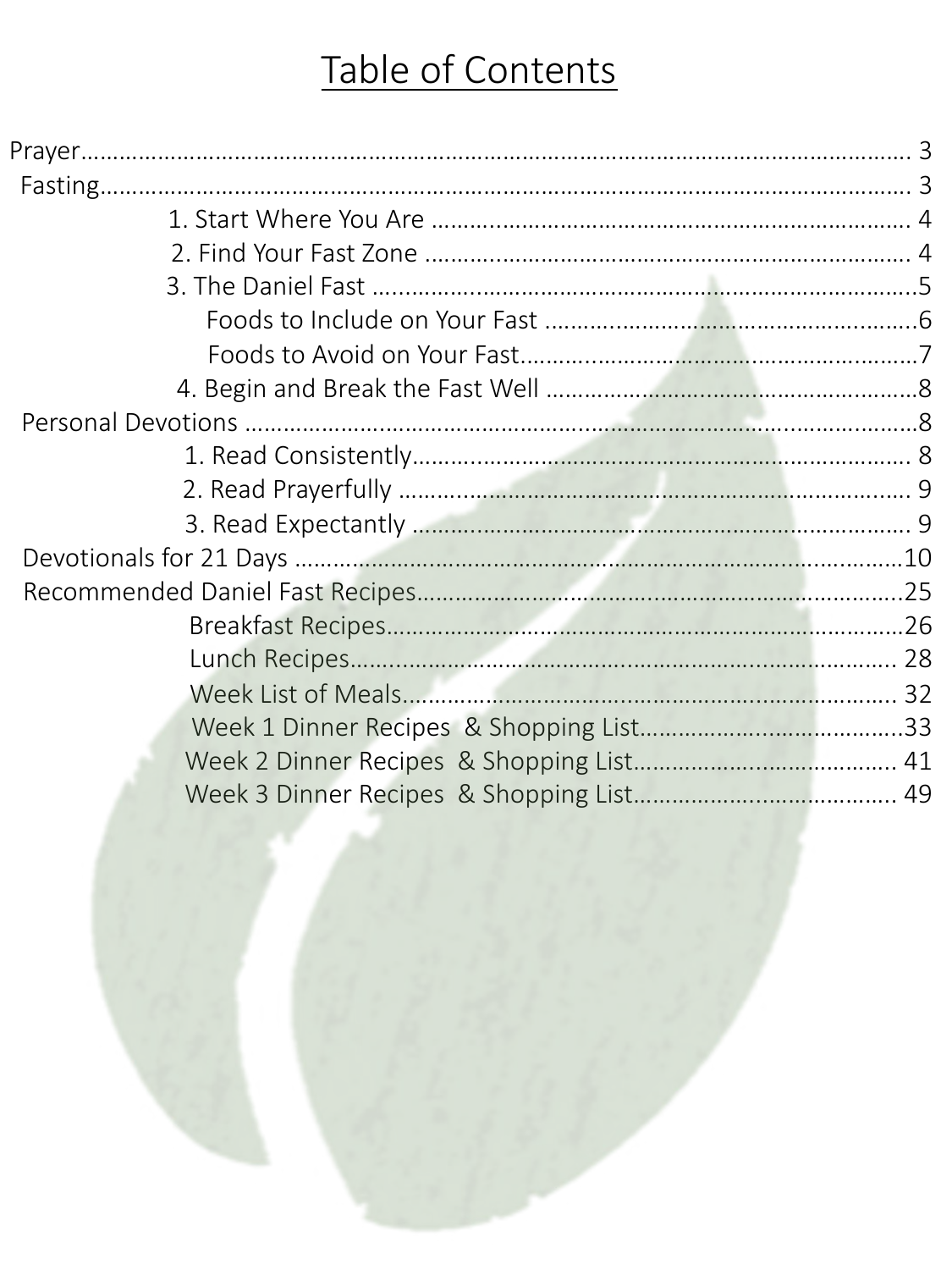# Table of Contents

- Prayer…………………………………………………………………………………………………… 3
- Fasting…………………………………………………………………………………………………… 3
  - 1. Start Where You Are ……………………………………………………………… 4
  - 2. Find Your Fast Zone ……………………………………………………………… 4
  - 3. The Daniel Fast …………………………………………………………………….5
    - Foods to Include on Your Fast ……………………………………………….6
    - Foods to Avoid on Your Fast……………………………………………………7
  - 4. Begin and Break the Fast Well ………………………………………………8
- Personal Devotions ……………………………………………………………………………….8
  - 1. Read Consistently………………………………………………………………… 8
  - 2. Read Prayerfully …………………………………………………………………… 9
  - 3. Read Expectantly …………………………………………………………………… 9
- Devotionals for 21 Days ………………………………………………………………………10
- Recommended Daniel Fast Recipes………………………………………………………….25
  - Breakfast Recipes……………………………………………………………………26
  - Lunch Recipes…………………………………………………………………………… 28
  - Week List of Meals………………………………………………………………… 32
  - Week 1 Dinner Recipes & Shopping List…………………………………….33
  - Week 2 Dinner Recipes & Shopping List…………………………………… 41
  - Week 3 Dinner Recipes & Shopping List…………………………………… 49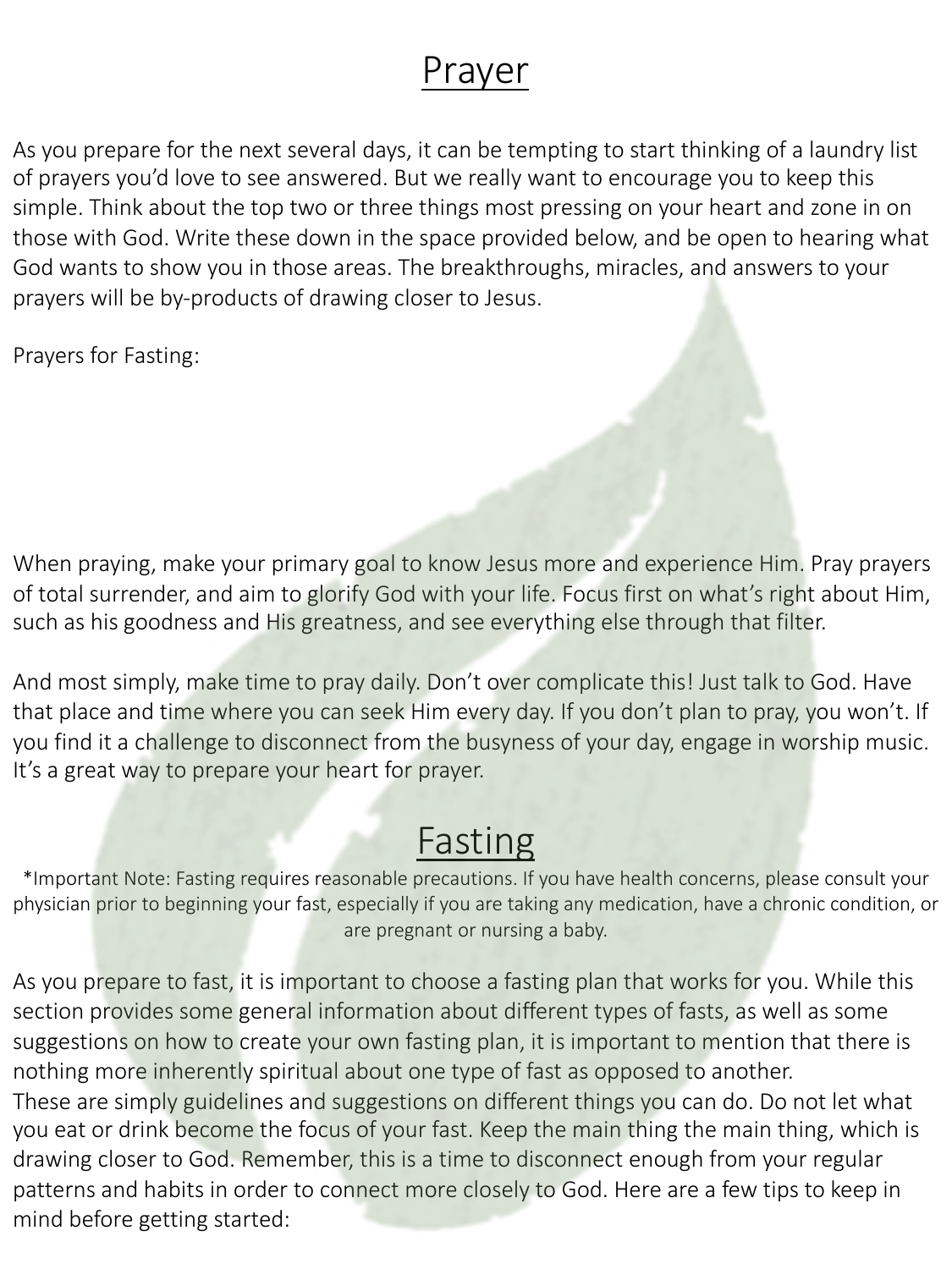# Prayer

As you prepare for the next several days, it can be tempting to start thinking of a laundry list of prayers you'd love to see answered. But we really want to encourage you to keep this simple. Think about the top two or three things most pressing on your heart and zone in on those with God. Write these down in the space provided below, and be open to hearing what God wants to show you in those areas. The breakthroughs, miracles, and answers to your prayers will be by-products of drawing closer to Jesus.

Prayers for Fasting:

When praying, make your primary goal to know Jesus more and experience Him. Pray prayers of total surrender, and aim to glorify God with your life. Focus first on what's right about Him, such as his goodness and His greatness, and see everything else through that filter.

And most simply, make time to pray daily. Don't over complicate this! Just talk to God. Have that place and time where you can seek Him every day. If you don't plan to pray, you won't. If you find it a challenge to disconnect from the busyness of your day, engage in worship music. It's a great way to prepare your heart for prayer.

# Fasting

*Important Note: Fasting requires reasonable precautions. If you have health concerns, please consult your physician prior to beginning your fast, especially if you are taking any medication, have a chronic condition, or are pregnant or nursing a baby.

As you prepare to fast, it is important to choose a fasting plan that works for you. While this section provides some general information about different types of fasts, as well as some suggestions on how to create your own fasting plan, it is important to mention that there is nothing more inherently spiritual about one type of fast as opposed to another.
These are simply guidelines and suggestions on different things you can do. Do not let what you eat or drink become the focus of your fast. Keep the main thing the main thing, which is drawing closer to God. Remember, this is a time to disconnect enough from your regular patterns and habits in order to connect more closely to God. Here are a few tips to keep in mind before getting started: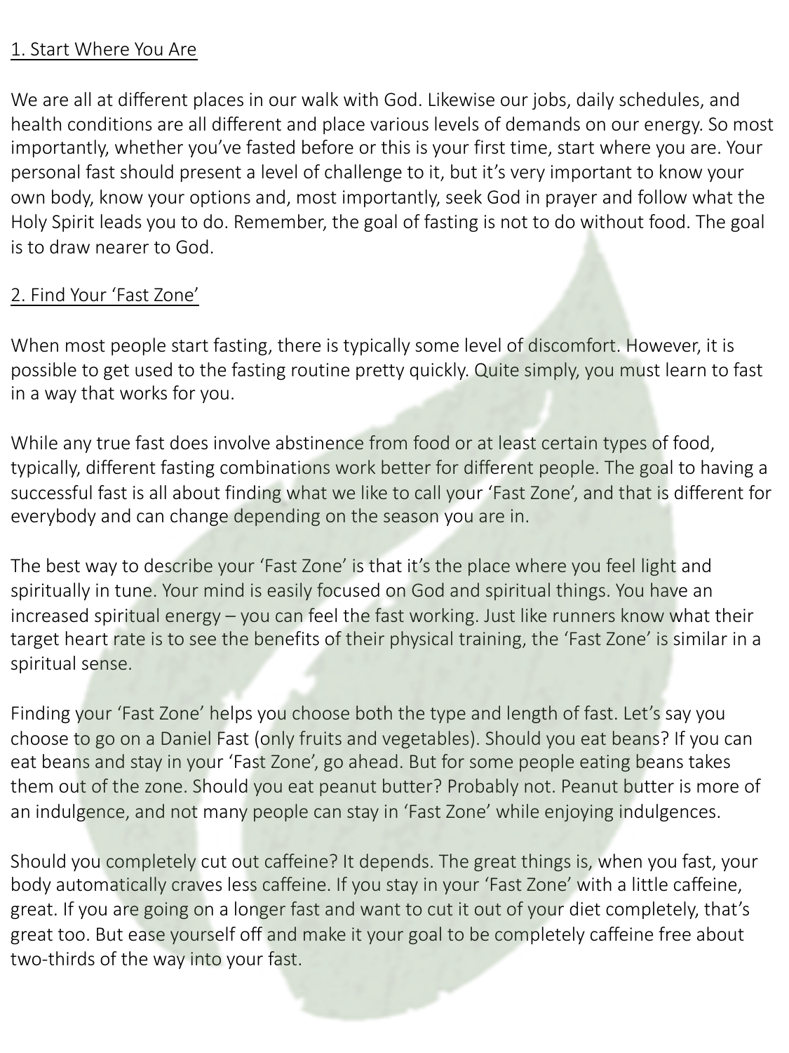## 1. Start Where You Are

We are all at different places in our walk with God. Likewise our jobs, daily schedules, and health conditions are all different and place various levels of demands on our energy. So most importantly, whether you've fasted before or this is your first time, start where you are. Your personal fast should present a level of challenge to it, but it's very important to know your own body, know your options and, most importantly, seek God in prayer and follow what the Holy Spirit leads you to do. Remember, the goal of fasting is not to do without food. The goal is to draw nearer to God.

## 2. Find Your 'Fast Zone'

When most people start fasting, there is typically some level of discomfort. However, it is possible to get used to the fasting routine pretty quickly. Quite simply, you must learn to fast in a way that works for you.

While any true fast does involve abstinence from food or at least certain types of food, typically, different fasting combinations work better for different people. The goal to having a successful fast is all about finding what we like to call your 'Fast Zone', and that is different for everybody and can change depending on the season you are in.

The best way to describe your 'Fast Zone' is that it's the place where you feel light and spiritually in tune. Your mind is easily focused on God and spiritual things. You have an increased spiritual energy – you can feel the fast working. Just like runners know what their target heart rate is to see the benefits of their physical training, the 'Fast Zone' is similar in a spiritual sense.

Finding your 'Fast Zone' helps you choose both the type and length of fast. Let's say you choose to go on a Daniel Fast (only fruits and vegetables). Should you eat beans? If you can eat beans and stay in your 'Fast Zone', go ahead. But for some people eating beans takes them out of the zone. Should you eat peanut butter? Probably not. Peanut butter is more of an indulgence, and not many people can stay in 'Fast Zone' while enjoying indulgences.

Should you completely cut out caffeine? It depends. The great things is, when you fast, your body automatically craves less caffeine. If you stay in your 'Fast Zone' with a little caffeine, great. If you are going on a longer fast and want to cut it out of your diet completely, that's great too. But ease yourself off and make it your goal to be completely caffeine free about two-thirds of the way into your fast.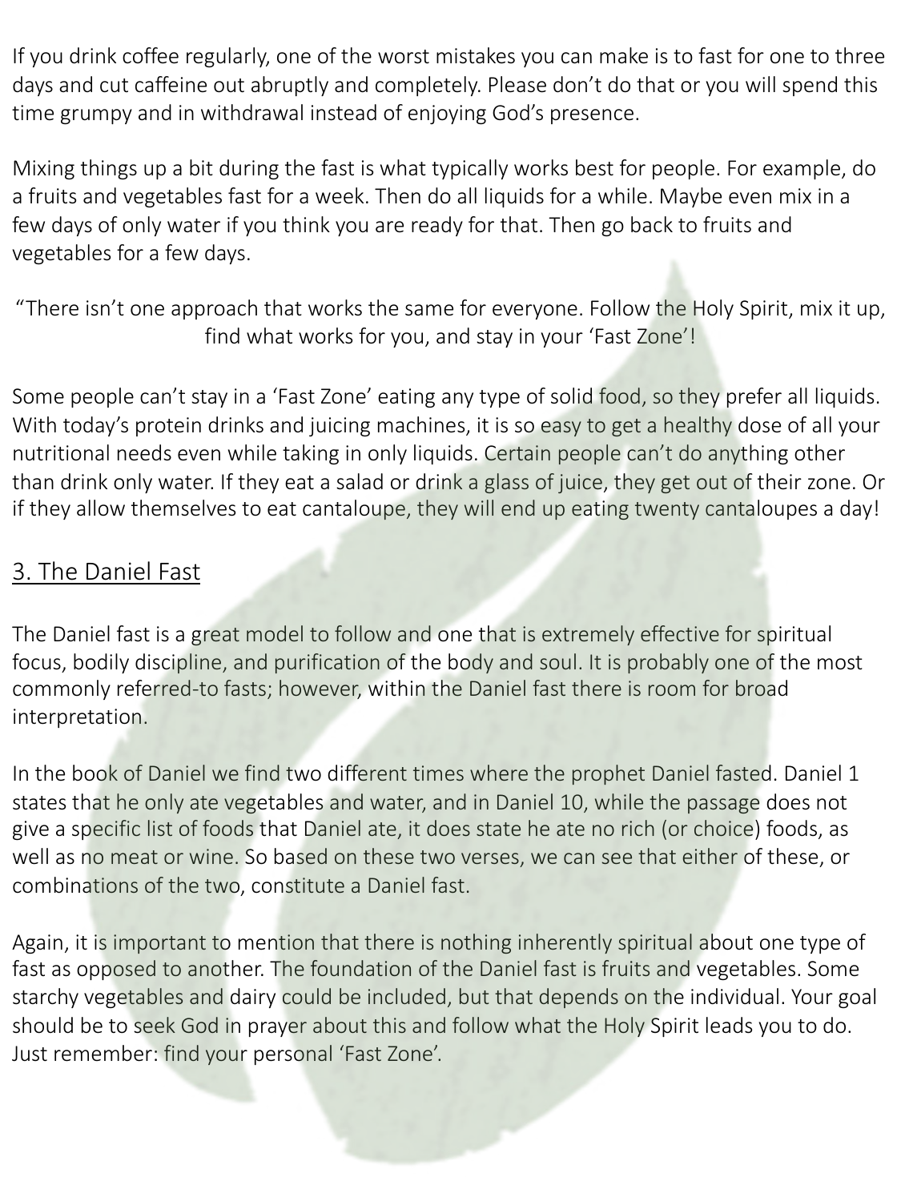If you drink coffee regularly, one of the worst mistakes you can make is to fast for one to three days and cut caffeine out abruptly and completely. Please don't do that or you will spend this time grumpy and in withdrawal instead of enjoying God's presence.

Mixing things up a bit during the fast is what typically works best for people. For example, do a fruits and vegetables fast for a week. Then do all liquids for a while. Maybe even mix in a few days of only water if you think you are ready for that. Then go back to fruits and vegetables for a few days.

"There isn't one approach that works the same for everyone. Follow the Holy Spirit, mix it up, find what works for you, and stay in your 'Fast Zone'!

Some people can't stay in a 'Fast Zone' eating any type of solid food, so they prefer all liquids. With today's protein drinks and juicing machines, it is so easy to get a healthy dose of all your nutritional needs even while taking in only liquids. Certain people can't do anything other than drink only water. If they eat a salad or drink a glass of juice, they get out of their zone. Or if they allow themselves to eat cantaloupe, they will end up eating twenty cantaloupes a day!

## 3. The Daniel Fast

The Daniel fast is a great model to follow and one that is extremely effective for spiritual focus, bodily discipline, and purification of the body and soul. It is probably one of the most commonly referred-to fasts; however, within the Daniel fast there is room for broad interpretation.

In the book of Daniel we find two different times where the prophet Daniel fasted. Daniel 1 states that he only ate vegetables and water, and in Daniel 10, while the passage does not give a specific list of foods that Daniel ate, it does state he ate no rich (or choice) foods, as well as no meat or wine. So based on these two verses, we can see that either of these, or combinations of the two, constitute a Daniel fast.

Again, it is important to mention that there is nothing inherently spiritual about one type of fast as opposed to another. The foundation of the Daniel fast is fruits and vegetables. Some starchy vegetables and dairy could be included, but that depends on the individual. Your goal should be to seek God in prayer about this and follow what the Holy Spirit leads you to do. Just remember: find your personal 'Fast Zone'.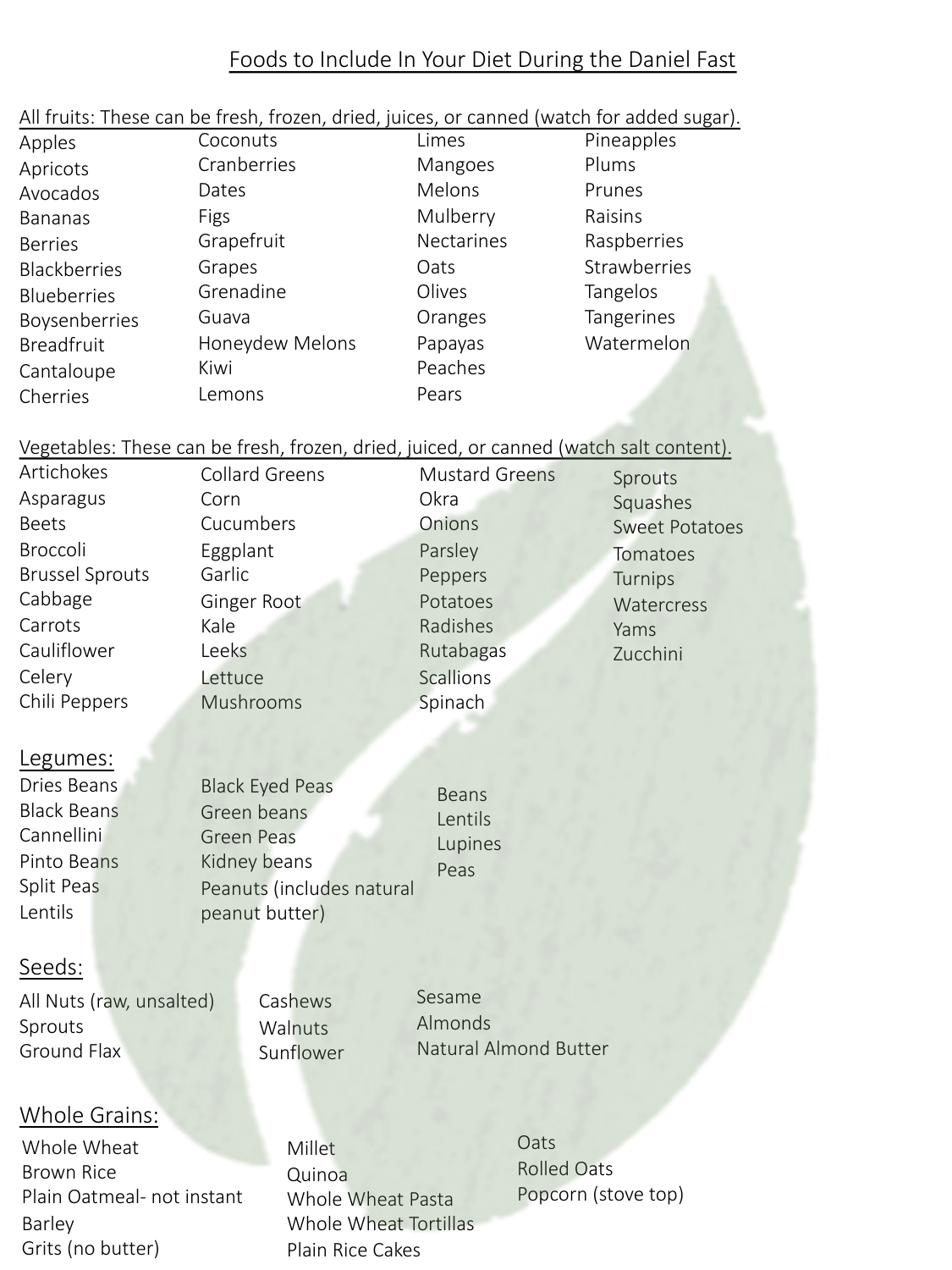# Foods to Include In Your Diet During the Daniel Fast

All fruits: These can be fresh, frozen, dried, juices, or canned (watch for added sugar).

Apples
Apricots
Avocados
Bananas
Berries
Blackberries
Blueberries
Boysenberries
Breadfruit
Cantaloupe
Cherries
Coconuts
Cranberries
Dates
Figs
Grapefruit
Grapes
Grenadine
Guava
Honeydew Melons
Kiwi
Lemons
Limes
Mangoes
Melons
Mulberry
Nectarines
Oats
Olives
Oranges
Papayas
Peaches
Pears
Pineapples
Plums
Prunes
Raisins
Raspberries
Strawberries
Tangelos
Tangerines
Watermelon

Vegetables: These can be fresh, frozen, dried, juiced, or canned (watch salt content).

Artichokes
Asparagus
Beets
Broccoli
Brussel Sprouts
Cabbage
Carrots
Cauliflower
Celery
Chili Peppers
Collard Greens
Corn
Cucumbers
Eggplant
Garlic
Ginger Root
Kale
Leeks
Lettuce
Mushrooms
Mustard Greens
Okra
Onions
Parsley
Peppers
Potatoes
Radishes
Rutabagas
Scallions
Spinach
Sprouts
Squashes
Sweet Potatoes
Tomatoes
Turnips
Watercress
Yams
Zucchini

## Legumes:

Dries Beans
Black Beans
Cannellini
Pinto Beans
Split Peas
Lentils
Black Eyed Peas
Green beans
Green Peas
Kidney beans
Peanuts (includes natural peanut butter)
Beans
Lentils
Lupines
Peas

## Seeds:

All Nuts (raw, unsalted)
Sprouts
Ground Flax
Cashews
Walnuts
Sunflower
Sesame
Almonds
Natural Almond Butter

## Whole Grains:

Whole Wheat
Brown Rice
Plain Oatmeal- not instant
Barley
Grits (no butter)
Millet
Quinoa
Whole Wheat Pasta
Whole Wheat Tortillas
Plain Rice Cakes
Oats
Rolled Oats
Popcorn (stove top)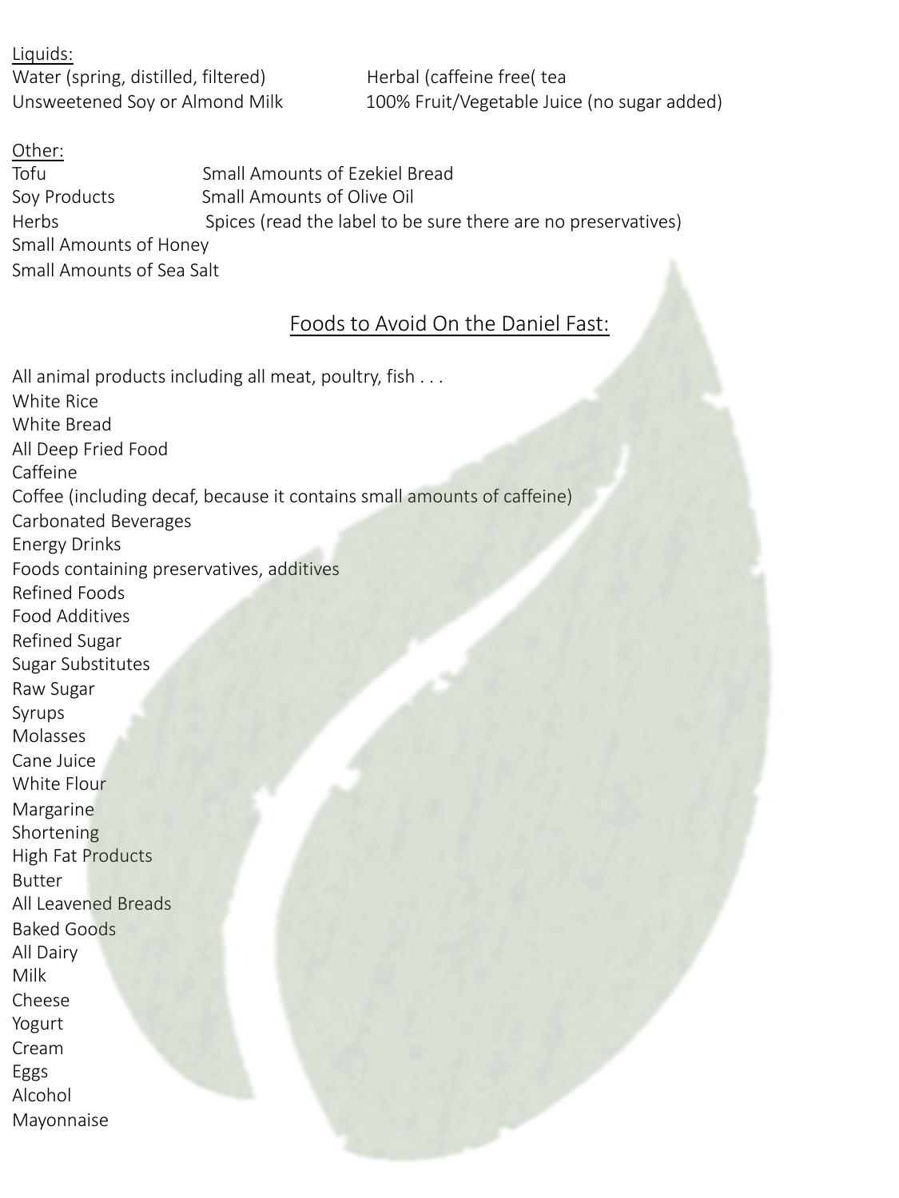Liquids:

- Water (spring, distilled, filtered)
- Herbal (caffeine free( tea
- Unsweetened Soy or Almond Milk
- 100% Fruit/Vegetable Juice (no sugar added)

Other:

- Tofu
- Small Amounts of Ezekiel Bread
- Soy Products
- Small Amounts of Olive Oil
- Herbs
- Spices (read the label to be sure there are no preservatives)
- Small Amounts of Honey
- Small Amounts of Sea Salt

## Foods to Avoid On the Daniel Fast:

- All animal products including all meat, poultry, fish . . .
- White Rice
- White Bread
- All Deep Fried Food
- Caffeine
- Coffee (including decaf, because it contains small amounts of caffeine)
- Carbonated Beverages
- Energy Drinks
- Foods containing preservatives, additives
- Refined Foods
- Food Additives
- Refined Sugar
- Sugar Substitutes
- Raw Sugar
- Syrups
- Molasses
- Cane Juice
- White Flour
- Margarine
- Shortening
- High Fat Products
- Butter
- All Leavened Breads
- Baked Goods
- All Dairy
- Milk
- Cheese
- Yogurt
- Cream
- Eggs
- Alcohol
- Mayonnaise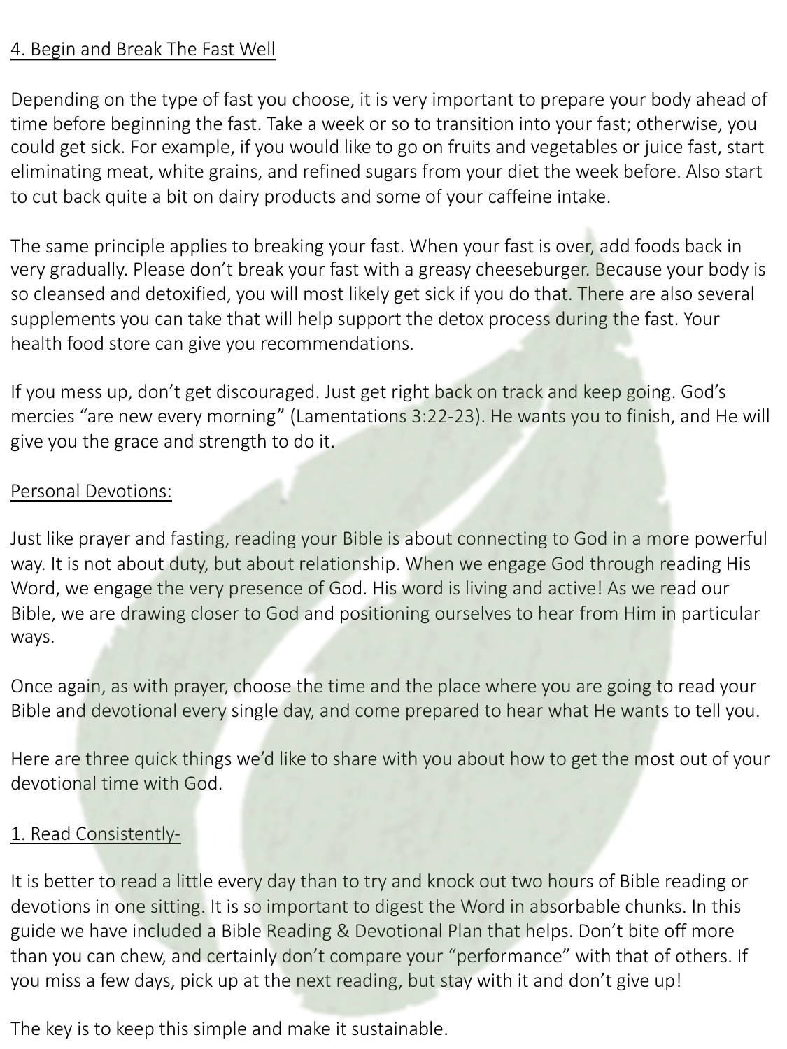4. Begin and Break The Fast Well

Depending on the type of fast you choose, it is very important to prepare your body ahead of time before beginning the fast. Take a week or so to transition into your fast; otherwise, you could get sick. For example, if you would like to go on fruits and vegetables or juice fast, start eliminating meat, white grains, and refined sugars from your diet the week before. Also start to cut back quite a bit on dairy products and some of your caffeine intake.

The same principle applies to breaking your fast. When your fast is over, add foods back in very gradually. Please don't break your fast with a greasy cheeseburger. Because your body is so cleansed and detoxified, you will most likely get sick if you do that. There are also several supplements you can take that will help support the detox process during the fast. Your health food store can give you recommendations.

If you mess up, don't get discouraged. Just get right back on track and keep going. God's mercies "are new every morning" (Lamentations 3:22-23). He wants you to finish, and He will give you the grace and strength to do it.

Personal Devotions:

Just like prayer and fasting, reading your Bible is about connecting to God in a more powerful way. It is not about duty, but about relationship. When we engage God through reading His Word, we engage the very presence of God. His word is living and active! As we read our Bible, we are drawing closer to God and positioning ourselves to hear from Him in particular ways.

Once again, as with prayer, choose the time and the place where you are going to read your Bible and devotional every single day, and come prepared to hear what He wants to tell you.

Here are three quick things we'd like to share with you about how to get the most out of your devotional time with God.

1. Read Consistently-

It is better to read a little every day than to try and knock out two hours of Bible reading or devotions in one sitting. It is so important to digest the Word in absorbable chunks. In this guide we have included a Bible Reading & Devotional Plan that helps. Don't bite off more than you can chew, and certainly don't compare your "performance" with that of others. If you miss a few days, pick up at the next reading, but stay with it and don't give up!

The key is to keep this simple and make it sustainable.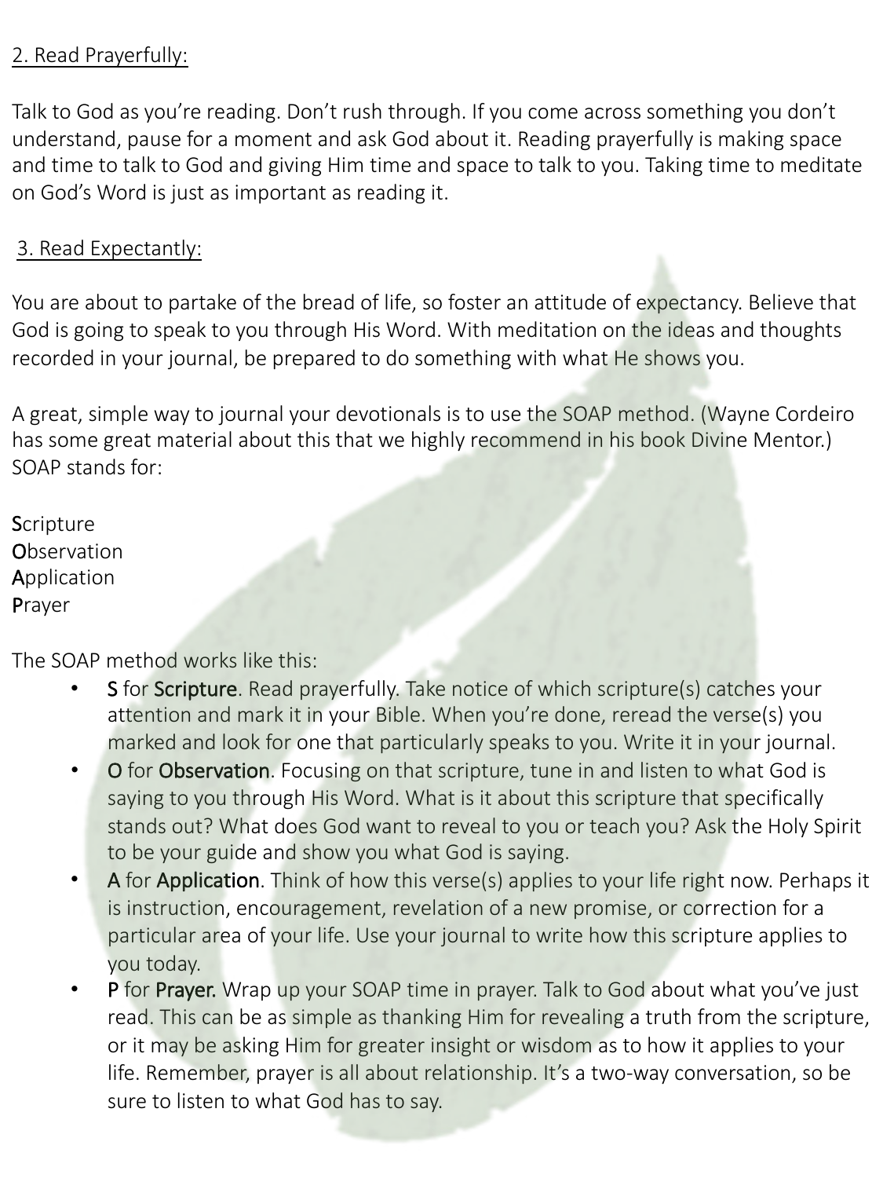2. Read Prayerfully:

Talk to God as you're reading. Don't rush through. If you come across something you don't understand, pause for a moment and ask God about it. Reading prayerfully is making space and time to talk to God and giving Him time and space to talk to you. Taking time to meditate on God's Word is just as important as reading it.

3. Read Expectantly:

You are about to partake of the bread of life, so foster an attitude of expectancy. Believe that God is going to speak to you through His Word. With meditation on the ideas and thoughts recorded in your journal, be prepared to do something with what He shows you.

A great, simple way to journal your devotionals is to use the SOAP method. (Wayne Cordeiro has some great material about this that we highly recommend in his book Divine Mentor.) SOAP stands for:

**S**cripture
**O**bservation
**A**pplication
**P**rayer

The SOAP method works like this:

- **S** for **Scripture**. Read prayerfully. Take notice of which scripture(s) catches your attention and mark it in your Bible. When you're done, reread the verse(s) you marked and look for one that particularly speaks to you. Write it in your journal.
- **O** for **Observation**. Focusing on that scripture, tune in and listen to what God is saying to you through His Word. What is it about this scripture that specifically stands out? What does God want to reveal to you or teach you? Ask the Holy Spirit to be your guide and show you what God is saying.
- **A** for **Application**. Think of how this verse(s) applies to your life right now. Perhaps it is instruction, encouragement, revelation of a new promise, or correction for a particular area of your life. Use your journal to write how this scripture applies to you today.
- **P** for **Prayer.** Wrap up your SOAP time in prayer. Talk to God about what you've just read. This can be as simple as thanking Him for revealing a truth from the scripture, or it may be asking Him for greater insight or wisdom as to how it applies to your life. Remember, prayer is all about relationship. It's a two-way conversation, so be sure to listen to what God has to say.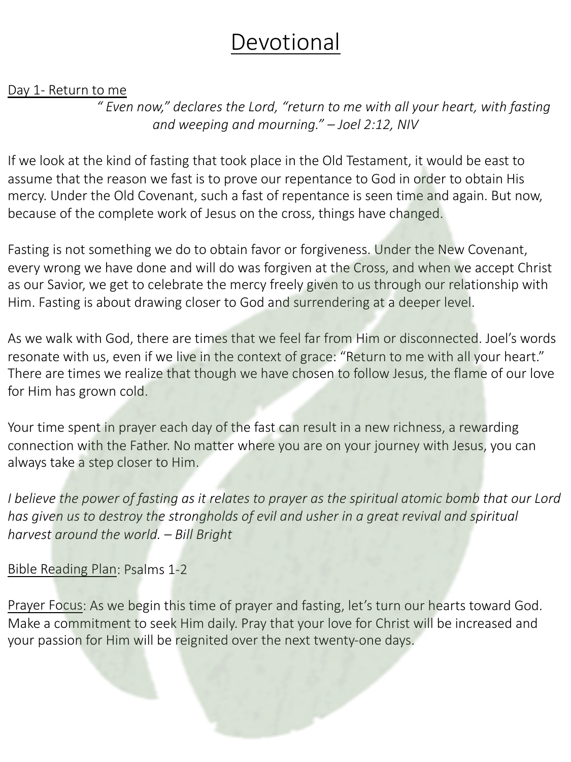# Devotional

Day 1- Return to me

*" Even now," declares the Lord, "return to me with all your heart, with fasting and weeping and mourning." – Joel 2:12, NIV*

If we look at the kind of fasting that took place in the Old Testament, it would be east to assume that the reason we fast is to prove our repentance to God in order to obtain His mercy. Under the Old Covenant, such a fast of repentance is seen time and again. But now, because of the complete work of Jesus on the cross, things have changed.

Fasting is not something we do to obtain favor or forgiveness. Under the New Covenant, every wrong we have done and will do was forgiven at the Cross, and when we accept Christ as our Savior, we get to celebrate the mercy freely given to us through our relationship with Him. Fasting is about drawing closer to God and surrendering at a deeper level.

As we walk with God, there are times that we feel far from Him or disconnected. Joel's words resonate with us, even if we live in the context of grace: "Return to me with all your heart." There are times we realize that though we have chosen to follow Jesus, the flame of our love for Him has grown cold.

Your time spent in prayer each day of the fast can result in a new richness, a rewarding connection with the Father. No matter where you are on your journey with Jesus, you can always take a step closer to Him.

*I believe the power of fasting as it relates to prayer as the spiritual atomic bomb that our Lord has given us to destroy the strongholds of evil and usher in a great revival and spiritual harvest around the world. – Bill Bright*

Bible Reading Plan: Psalms 1-2

Prayer Focus: As we begin this time of prayer and fasting, let's turn our hearts toward God. Make a commitment to seek Him daily. Pray that your love for Christ will be increased and your passion for Him will be reignited over the next twenty-one days.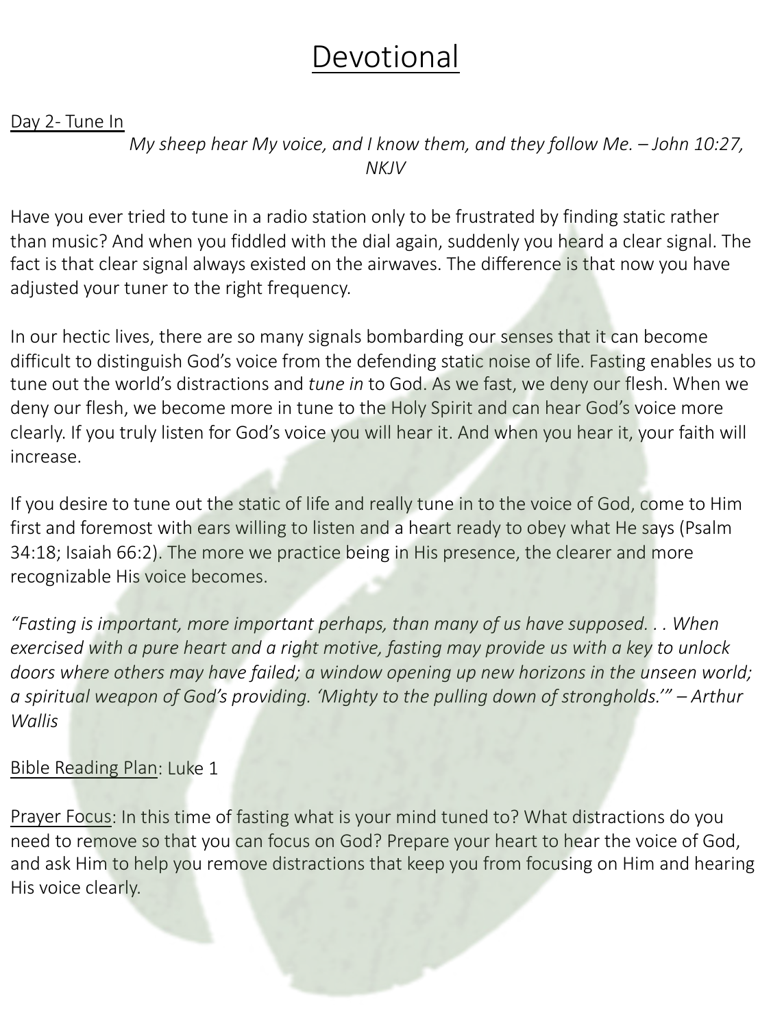# Devotional

Day 2- Tune In

*My sheep hear My voice, and I know them, and they follow Me. – John 10:27, NKJV*

Have you ever tried to tune in a radio station only to be frustrated by finding static rather than music? And when you fiddled with the dial again, suddenly you heard a clear signal. The fact is that clear signal always existed on the airwaves. The difference is that now you have adjusted your tuner to the right frequency.

In our hectic lives, there are so many signals bombarding our senses that it can become difficult to distinguish God's voice from the defending static noise of life. Fasting enables us to tune out the world's distractions and *tune in* to God. As we fast, we deny our flesh. When we deny our flesh, we become more in tune to the Holy Spirit and can hear God's voice more clearly. If you truly listen for God's voice you will hear it. And when you hear it, your faith will increase.

If you desire to tune out the static of life and really tune in to the voice of God, come to Him first and foremost with ears willing to listen and a heart ready to obey what He says (Psalm 34:18; Isaiah 66:2). The more we practice being in His presence, the clearer and more recognizable His voice becomes.

*"Fasting is important, more important perhaps, than many of us have supposed. . . When exercised with a pure heart and a right motive, fasting may provide us with a key to unlock doors where others may have failed; a window opening up new horizons in the unseen world; a spiritual weapon of God's providing. 'Mighty to the pulling down of strongholds.'" – Arthur Wallis*

Bible Reading Plan: Luke 1

Prayer Focus: In this time of fasting what is your mind tuned to? What distractions do you need to remove so that you can focus on God? Prepare your heart to hear the voice of God, and ask Him to help you remove distractions that keep you from focusing on Him and hearing His voice clearly.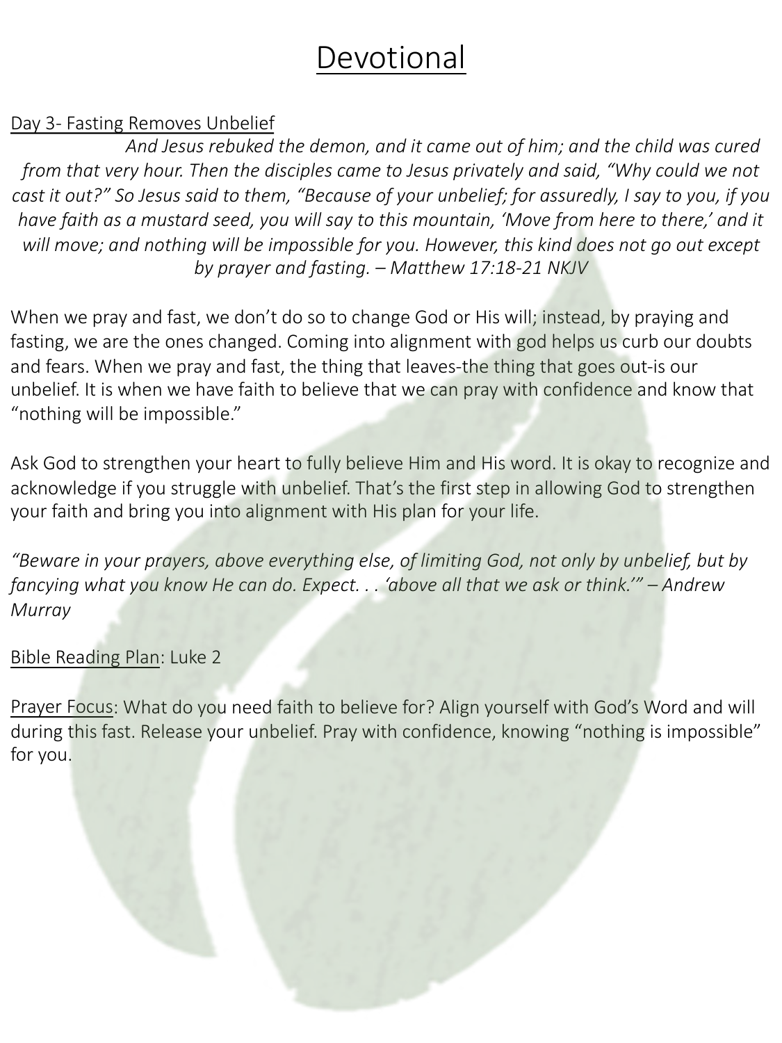# Devotional

Day 3- Fasting Removes Unbelief

*And Jesus rebuked the demon, and it came out of him; and the child was cured from that very hour. Then the disciples came to Jesus privately and said, "Why could we not cast it out?" So Jesus said to them, "Because of your unbelief; for assuredly, I say to you, if you have faith as a mustard seed, you will say to this mountain, 'Move from here to there,' and it will move; and nothing will be impossible for you. However, this kind does not go out except by prayer and fasting. – Matthew 17:18-21 NKJV*

When we pray and fast, we don't do so to change God or His will; instead, by praying and fasting, we are the ones changed. Coming into alignment with god helps us curb our doubts and fears. When we pray and fast, the thing that leaves-the thing that goes out-is our unbelief. It is when we have faith to believe that we can pray with confidence and know that "nothing will be impossible."

Ask God to strengthen your heart to fully believe Him and His word. It is okay to recognize and acknowledge if you struggle with unbelief. That's the first step in allowing God to strengthen your faith and bring you into alignment with His plan for your life.

*"Beware in your prayers, above everything else, of limiting God, not only by unbelief, but by fancying what you know He can do. Expect. . . 'above all that we ask or think.'" – Andrew Murray*

Bible Reading Plan: Luke 2

Prayer Focus: What do you need faith to believe for? Align yourself with God's Word and will during this fast. Release your unbelief. Pray with confidence, knowing "nothing is impossible" for you.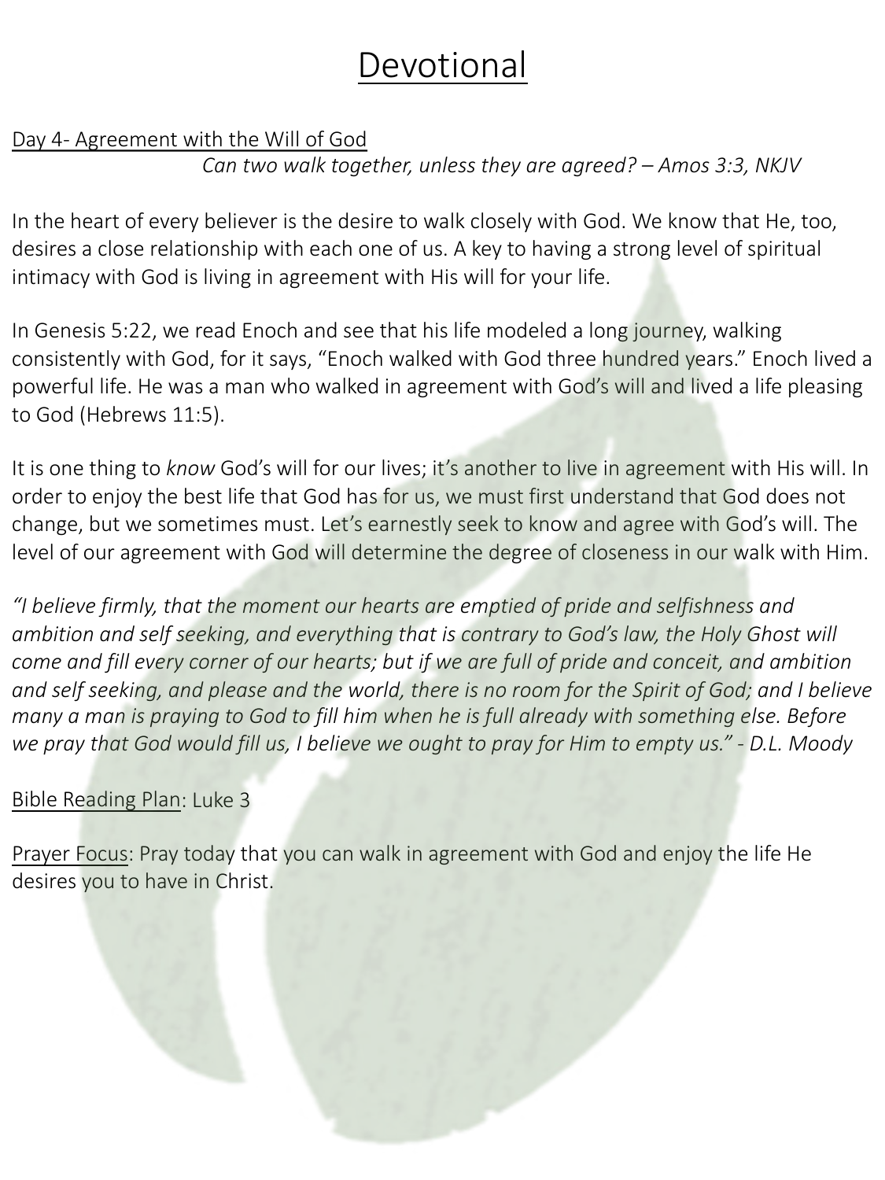# Devotional

Day 4- Agreement with the Will of God

*Can two walk together, unless they are agreed? – Amos 3:3, NKJV*

In the heart of every believer is the desire to walk closely with God. We know that He, too, desires a close relationship with each one of us. A key to having a strong level of spiritual intimacy with God is living in agreement with His will for your life.

In Genesis 5:22, we read Enoch and see that his life modeled a long journey, walking consistently with God, for it says, "Enoch walked with God three hundred years." Enoch lived a powerful life. He was a man who walked in agreement with God's will and lived a life pleasing to God (Hebrews 11:5).

It is one thing to *know* God's will for our lives; it's another to live in agreement with His will. In order to enjoy the best life that God has for us, we must first understand that God does not change, but we sometimes must. Let's earnestly seek to know and agree with God's will. The level of our agreement with God will determine the degree of closeness in our walk with Him.

*"I believe firmly, that the moment our hearts are emptied of pride and selfishness and ambition and self seeking, and everything that is contrary to God's law, the Holy Ghost will come and fill every corner of our hearts; but if we are full of pride and conceit, and ambition and self seeking, and please and the world, there is no room for the Spirit of God; and I believe many a man is praying to God to fill him when he is full already with something else. Before we pray that God would fill us, I believe we ought to pray for Him to empty us." - D.L. Moody*

Bible Reading Plan: Luke 3

Prayer Focus: Pray today that you can walk in agreement with God and enjoy the life He desires you to have in Christ.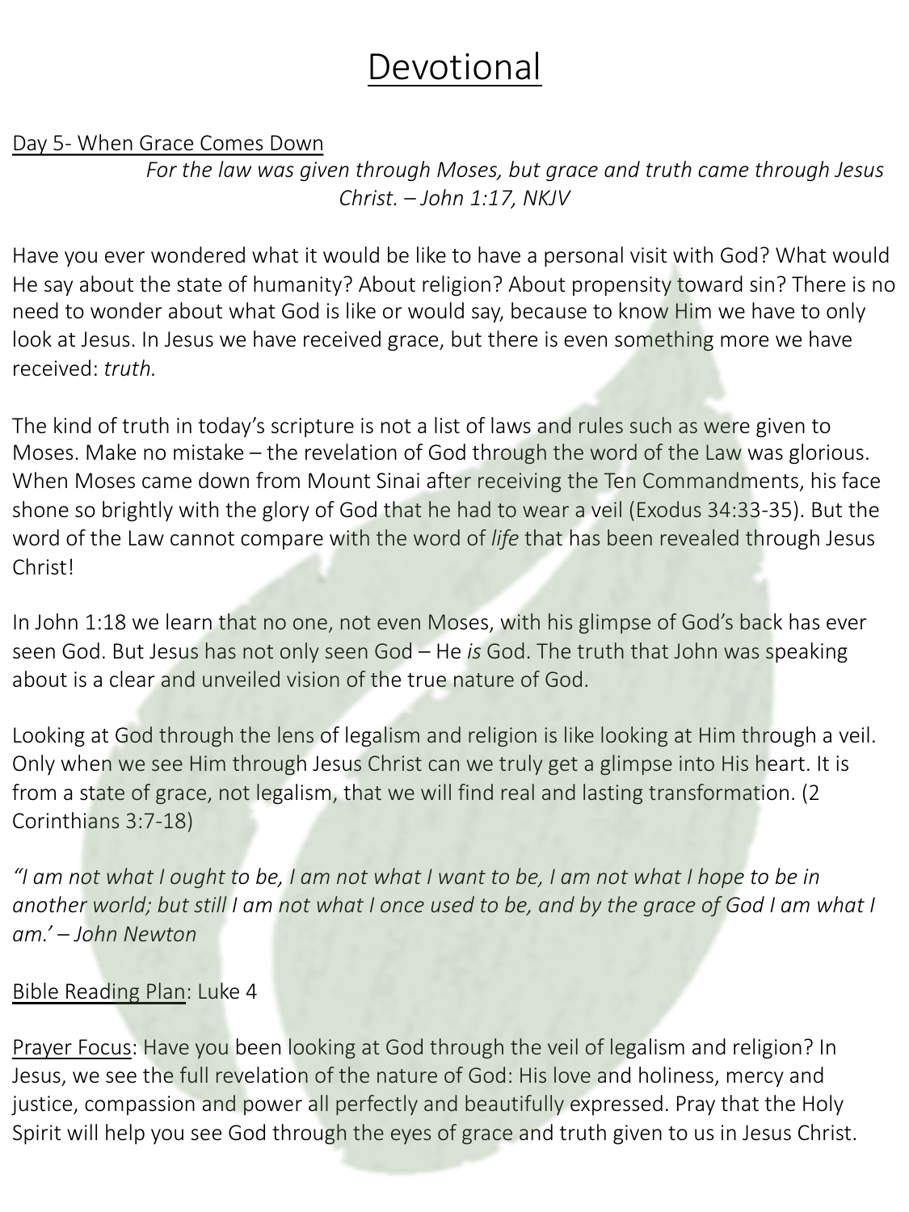# Devotional

Day 5- When Grace Comes Down

*For the law was given through Moses, but grace and truth came through Jesus Christ. – John 1:17, NKJV*

Have you ever wondered what it would be like to have a personal visit with God? What would He say about the state of humanity? About religion? About propensity toward sin? There is no need to wonder about what God is like or would say, because to know Him we have to only look at Jesus. In Jesus we have received grace, but there is even something more we have received: *truth.*

The kind of truth in today's scripture is not a list of laws and rules such as were given to Moses. Make no mistake – the revelation of God through the word of the Law was glorious. When Moses came down from Mount Sinai after receiving the Ten Commandments, his face shone so brightly with the glory of God that he had to wear a veil (Exodus 34:33-35). But the word of the Law cannot compare with the word of *life* that has been revealed through Jesus Christ!

In John 1:18 we learn that no one, not even Moses, with his glimpse of God's back has ever seen God. But Jesus has not only seen God – He *is* God. The truth that John was speaking about is a clear and unveiled vision of the true nature of God.

Looking at God through the lens of legalism and religion is like looking at Him through a veil. Only when we see Him through Jesus Christ can we truly get a glimpse into His heart. It is from a state of grace, not legalism, that we will find real and lasting transformation. (2 Corinthians 3:7-18)

*"I am not what I ought to be, I am not what I want to be, I am not what I hope to be in another world; but still I am not what I once used to be, and by the grace of God I am what I am.' – John Newton*

Bible Reading Plan: Luke 4

Prayer Focus: Have you been looking at God through the veil of legalism and religion? In Jesus, we see the full revelation of the nature of God: His love and holiness, mercy and justice, compassion and power all perfectly and beautifully expressed. Pray that the Holy Spirit will help you see God through the eyes of grace and truth given to us in Jesus Christ.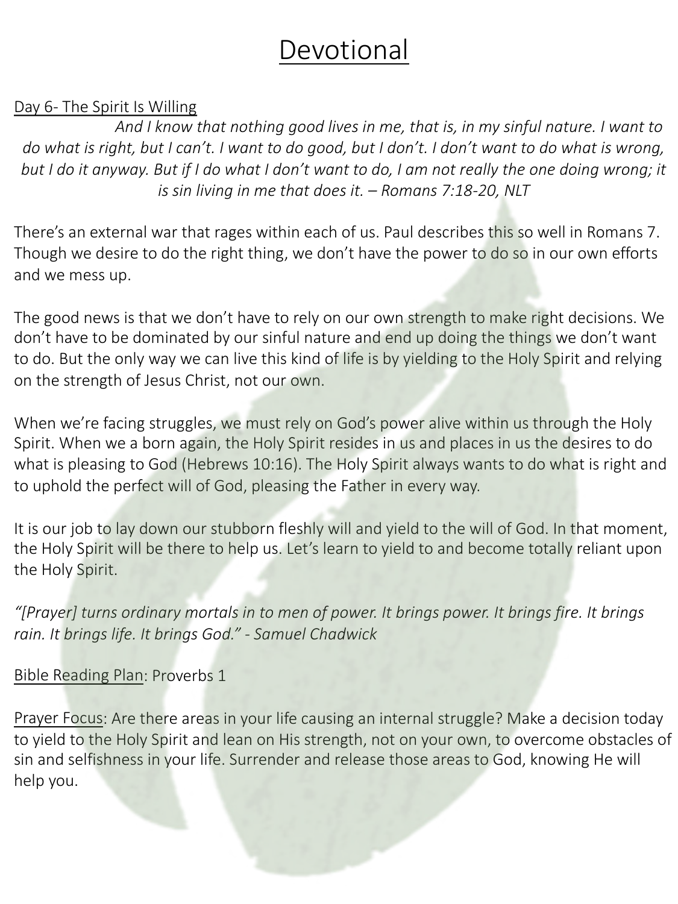# Devotional

Day 6- The Spirit Is Willing

*And I know that nothing good lives in me, that is, in my sinful nature. I want to do what is right, but I can't. I want to do good, but I don't. I don't want to do what is wrong, but I do it anyway. But if I do what I don't want to do, I am not really the one doing wrong; it is sin living in me that does it. – Romans 7:18-20, NLT*

There's an external war that rages within each of us. Paul describes this so well in Romans 7. Though we desire to do the right thing, we don't have the power to do so in our own efforts and we mess up.

The good news is that we don't have to rely on our own strength to make right decisions. We don't have to be dominated by our sinful nature and end up doing the things we don't want to do. But the only way we can live this kind of life is by yielding to the Holy Spirit and relying on the strength of Jesus Christ, not our own.

When we're facing struggles, we must rely on God's power alive within us through the Holy Spirit. When we a born again, the Holy Spirit resides in us and places in us the desires to do what is pleasing to God (Hebrews 10:16). The Holy Spirit always wants to do what is right and to uphold the perfect will of God, pleasing the Father in every way.

It is our job to lay down our stubborn fleshly will and yield to the will of God. In that moment, the Holy Spirit will be there to help us. Let's learn to yield to and become totally reliant upon the Holy Spirit.

*"[Prayer] turns ordinary mortals in to men of power. It brings power. It brings fire. It brings rain. It brings life. It brings God." - Samuel Chadwick*

Bible Reading Plan: Proverbs 1

Prayer Focus: Are there areas in your life causing an internal struggle? Make a decision today to yield to the Holy Spirit and lean on His strength, not on your own, to overcome obstacles of sin and selfishness in your life. Surrender and release those areas to God, knowing He will help you.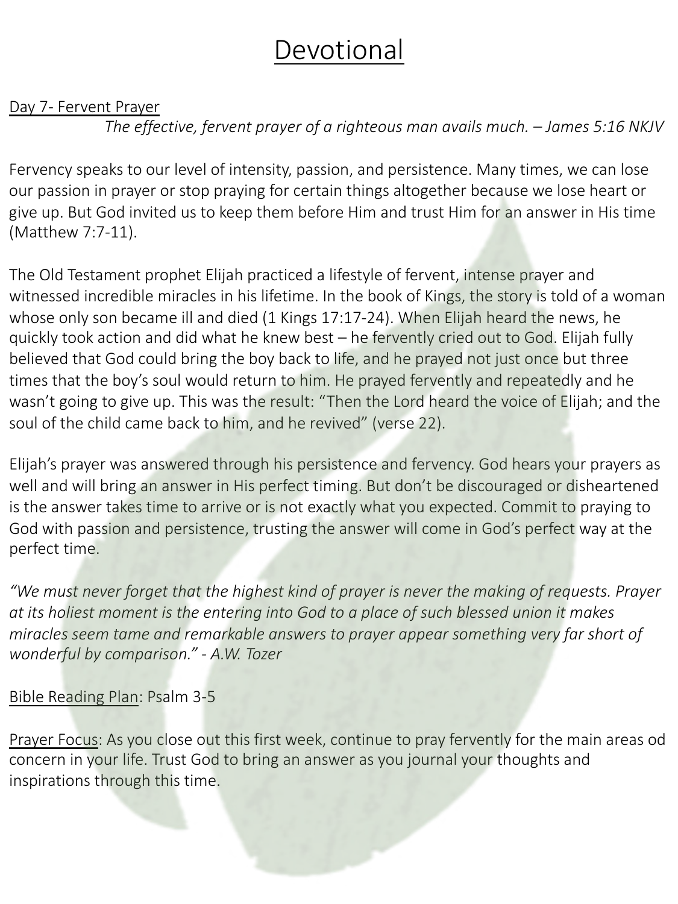# Devotional

Day 7- Fervent Prayer

*The effective, fervent prayer of a righteous man avails much. – James 5:16 NKJV*

Fervency speaks to our level of intensity, passion, and persistence. Many times, we can lose our passion in prayer or stop praying for certain things altogether because we lose heart or give up. But God invited us to keep them before Him and trust Him for an answer in His time (Matthew 7:7-11).

The Old Testament prophet Elijah practiced a lifestyle of fervent, intense prayer and witnessed incredible miracles in his lifetime. In the book of Kings, the story is told of a woman whose only son became ill and died (1 Kings 17:17-24). When Elijah heard the news, he quickly took action and did what he knew best – he fervently cried out to God. Elijah fully believed that God could bring the boy back to life, and he prayed not just once but three times that the boy's soul would return to him. He prayed fervently and repeatedly and he wasn't going to give up. This was the result: "Then the Lord heard the voice of Elijah; and the soul of the child came back to him, and he revived" (verse 22).

Elijah's prayer was answered through his persistence and fervency. God hears your prayers as well and will bring an answer in His perfect timing. But don't be discouraged or disheartened is the answer takes time to arrive or is not exactly what you expected. Commit to praying to God with passion and persistence, trusting the answer will come in God's perfect way at the perfect time.

*"We must never forget that the highest kind of prayer is never the making of requests. Prayer at its holiest moment is the entering into God to a place of such blessed union it makes miracles seem tame and remarkable answers to prayer appear something very far short of wonderful by comparison." - A.W. Tozer*

Bible Reading Plan: Psalm 3-5

Prayer Focus: As you close out this first week, continue to pray fervently for the main areas od concern in your life. Trust God to bring an answer as you journal your thoughts and inspirations through this time.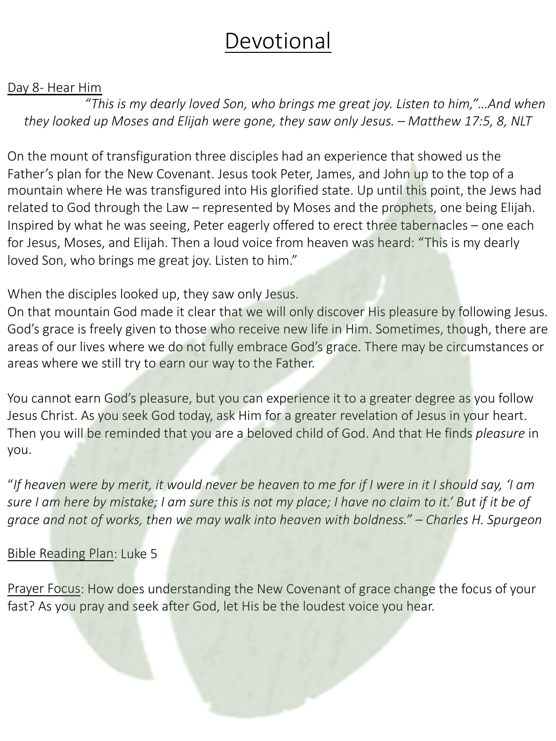# Devotional

Day 8- Hear Him

*"This is my dearly loved Son, who brings me great joy. Listen to him,"…And when they looked up Moses and Elijah were gone, they saw only Jesus. – Matthew 17:5, 8, NLT*

On the mount of transfiguration three disciples had an experience that showed us the Father's plan for the New Covenant. Jesus took Peter, James, and John up to the top of a mountain where He was transfigured into His glorified state. Up until this point, the Jews had related to God through the Law – represented by Moses and the prophets, one being Elijah. Inspired by what he was seeing, Peter eagerly offered to erect three tabernacles – one each for Jesus, Moses, and Elijah. Then a loud voice from heaven was heard: "This is my dearly loved Son, who brings me great joy. Listen to him."

When the disciples looked up, they saw only Jesus.

On that mountain God made it clear that we will only discover His pleasure by following Jesus. God's grace is freely given to those who receive new life in Him. Sometimes, though, there are areas of our lives where we do not fully embrace God's grace. There may be circumstances or areas where we still try to earn our way to the Father.

You cannot earn God's pleasure, but you can experience it to a greater degree as you follow Jesus Christ. As you seek God today, ask Him for a greater revelation of Jesus in your heart. Then you will be reminded that you are a beloved child of God. And that He finds *pleasure* in you.

"*If heaven were by merit, it would never be heaven to me for if I were in it I should say, 'I am sure I am here by mistake; I am sure this is not my place; I have no claim to it.' But if it be of grace and not of works, then we may walk into heaven with boldness." – Charles H. Spurgeon*

Bible Reading Plan: Luke 5

Prayer Focus: How does understanding the New Covenant of grace change the focus of your fast? As you pray and seek after God, let His be the loudest voice you hear.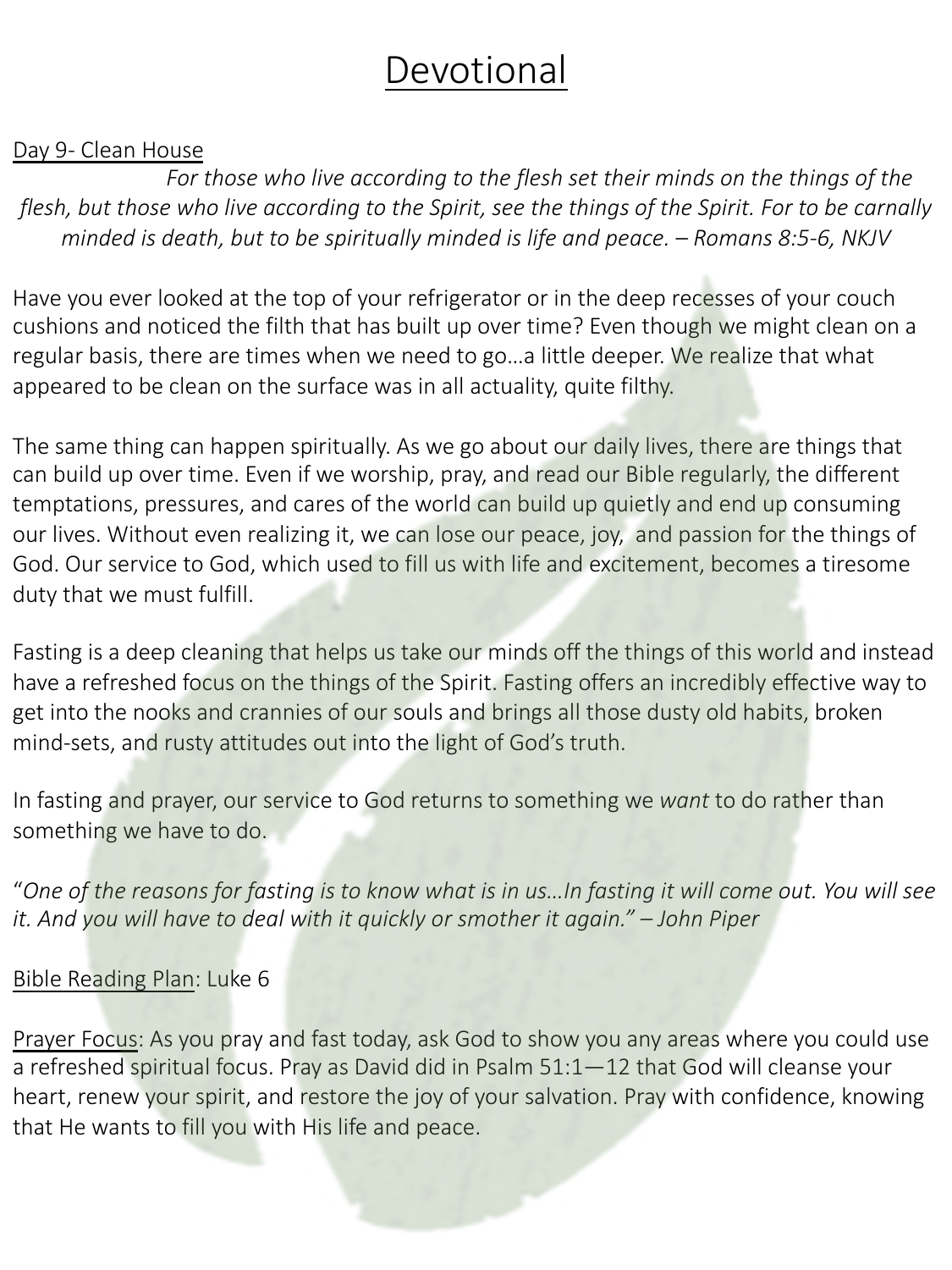# Devotional

Day 9- Clean House

*For those who live according to the flesh set their minds on the things of the flesh, but those who live according to the Spirit, see the things of the Spirit. For to be carnally minded is death, but to be spiritually minded is life and peace. – Romans 8:5-6, NKJV*

Have you ever looked at the top of your refrigerator or in the deep recesses of your couch cushions and noticed the filth that has built up over time? Even though we might clean on a regular basis, there are times when we need to go…a little deeper. We realize that what appeared to be clean on the surface was in all actuality, quite filthy.

The same thing can happen spiritually. As we go about our daily lives, there are things that can build up over time. Even if we worship, pray, and read our Bible regularly, the different temptations, pressures, and cares of the world can build up quietly and end up consuming our lives. Without even realizing it, we can lose our peace, joy, and passion for the things of God. Our service to God, which used to fill us with life and excitement, becomes a tiresome duty that we must fulfill.

Fasting is a deep cleaning that helps us take our minds off the things of this world and instead have a refreshed focus on the things of the Spirit. Fasting offers an incredibly effective way to get into the nooks and crannies of our souls and brings all those dusty old habits, broken mind-sets, and rusty attitudes out into the light of God's truth.

In fasting and prayer, our service to God returns to something we *want* to do rather than something we have to do.

"*One of the reasons for fasting is to know what is in us…In fasting it will come out. You will see it. And you will have to deal with it quickly or smother it again." – John Piper*

Bible Reading Plan: Luke 6

Prayer Focus: As you pray and fast today, ask God to show you any areas where you could use a refreshed spiritual focus. Pray as David did in Psalm 51:1—12 that God will cleanse your heart, renew your spirit, and restore the joy of your salvation. Pray with confidence, knowing that He wants to fill you with His life and peace.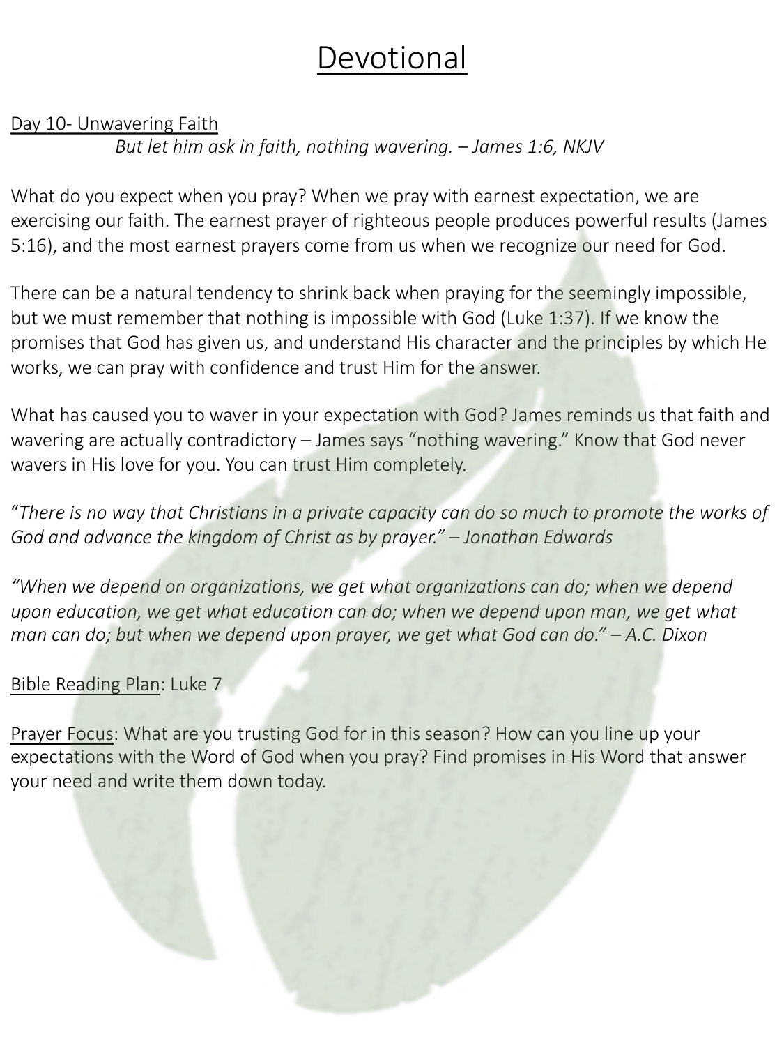# Devontional

Day 10- Unwavering Faith

*But let him ask in faith, nothing wavering. – James 1:6, NKJV*

What do you expect when you pray? When we pray with earnest expectation, we are exercising our faith. The earnest prayer of righteous people produces powerful results (James 5:16), and the most earnest prayers come from us when we recognize our need for God.

There can be a natural tendency to shrink back when praying for the seemingly impossible, but we must remember that nothing is impossible with God (Luke 1:37). If we know the promises that God has given us, and understand His character and the principles by which He works, we can pray with confidence and trust Him for the answer.

What has caused you to waver in your expectation with God? James reminds us that faith and wavering are actually contradictory – James says "nothing wavering." Know that God never wavers in His love for you. You can trust Him completely.

"*There is no way that Christians in a private capacity can do so much to promote the works of God and advance the kingdom of Christ as by prayer." – Jonathan Edwards*

*"When we depend on organizations, we get what organizations can do; when we depend upon education, we get what education can do; when we depend upon man, we get what man can do; but when we depend upon prayer, we get what God can do." – A.C. Dixon*

Bible Reading Plan: Luke 7

Prayer Focus: What are you trusting God for in this season? How can you line up your expectations with the Word of God when you pray? Find promises in His Word that answer your need and write them down today.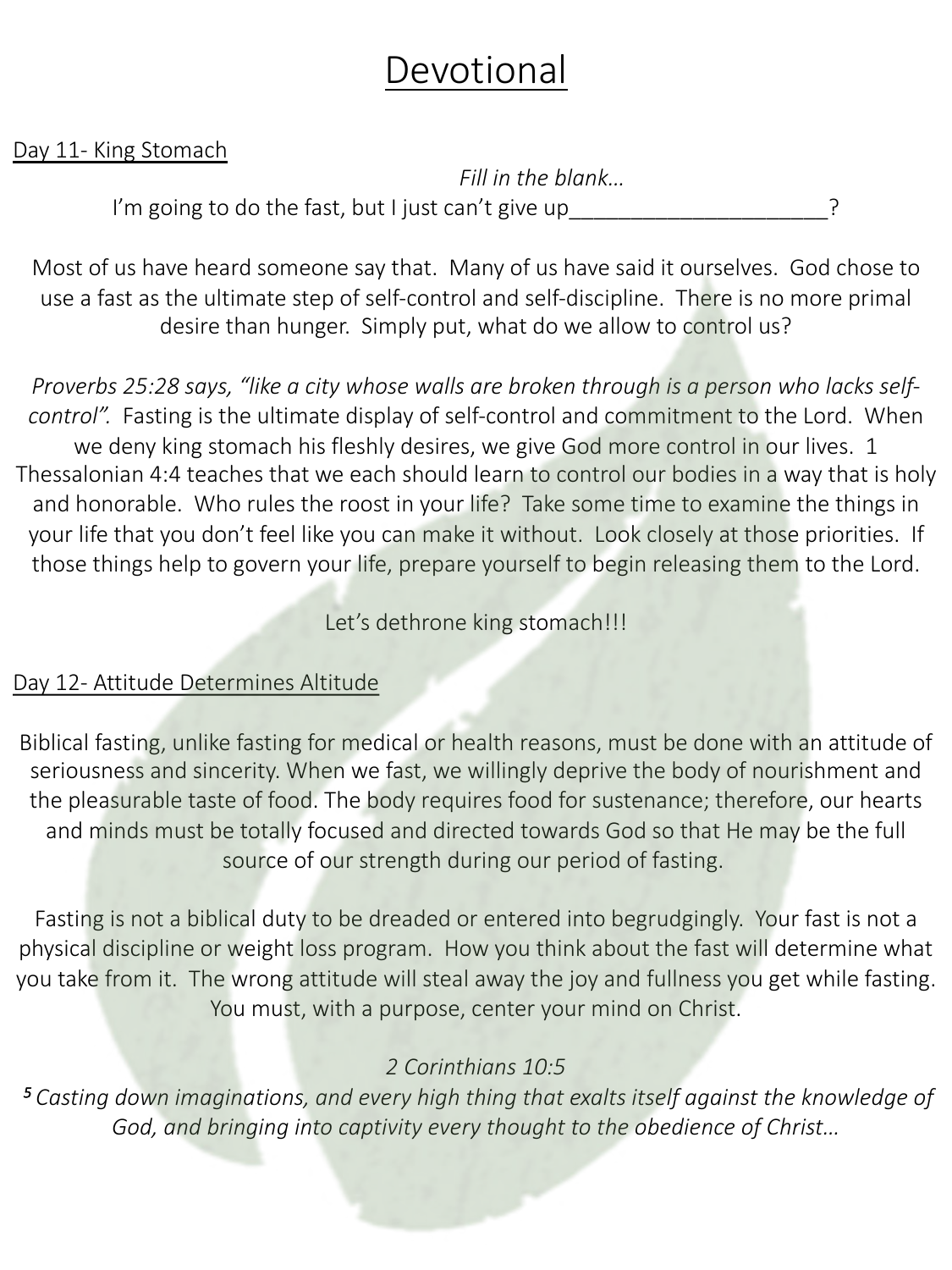# Devonal

# Devotional

## Day 11- King Stomach

*Fill in the blank…*

I'm going to do the fast, but I just can't give up_____________________?

Most of us have heard someone say that. Many of us have said it ourselves. God chose to use a fast as the ultimate step of self-control and self-discipline. There is no more primal desire than hunger. Simply put, what do we allow to control us?

*Proverbs 25:28 says, "like a city whose walls are broken through is a person who lacks self-control".* Fasting is the ultimate display of self-control and commitment to the Lord. When we deny king stomach his fleshly desires, we give God more control in our lives. 1 Thessalonian 4:4 teaches that we each should learn to control our bodies in a way that is holy and honorable. Who rules the roost in your life? Take some time to examine the things in your life that you don't feel like you can make it without. Look closely at those priorities. If those things help to govern your life, prepare yourself to begin releasing them to the Lord.

Let's dethrone king stomach!!!

## Day 12- Attitude Determines Altitude

Biblical fasting, unlike fasting for medical or health reasons, must be done with an attitude of seriousness and sincerity. When we fast, we willingly deprive the body of nourishment and the pleasurable taste of food. The body requires food for sustenance; therefore, our hearts and minds must be totally focused and directed towards God so that He may be the full source of our strength during our period of fasting.

Fasting is not a biblical duty to be dreaded or entered into begrudgingly. Your fast is not a physical discipline or weight loss program. How you think about the fast will determine what you take from it. The wrong attitude will steal away the joy and fullness you get while fasting. You must, with a purpose, center your mind on Christ.

*2 Corinthians 10:5*

*5 Casting down imaginations, and every high thing that exalts itself against the knowledge of God, and bringing into captivity every thought to the obedience of Christ…*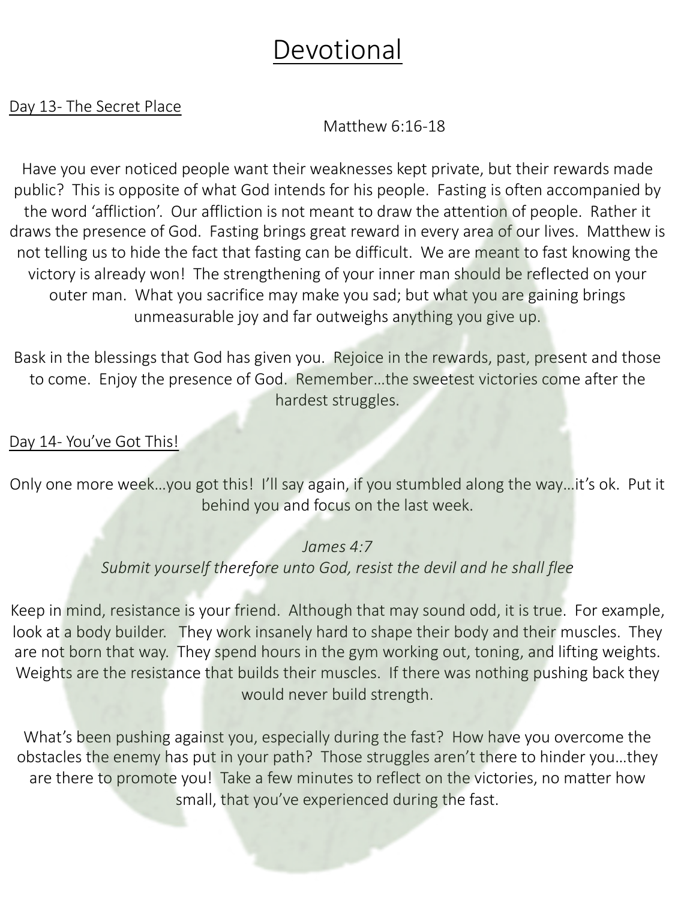# Devositional

# Devotional

## Day 13- The Secret Place

Matthew 6:16-18

Have you ever noticed people want their weaknesses kept private, but their rewards made public? This is opposite of what God intends for his people. Fasting is often accompanied by the word 'affliction'. Our affliction is not meant to draw the attention of people. Rather it draws the presence of God. Fasting brings great reward in every area of our lives. Matthew is not telling us to hide the fact that fasting can be difficult. We are meant to fast knowing the victory is already won! The strengthening of your inner man should be reflected on your outer man. What you sacrifice may make you sad; but what you are gaining brings unmeasurable joy and far outweighs anything you give up.

Bask in the blessings that God has given you. Rejoice in the rewards, past, present and those to come. Enjoy the presence of God. Remember…the sweetest victories come after the hardest struggles.

## Day 14- You've Got This!

Only one more week…you got this! I'll say again, if you stumbled along the way…it's ok. Put it behind you and focus on the last week.

*James 4:7*
*Submit yourself therefore unto God, resist the devil and he shall flee*

Keep in mind, resistance is your friend. Although that may sound odd, it is true. For example, look at a body builder. They work insanely hard to shape their body and their muscles. They are not born that way. They spend hours in the gym working out, toning, and lifting weights. Weights are the resistance that builds their muscles. If there was nothing pushing back they would never build strength.

What's been pushing against you, especially during the fast? How have you overcome the obstacles the enemy has put in your path? Those struggles aren't there to hinder you…they are there to promote you! Take a few minutes to reflect on the victories, no matter how small, that you've experienced during the fast.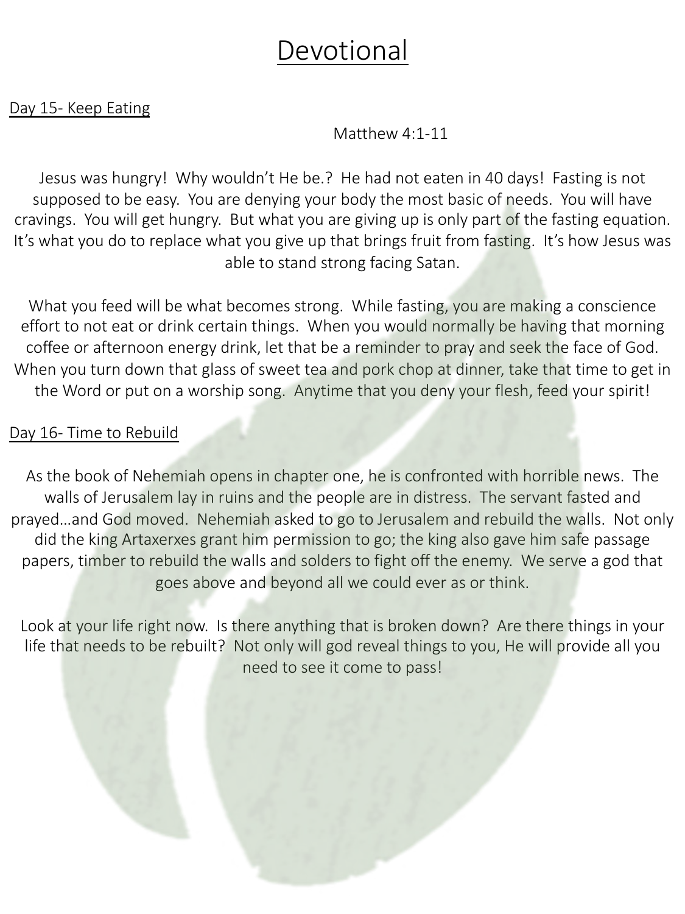# Devotional

Day 15- Keep Eating

Matthew 4:1-11

Jesus was hungry! Why wouldn't He be.? He had not eaten in 40 days! Fasting is not supposed to be easy. You are denying your body the most basic of needs. You will have cravings. You will get hungry. But what you are giving up is only part of the fasting equation. It's what you do to replace what you give up that brings fruit from fasting. It's how Jesus was able to stand strong facing Satan.

What you feed will be what becomes strong. While fasting, you are making a conscience effort to not eat or drink certain things. When you would normally be having that morning coffee or afternoon energy drink, let that be a reminder to pray and seek the face of God. When you turn down that glass of sweet tea and pork chop at dinner, take that time to get in the Word or put on a worship song. Anytime that you deny your flesh, feed your spirit!

Day 16- Time to Rebuild

As the book of Nehemiah opens in chapter one, he is confronted with horrible news. The walls of Jerusalem lay in ruins and the people are in distress. The servant fasted and prayed…and God moved. Nehemiah asked to go to Jerusalem and rebuild the walls. Not only did the king Artaxerxes grant him permission to go; the king also gave him safe passage papers, timber to rebuild the walls and solders to fight off the enemy. We serve a god that goes above and beyond all we could ever as or think.

Look at your life right now. Is there anything that is broken down? Are there things in your life that needs to be rebuilt? Not only will god reveal things to you, He will provide all you need to see it come to pass!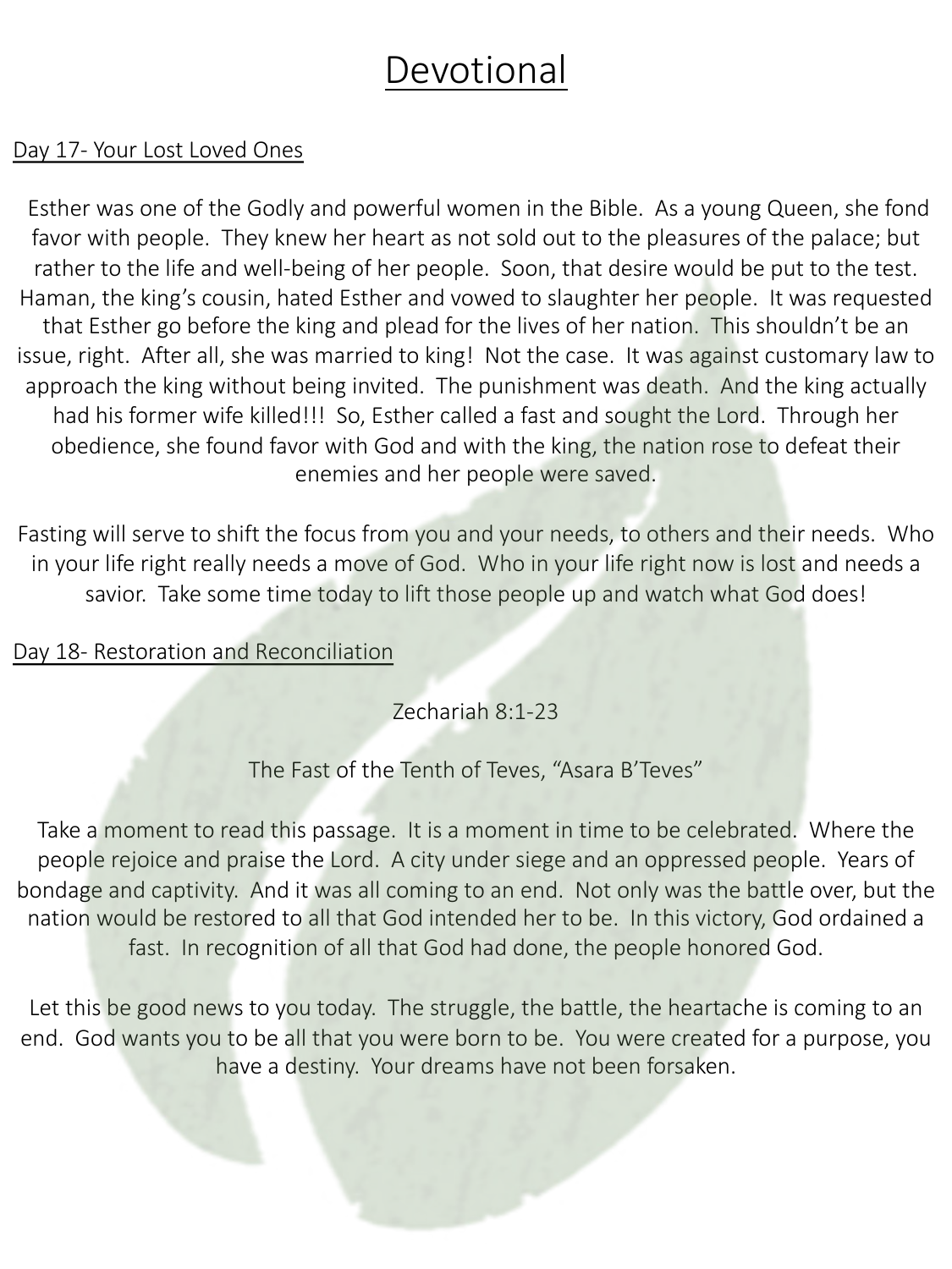# Devotional

Day 17- Your Lost Loved Ones

Esther was one of the Godly and powerful women in the Bible. As a young Queen, she fond favor with people. They knew her heart as not sold out to the pleasures of the palace; but rather to the life and well-being of her people. Soon, that desire would be put to the test. Haman, the king's cousin, hated Esther and vowed to slaughter her people. It was requested that Esther go before the king and plead for the lives of her nation. This shouldn't be an issue, right. After all, she was married to king! Not the case. It was against customary law to approach the king without being invited. The punishment was death. And the king actually had his former wife killed!!! So, Esther called a fast and sought the Lord. Through her obedience, she found favor with God and with the king, the nation rose to defeat their enemies and her people were saved.

Fasting will serve to shift the focus from you and your needs, to others and their needs. Who in your life right really needs a move of God. Who in your life right now is lost and needs a savior. Take some time today to lift those people up and watch what God does!

Day 18- Restoration and Reconciliation

Zechariah 8:1-23

The Fast of the Tenth of Teves, "Asara B'Teves"

Take a moment to read this passage. It is a moment in time to be celebrated. Where the people rejoice and praise the Lord. A city under siege and an oppressed people. Years of bondage and captivity. And it was all coming to an end. Not only was the battle over, but the nation would be restored to all that God intended her to be. In this victory, God ordained a fast. In recognition of all that God had done, the people honored God.

Let this be good news to you today. The struggle, the battle, the heartache is coming to an end. God wants you to be all that you were born to be. You were created for a purpose, you have a destiny. Your dreams have not been forsaken.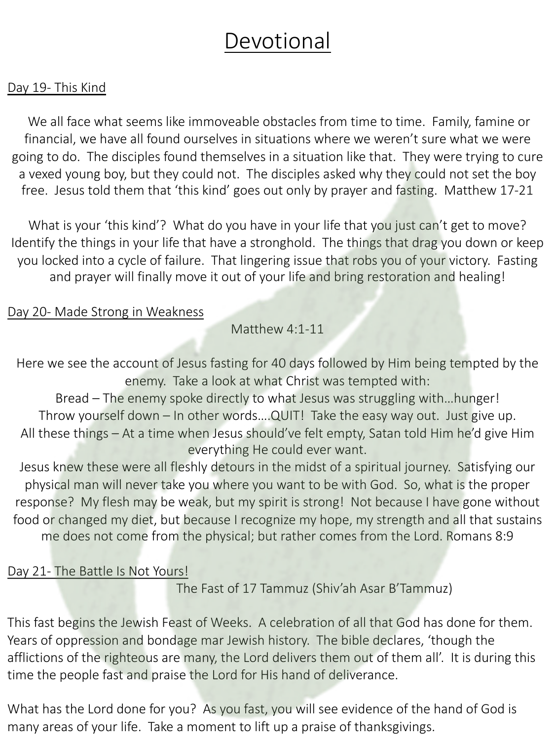# Devotional

Day 19- This Kind

We all face what seems like immoveable obstacles from time to time. Family, famine or financial, we have all found ourselves in situations where we weren't sure what we were going to do. The disciples found themselves in a situation like that. They were trying to cure a vexed young boy, but they could not. The disciples asked why they could not set the boy free. Jesus told them that 'this kind' goes out only by prayer and fasting. Matthew 17-21

What is your 'this kind'? What do you have in your life that you just can't get to move? Identify the things in your life that have a stronghold. The things that drag you down or keep you locked into a cycle of failure. That lingering issue that robs you of your victory. Fasting and prayer will finally move it out of your life and bring restoration and healing!

Day 20- Made Strong in Weakness

Matthew 4:1-11

Here we see the account of Jesus fasting for 40 days followed by Him being tempted by the enemy. Take a look at what Christ was tempted with:

Bread – The enemy spoke directly to what Jesus was struggling with…hunger!

Throw yourself down – In other words….QUIT! Take the easy way out. Just give up.

All these things – At a time when Jesus should've felt empty, Satan told Him he'd give Him everything He could ever want.

Jesus knew these were all fleshly detours in the midst of a spiritual journey. Satisfying our physical man will never take you where you want to be with God. So, what is the proper response? My flesh may be weak, but my spirit is strong! Not because I have gone without food or changed my diet, but because I recognize my hope, my strength and all that sustains me does not come from the physical; but rather comes from the Lord. Romans 8:9

Day 21- The Battle Is Not Yours!

The Fast of 17 Tammuz (Shiv'ah Asar B'Tammuz)

This fast begins the Jewish Feast of Weeks. A celebration of all that God has done for them. Years of oppression and bondage mar Jewish history. The bible declares, 'though the afflictions of the righteous are many, the Lord delivers them out of them all'. It is during this time the people fast and praise the Lord for His hand of deliverance.

What has the Lord done for you? As you fast, you will see evidence of the hand of God is many areas of your life. Take a moment to lift up a praise of thanksgivings.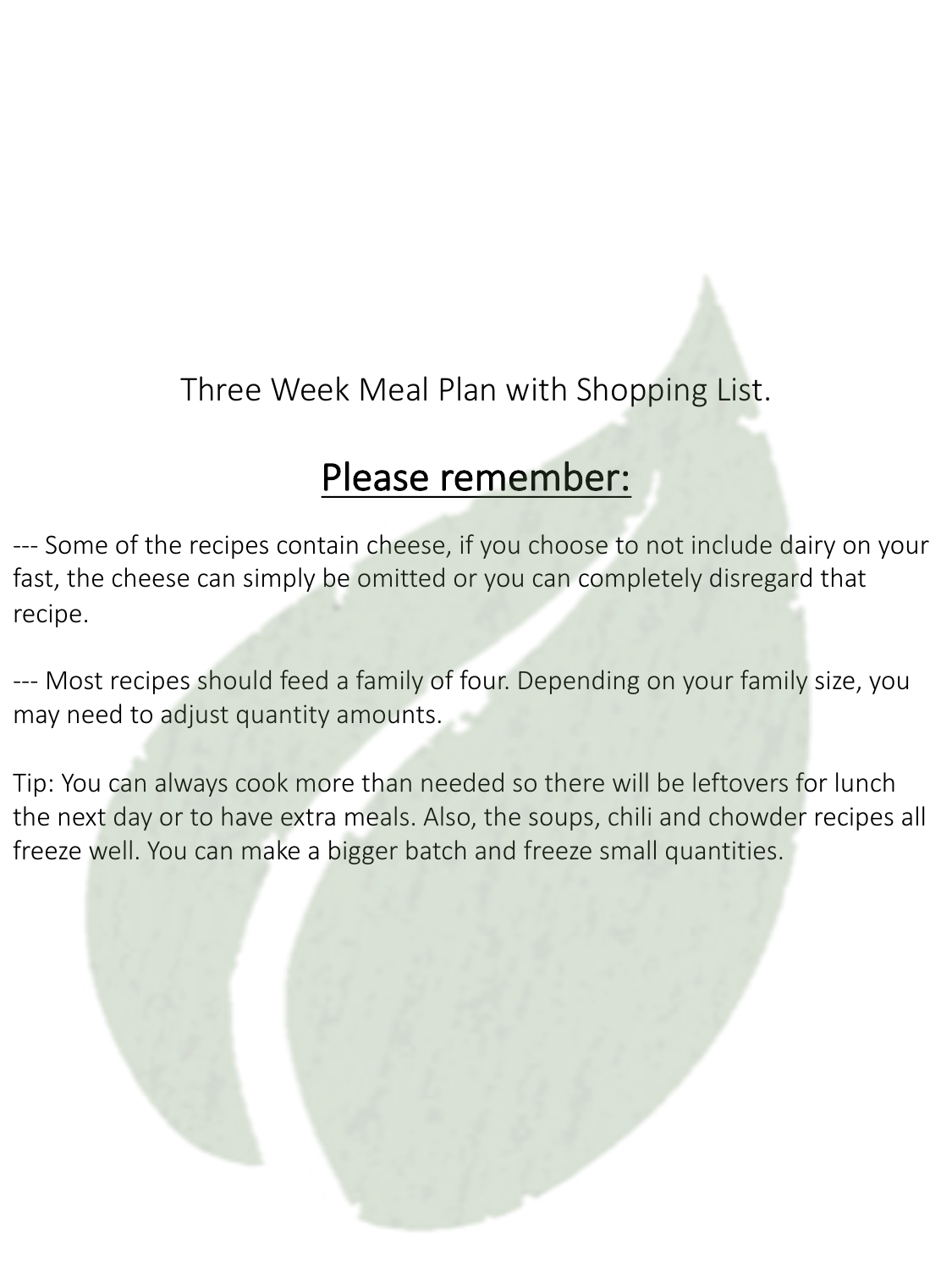Three Week Meal Plan with Shopping List.

## Please remember:

--- Some of the recipes contain cheese, if you choose to not include dairy on your fast, the cheese can simply be omitted or you can completely disregard that recipe.

--- Most recipes should feed a family of four. Depending on your family size, you may need to adjust quantity amounts.

Tip: You can always cook more than needed so there will be leftovers for lunch the next day or to have extra meals. Also, the soups, chili and chowder recipes all freeze well. You can make a bigger batch and freeze small quantities.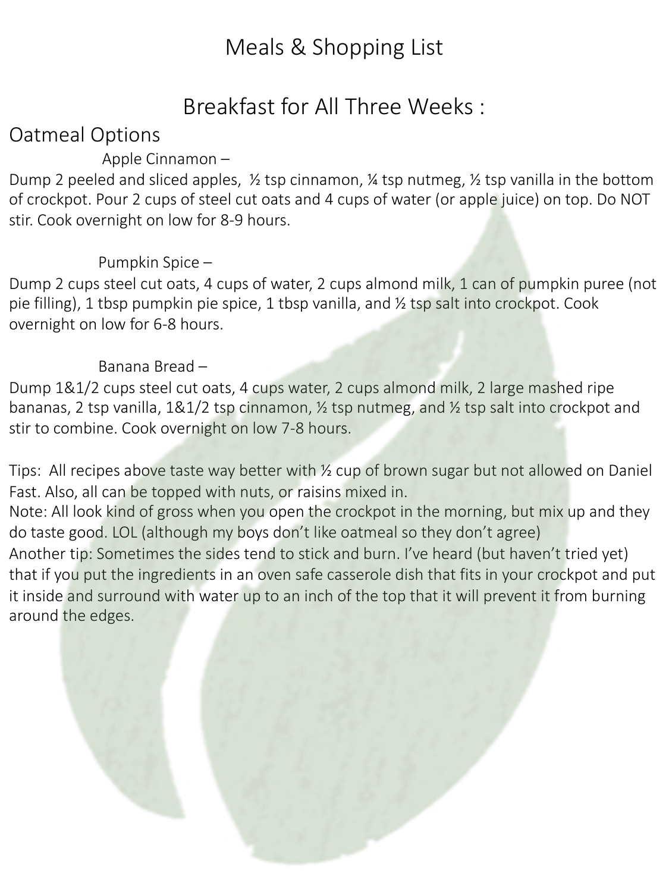# Meals & Shopping List

## Breakfast for All Three Weeks :

### Oatmeal Options

**Apple Cinnamon –**

Dump 2 peeled and sliced apples,  ½ tsp cinnamon, ¼ tsp nutmeg, ½ tsp vanilla in the bottom of crockpot. Pour 2 cups of steel cut oats and 4 cups of water (or apple juice) on top. Do NOT stir. Cook overnight on low for 8-9 hours.

**Pumpkin Spice –**

Dump 2 cups steel cut oats, 4 cups of water, 2 cups almond milk, 1 can of pumpkin puree (not pie filling), 1 tbsp pumpkin pie spice, 1 tbsp vanilla, and ½ tsp salt into crockpot. Cook overnight on low for 6-8 hours.

**Banana Bread –**

Dump 1&1/2 cups steel cut oats, 4 cups water, 2 cups almond milk, 2 large mashed ripe bananas, 2 tsp vanilla, 1&1/2 tsp cinnamon, ½ tsp nutmeg, and ½ tsp salt into crockpot and stir to combine. Cook overnight on low 7-8 hours.

Tips:  All recipes above taste way better with ½ cup of brown sugar but not allowed on Daniel Fast. Also, all can be topped with nuts, or raisins mixed in.

Note: All look kind of gross when you open the crockpot in the morning, but mix up and they do taste good. LOL (although my boys don't like oatmeal so they don't agree)

Another tip: Sometimes the sides tend to stick and burn. I've heard (but haven't tried yet) that if you put the ingredients in an oven safe casserole dish that fits in your crockpot and put it inside and surround with water up to an inch of the top that it will prevent it from burning around the edges.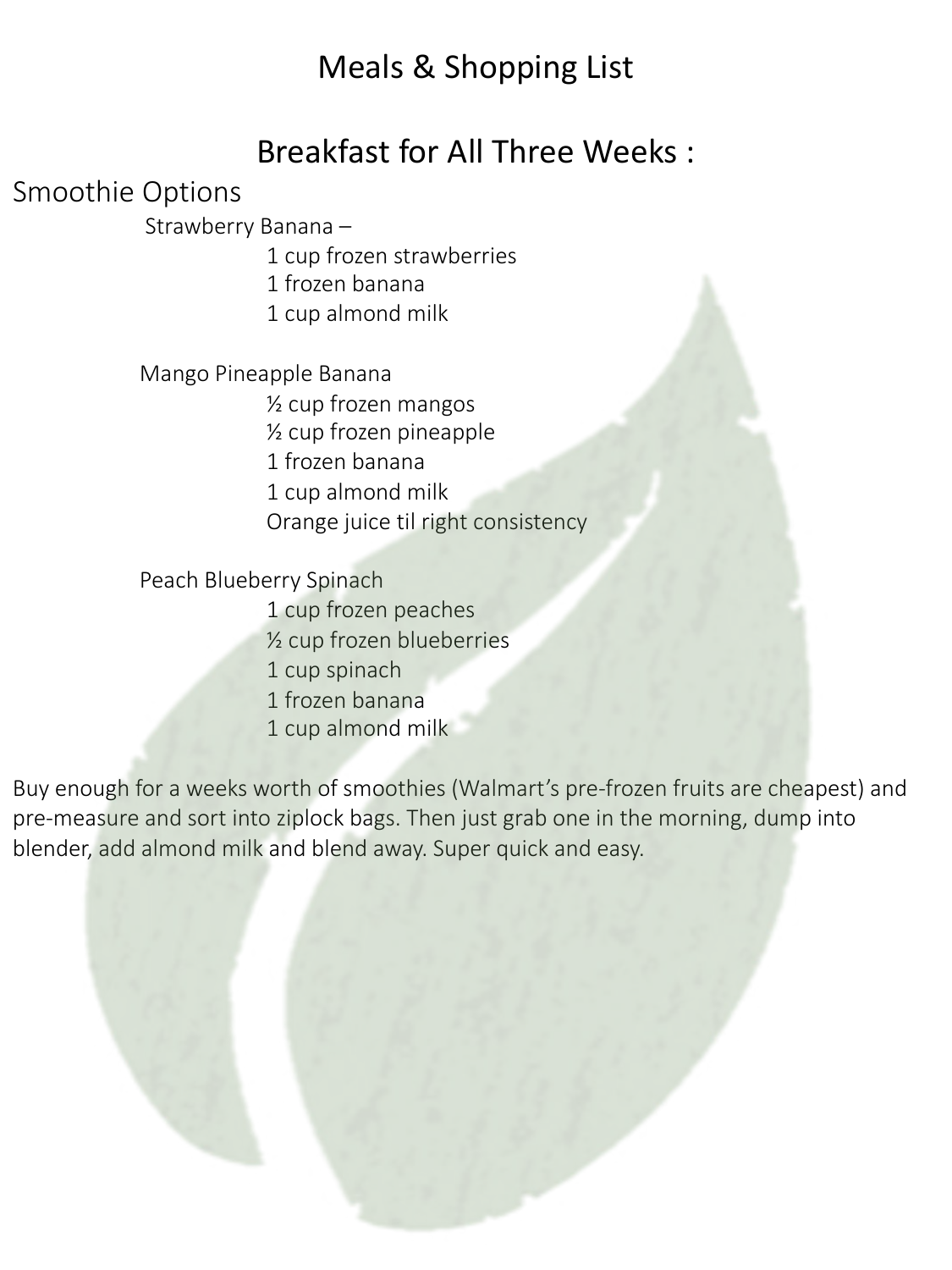# Meals & Shopping List

## Breakfast for All Three Weeks :

### Smoothie Options

Strawberry Banana –

- 1 cup frozen strawberries
- 1 frozen banana
- 1 cup almond milk

Mango Pineapple Banana

- ½ cup frozen mangos
- ½ cup frozen pineapple
- 1 frozen banana
- 1 cup almond milk
- Orange juice til right consistency

Peach Blueberry Spinach

- 1 cup frozen peaches
- ½ cup frozen blueberries
- 1 cup spinach
- 1 frozen banana
- 1 cup almond milk

Buy enough for a weeks worth of smoothies (Walmart's pre-frozen fruits are cheapest) and pre-measure and sort into ziplock bags. Then just grab one in the morning, dump into blender, add almond milk and blend away. Super quick and easy.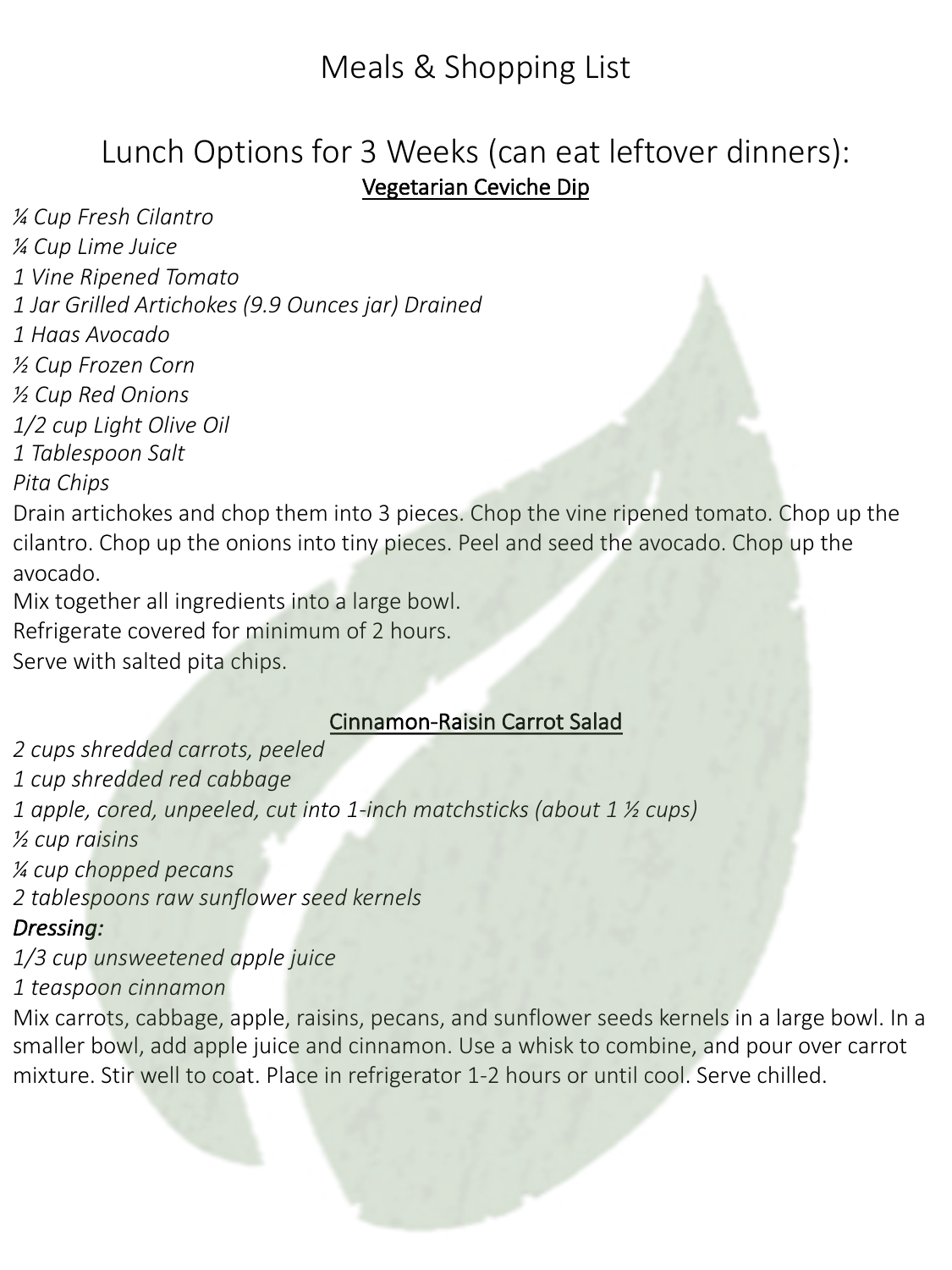# Meals & Shopping List

## Lunch Options for 3 Weeks (can eat leftover dinners):

### Vegetarian Ceviche Dip

*¼ Cup Fresh Cilantro*
*¼ Cup Lime Juice*
*1 Vine Ripened Tomato*
*1 Jar Grilled Artichokes (9.9 Ounces jar) Drained*
*1 Haas Avocado*
*½ Cup Frozen Corn*
*½ Cup Red Onions*
*1/2 cup Light Olive Oil*
*1 Tablespoon Salt*
*Pita Chips*

Drain artichokes and chop them into 3 pieces. Chop the vine ripened tomato. Chop up the cilantro. Chop up the onions into tiny pieces. Peel and seed the avocado. Chop up the avocado.
Mix together all ingredients into a large bowl.
Refrigerate covered for minimum of 2 hours.
Serve with salted pita chips.

### Cinnamon-Raisin Carrot Salad

*2 cups shredded carrots, peeled*
*1 cup shredded red cabbage*
*1 apple, cored, unpeeled, cut into 1-inch matchsticks (about 1 ½ cups)*
*½ cup raisins*
*¼ cup chopped pecans*
*2 tablespoons raw sunflower seed kernels*

*Dressing:*

*1/3 cup unsweetened apple juice*
*1 teaspoon cinnamon*

Mix carrots, cabbage, apple, raisins, pecans, and sunflower seeds kernels in a large bowl. In a smaller bowl, add apple juice and cinnamon. Use a whisk to combine, and pour over carrot mixture. Stir well to coat. Place in refrigerator 1-2 hours or until cool. Serve chilled.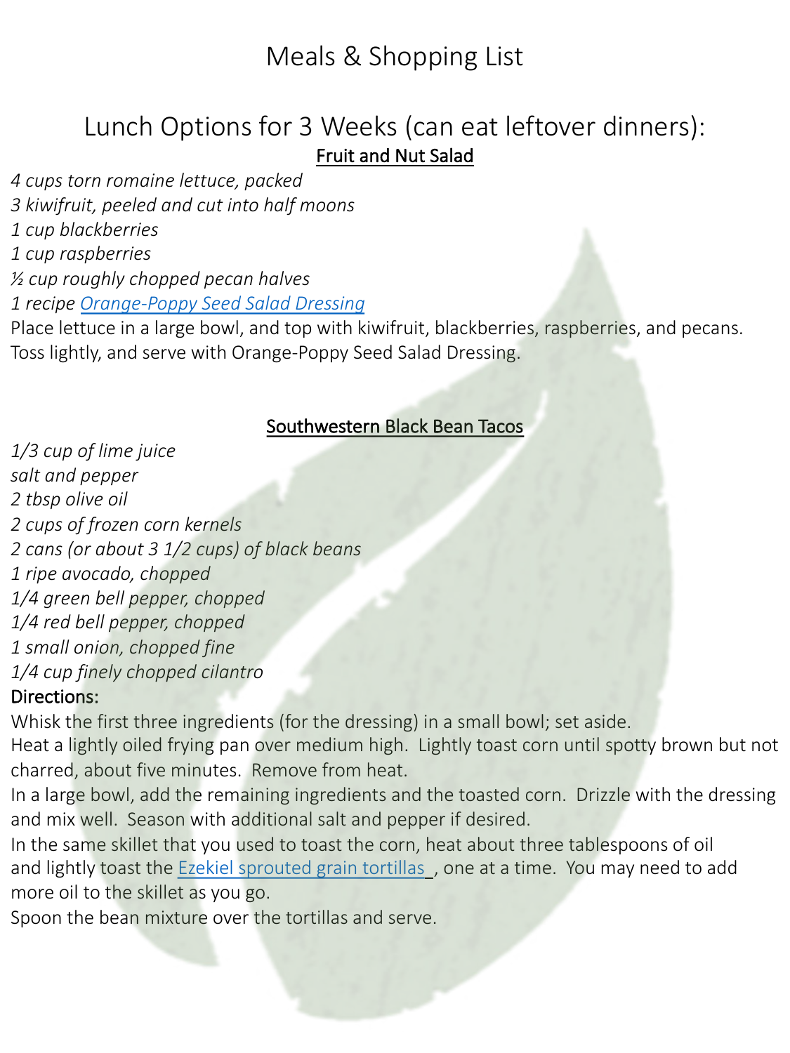# Meals & Shopping List

## Lunch Options for 3 Weeks (can eat leftover dinners):

### Fruit and Nut Salad

*4 cups torn romaine lettuce, packed*
*3 kiwifruit, peeled and cut into half moons*
*1 cup blackberries*
*1 cup raspberries*
*½ cup roughly chopped pecan halves*
*1 recipe [Orange-Poppy Seed Salad Dressing]*

Place lettuce in a large bowl, and top with kiwifruit, blackberries, raspberries, and pecans. Toss lightly, and serve with Orange-Poppy Seed Salad Dressing.

### Southwestern Black Bean Tacos

*1/3 cup of lime juice*
*salt and pepper*
*2 tbsp olive oil*
*2 cups of frozen corn kernels*
*2 cans (or about 3 1/2 cups) of black beans*
*1 ripe avocado, chopped*
*1/4 green bell pepper, chopped*
*1/4 red bell pepper, chopped*
*1 small onion, chopped fine*
*1/4 cup finely chopped cilantro*

Directions:

Whisk the first three ingredients (for the dressing) in a small bowl; set aside.

Heat a lightly oiled frying pan over medium high. Lightly toast corn until spotty brown but not charred, about five minutes. Remove from heat.

In a large bowl, add the remaining ingredients and the toasted corn. Drizzle with the dressing and mix well. Season with additional salt and pepper if desired.

In the same skillet that you used to toast the corn, heat about three tablespoons of oil and lightly toast the [Ezekiel sprouted grain tortillas], one at a time. You may need to add more oil to the skillet as you go.

Spoon the bean mixture over the tortillas and serve.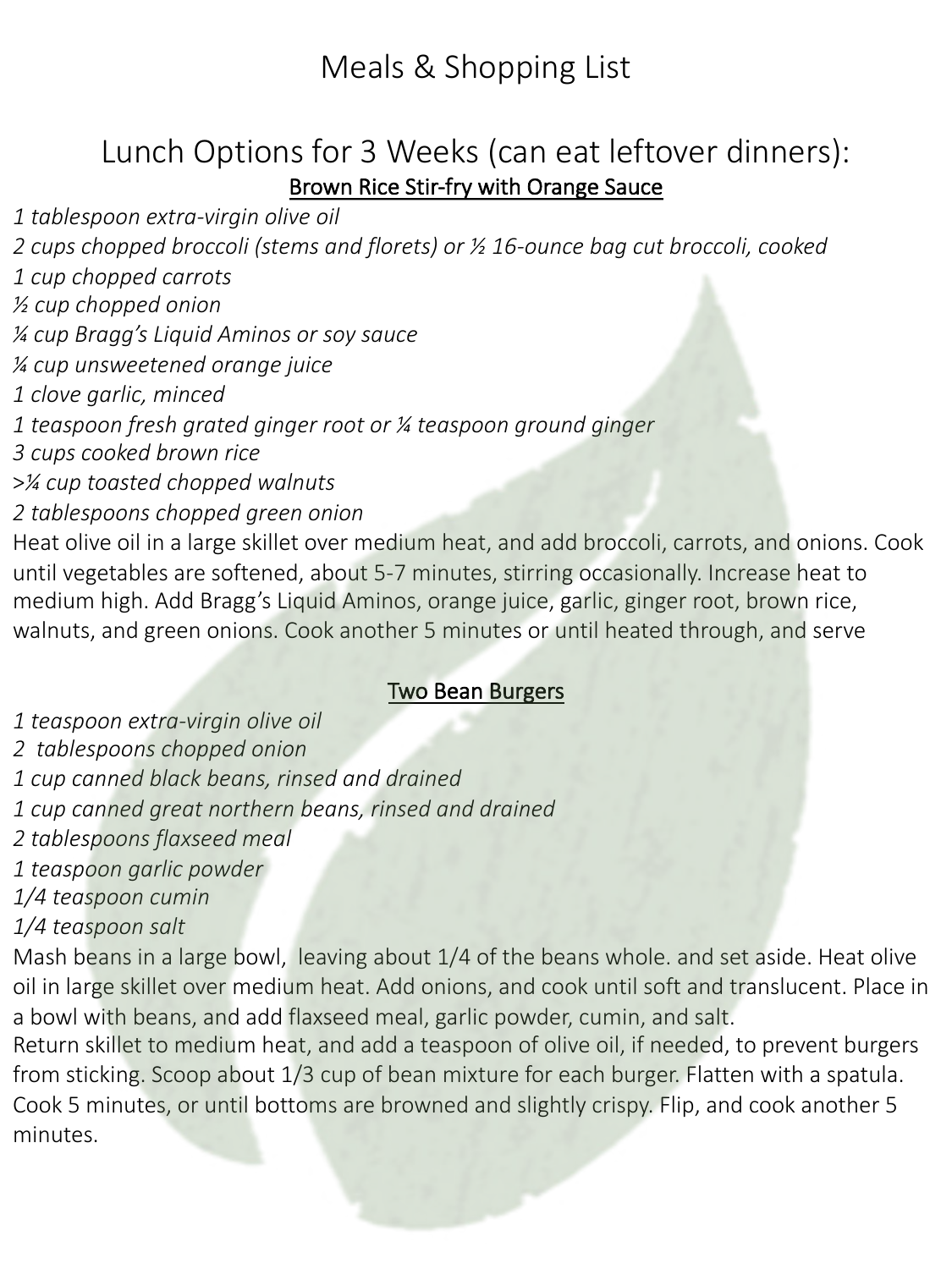# Meals & Shopping List

## Lunch Options for 3 Weeks (can eat leftover dinners):

### Brown Rice Stir-fry with Orange Sauce

*1 tablespoon extra-virgin olive oil*
*2 cups chopped broccoli (stems and florets) or ½ 16-ounce bag cut broccoli, cooked*
*1 cup chopped carrots*
*½ cup chopped onion*
*¼ cup Bragg's Liquid Aminos or soy sauce*
*¼ cup unsweetened orange juice*
*1 clove garlic, minced*
*1 teaspoon fresh grated ginger root or ¼ teaspoon ground ginger*
*3 cups cooked brown rice*
*>¼ cup toasted chopped walnuts*
*2 tablespoons chopped green onion*

Heat olive oil in a large skillet over medium heat, and add broccoli, carrots, and onions. Cook until vegetables are softened, about 5-7 minutes, stirring occasionally. Increase heat to medium high. Add Bragg's Liquid Aminos, orange juice, garlic, ginger root, brown rice, walnuts, and green onions. Cook another 5 minutes or until heated through, and serve

### Two Bean Burgers

*1 teaspoon extra-virgin olive oil*
*2 tablespoons chopped onion*
*1 cup canned black beans, rinsed and drained*
*1 cup canned great northern beans, rinsed and drained*
*2 tablespoons flaxseed meal*
*1 teaspoon garlic powder*
*1/4 teaspoon cumin*
*1/4 teaspoon salt*

Mash beans in a large bowl, leaving about 1/4 of the beans whole. and set aside. Heat olive oil in large skillet over medium heat. Add onions, and cook until soft and translucent. Place in a bowl with beans, and add flaxseed meal, garlic powder, cumin, and salt.
Return skillet to medium heat, and add a teaspoon of olive oil, if needed, to prevent burgers from sticking. Scoop about 1/3 cup of bean mixture for each burger. Flatten with a spatula. Cook 5 minutes, or until bottoms are browned and slightly crispy. Flip, and cook another 5 minutes.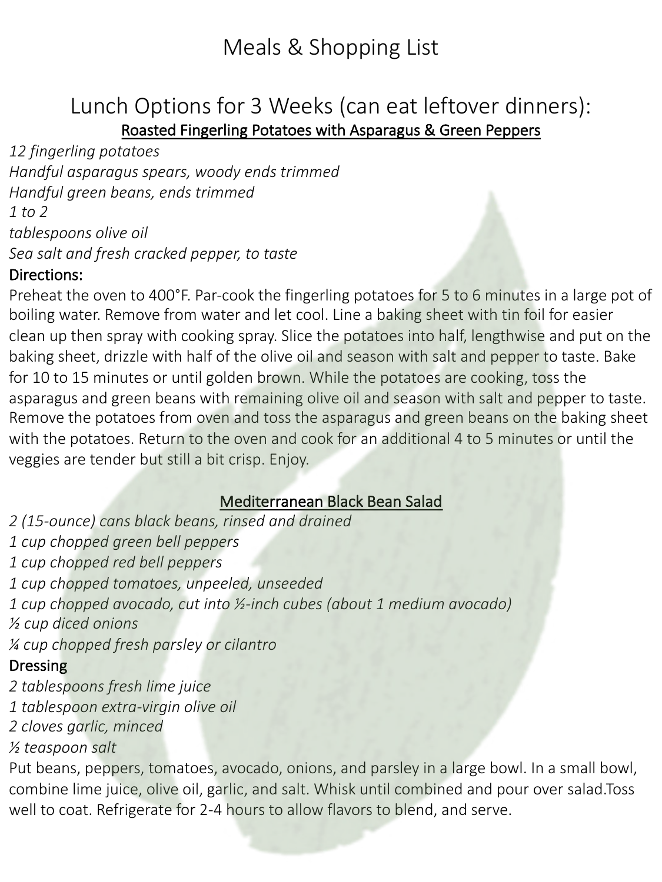# Meals & Shopping List

## Lunch Options for 3 Weeks (can eat leftover dinners):

### Roasted Fingerling Potatoes with Asparagus & Green Peppers

*12 fingerling potatoes*
*Handful asparagus spears, woody ends trimmed*
*Handful green beans, ends trimmed*
*1 to 2*
*tablespoons olive oil*
*Sea salt and fresh cracked pepper, to taste*

Directions:

Preheat the oven to 400°F. Par-cook the fingerling potatoes for 5 to 6 minutes in a large pot of boiling water. Remove from water and let cool. Line a baking sheet with tin foil for easier clean up then spray with cooking spray. Slice the potatoes into half, lengthwise and put on the baking sheet, drizzle with half of the olive oil and season with salt and pepper to taste. Bake for 10 to 15 minutes or until golden brown. While the potatoes are cooking, toss the asparagus and green beans with remaining olive oil and season with salt and pepper to taste. Remove the potatoes from oven and toss the asparagus and green beans on the baking sheet with the potatoes. Return to the oven and cook for an additional 4 to 5 minutes or until the veggies are tender but still a bit crisp. Enjoy.

### Mediterranean Black Bean Salad

*2 (15-ounce) cans black beans, rinsed and drained*
*1 cup chopped green bell peppers*
*1 cup chopped red bell peppers*
*1 cup chopped tomatoes, unpeeled, unseeded*
*1 cup chopped avocado, cut into ½-inch cubes (about 1 medium avocado)*
*½ cup diced onions*
*¼ cup chopped fresh parsley or cilantro*

Dressing

*2 tablespoons fresh lime juice*
*1 tablespoon extra-virgin olive oil*
*2 cloves garlic, minced*
*½ teaspoon salt*

Put beans, peppers, tomatoes, avocado, onions, and parsley in a large bowl. In a small bowl, combine lime juice, olive oil, garlic, and salt. Whisk until combined and pour over salad.Toss well to coat. Refrigerate for 2-4 hours to allow flavors to blend, and serve.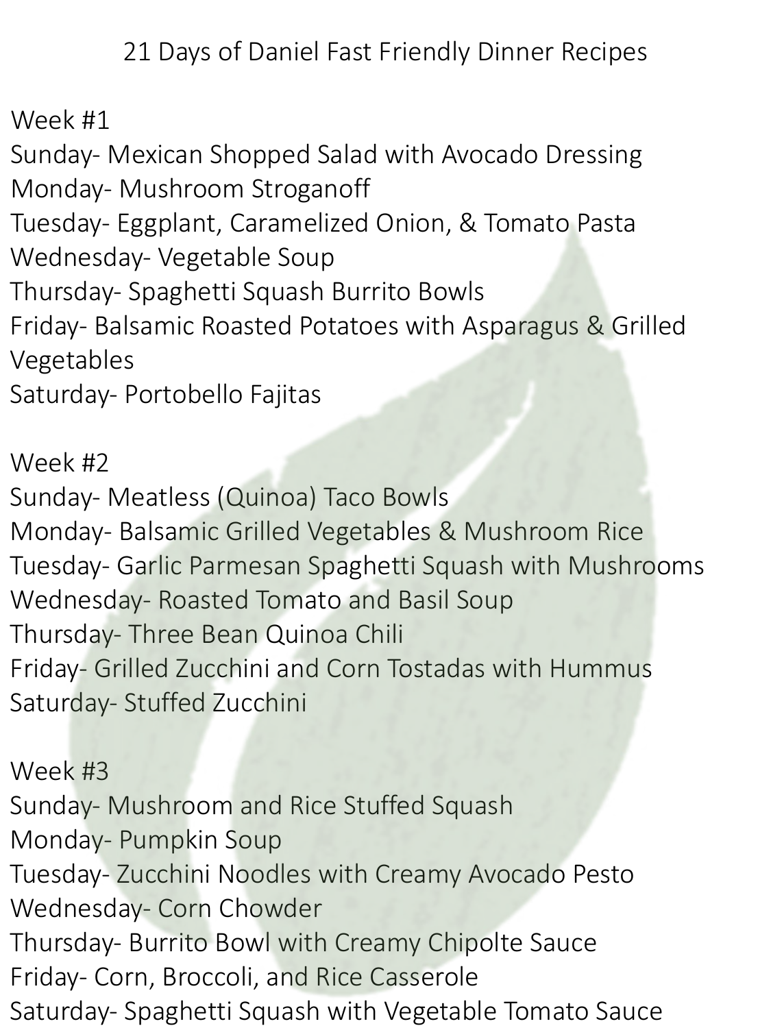# 21 Days of Daniel Fast Friendly Dinner Recipes

## Week #1

Sunday- Mexican Shopped Salad with Avocado Dressing
Monday- Mushroom Stroganoff
Tuesday- Eggplant, Caramelized Onion, & Tomato Pasta
Wednesday- Vegetable Soup
Thursday- Spaghetti Squash Burrito Bowls
Friday- Balsamic Roasted Potatoes with Asparagus & Grilled Vegetables
Saturday- Portobello Fajitas

## Week #2

Sunday- Meatless (Quinoa) Taco Bowls
Monday- Balsamic Grilled Vegetables & Mushroom Rice
Tuesday- Garlic Parmesan Spaghetti Squash with Mushrooms
Wednesday- Roasted Tomato and Basil Soup
Thursday- Three Bean Quinoa Chili
Friday- Grilled Zucchini and Corn Tostadas with Hummus
Saturday- Stuffed Zucchini

## Week #3

Sunday- Mushroom and Rice Stuffed Squash
Monday- Pumpkin Soup
Tuesday- Zucchini Noodles with Creamy Avocado Pesto
Wednesday- Corn Chowder
Thursday- Burrito Bowl with Creamy Chipolte Sauce
Friday- Corn, Broccoli, and Rice Casserole
Saturday- Spaghetti Squash with Vegetable Tomato Sauce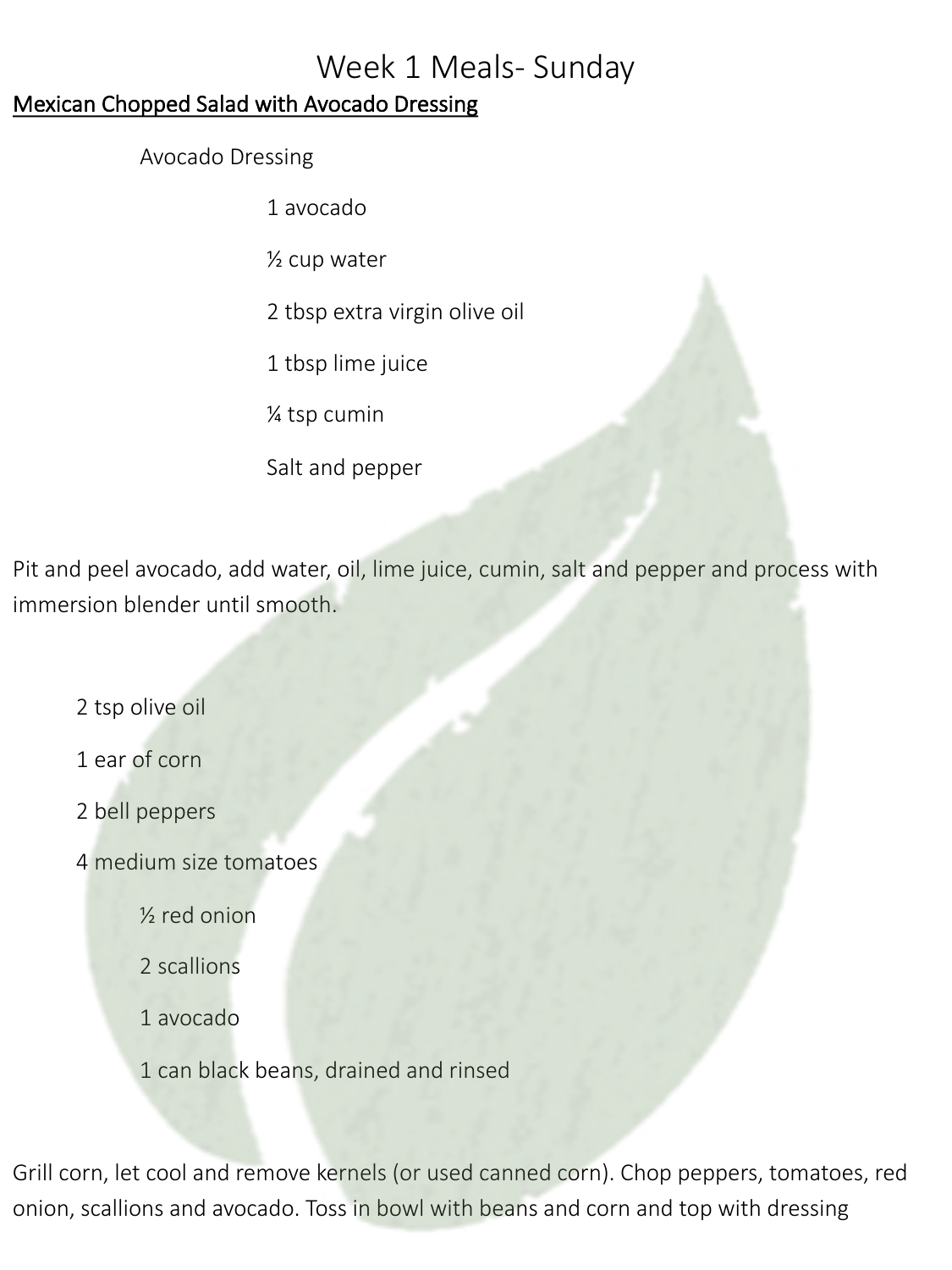# Week 1 Meals- Sunday

<u>Mexican Chopped Salad with Avocado Dressing</u>

Avocado Dressing

- 1 avocado
- ½ cup water
- 2 tbsp extra virgin olive oil
- 1 tbsp lime juice
- ¼ tsp cumin
- Salt and pepper

Pit and peel avocado, add water, oil, lime juice, cumin, salt and pepper and process with immersion blender until smooth.

- 2 tsp olive oil
- 1 ear of corn
- 2 bell peppers
- 4 medium size tomatoes
- ½ red onion
- 2 scallions
- 1 avocado
- 1 can black beans, drained and rinsed

Grill corn, let cool and remove kernels (or used canned corn). Chop peppers, tomatoes, red onion, scallions and avocado. Toss in bowl with beans and corn and top with dressing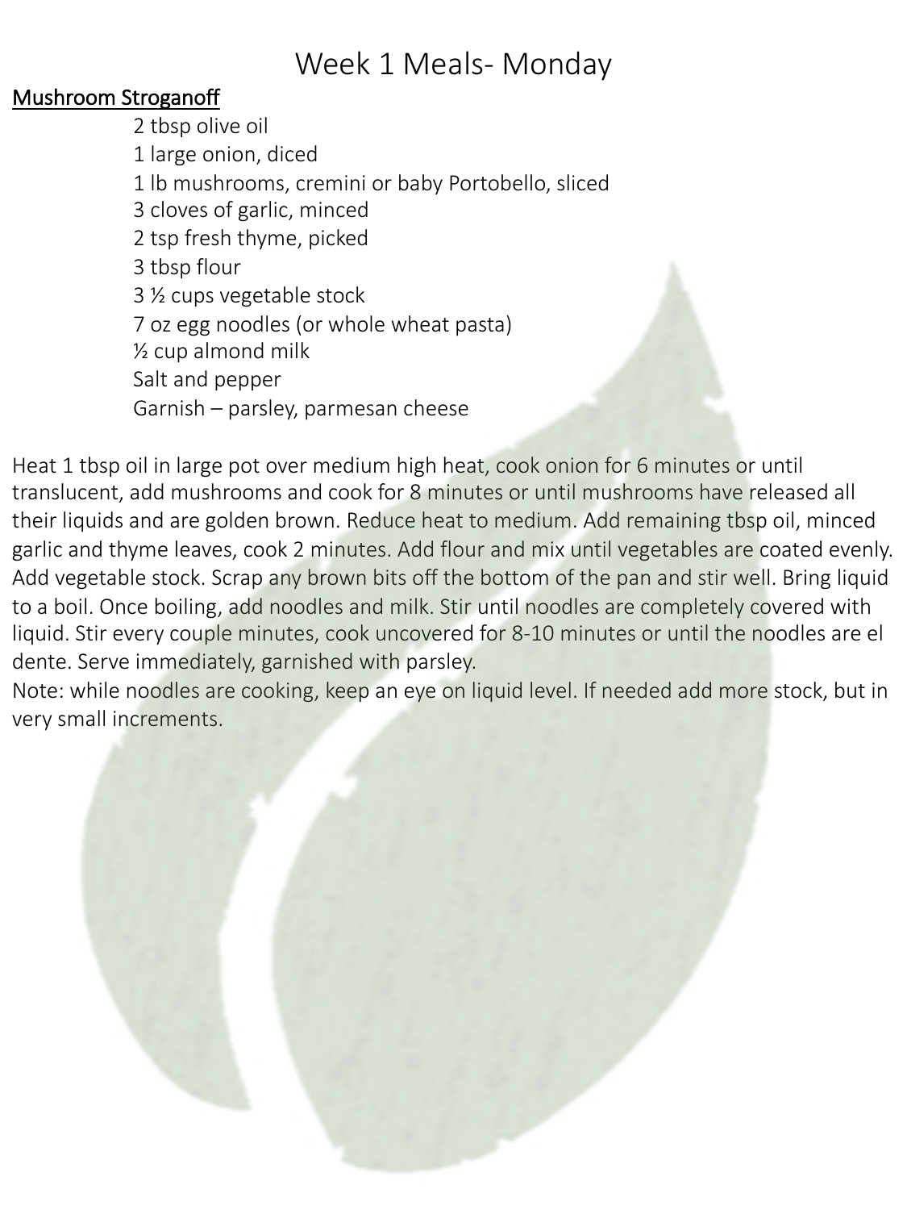# Week 1 Meals- Monday

**Mushroom Stroganoff**

- 2 tbsp olive oil
- 1 large onion, diced
- 1 lb mushrooms, cremini or baby Portobello, sliced
- 3 cloves of garlic, minced
- 2 tsp fresh thyme, picked
- 3 tbsp flour
- 3 ½ cups vegetable stock
- 7 oz egg noodles (or whole wheat pasta)
- ½ cup almond milk
- Salt and pepper
- Garnish – parsley, parmesan cheese

Heat 1 tbsp oil in large pot over medium high heat, cook onion for 6 minutes or until translucent, add mushrooms and cook for 8 minutes or until mushrooms have released all their liquids and are golden brown. Reduce heat to medium. Add remaining tbsp oil, minced garlic and thyme leaves, cook 2 minutes. Add flour and mix until vegetables are coated evenly. Add vegetable stock. Scrap any brown bits off the bottom of the pan and stir well. Bring liquid to a boil. Once boiling, add noodles and milk. Stir until noodles are completely covered with liquid. Stir every couple minutes, cook uncovered for 8-10 minutes or until the noodles are el dente. Serve immediately, garnished with parsley.

Note: while noodles are cooking, keep an eye on liquid level. If needed add more stock, but in very small increments.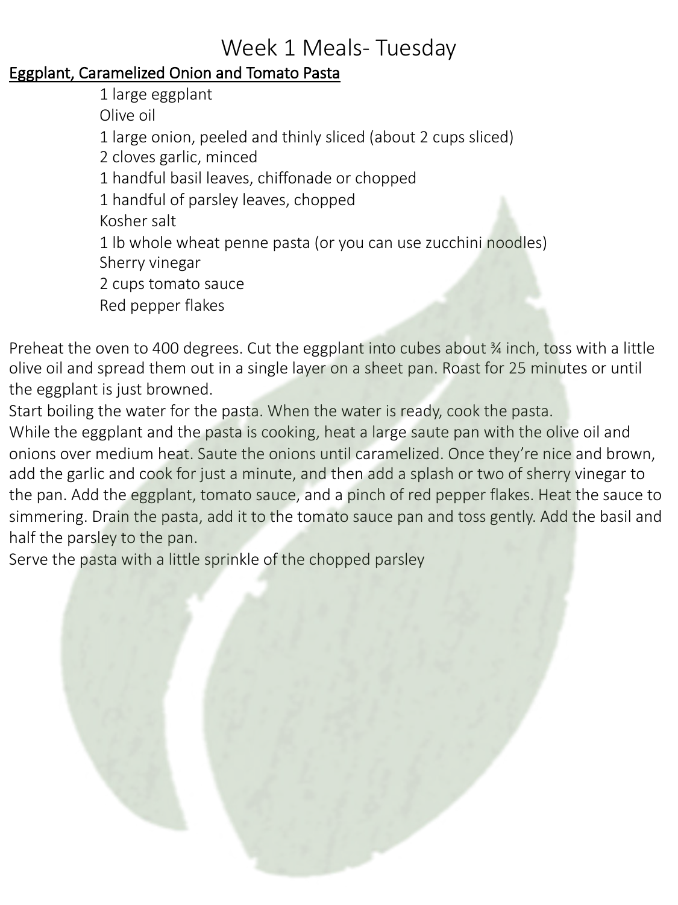# Week 1 Meals- Tuesday

**Eggplant, Caramelized Onion and Tomato Pasta**

- 1 large eggplant
- Olive oil
- 1 large onion, peeled and thinly sliced (about 2 cups sliced)
- 2 cloves garlic, minced
- 1 handful basil leaves, chiffonade or chopped
- 1 handful of parsley leaves, chopped
- Kosher salt
- 1 lb whole wheat penne pasta (or you can use zucchini noodles)
- Sherry vinegar
- 2 cups tomato sauce
- Red pepper flakes

Preheat the oven to 400 degrees. Cut the eggplant into cubes about ¾ inch, toss with a little olive oil and spread them out in a single layer on a sheet pan. Roast for 25 minutes or until the eggplant is just browned.

Start boiling the water for the pasta. When the water is ready, cook the pasta.

While the eggplant and the pasta is cooking, heat a large saute pan with the olive oil and onions over medium heat. Saute the onions until caramelized. Once they're nice and brown, add the garlic and cook for just a minute, and then add a splash or two of sherry vinegar to the pan. Add the eggplant, tomato sauce, and a pinch of red pepper flakes. Heat the sauce to simmering. Drain the pasta, add it to the tomato sauce pan and toss gently. Add the basil and half the parsley to the pan.

Serve the pasta with a little sprinkle of the chopped parsley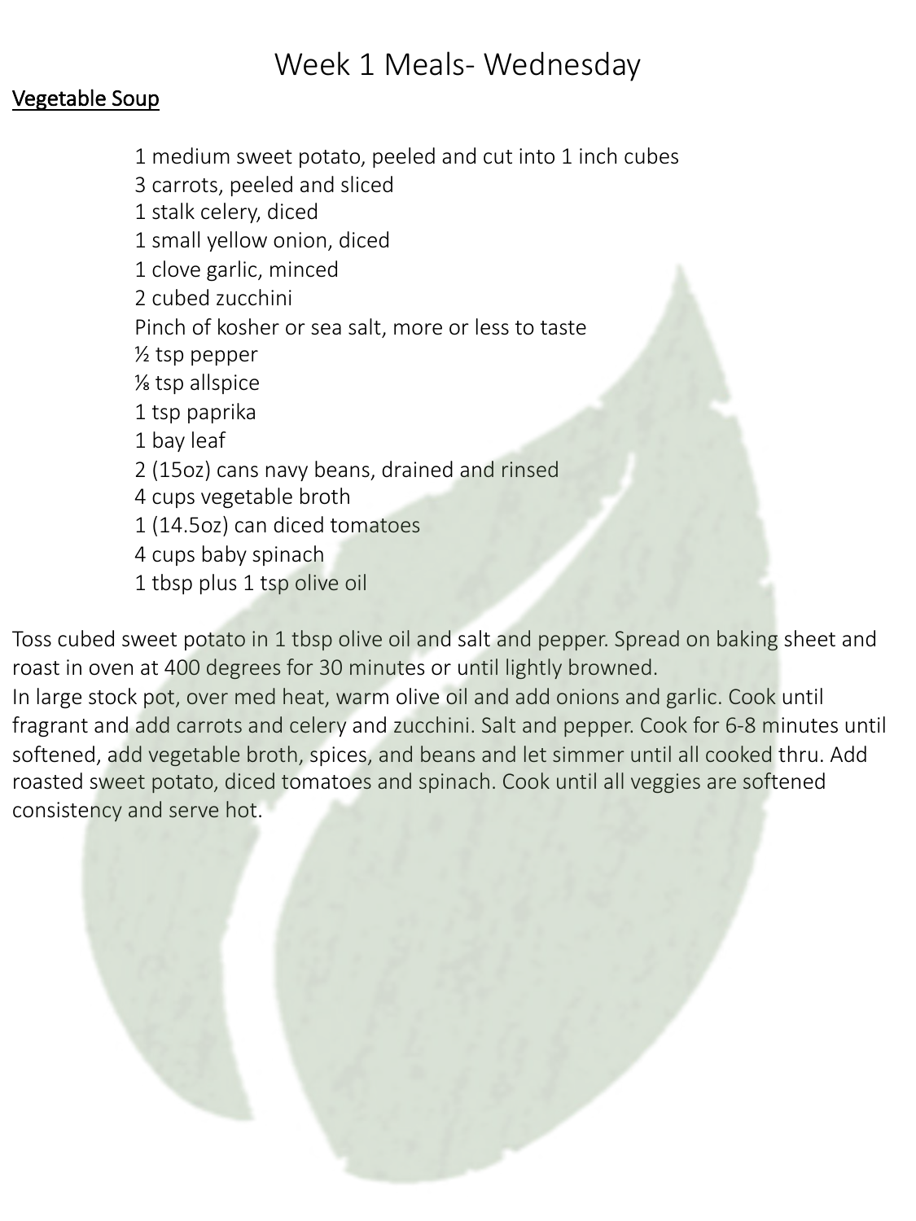# Week 1 Meals- Wednesday

**Vegetable Soup**

1 medium sweet potato, peeled and cut into 1 inch cubes
3 carrots, peeled and sliced
1 stalk celery, diced
1 small yellow onion, diced
1 clove garlic, minced
2 cubed zucchini
Pinch of kosher or sea salt, more or less to taste
½ tsp pepper
⅛ tsp allspice
1 tsp paprika
1 bay leaf
2 (15oz) cans navy beans, drained and rinsed
4 cups vegetable broth
1 (14.5oz) can diced tomatoes
4 cups baby spinach
1 tbsp plus 1 tsp olive oil

Toss cubed sweet potato in 1 tbsp olive oil and salt and pepper. Spread on baking sheet and roast in oven at 400 degrees for 30 minutes or until lightly browned.
In large stock pot, over med heat, warm olive oil and add onions and garlic. Cook until fragrant and add carrots and celery and zucchini. Salt and pepper. Cook for 6-8 minutes until softened, add vegetable broth, spices, and beans and let simmer until all cooked thru. Add roasted sweet potato, diced tomatoes and spinach. Cook until all veggies are softened consistency and serve hot.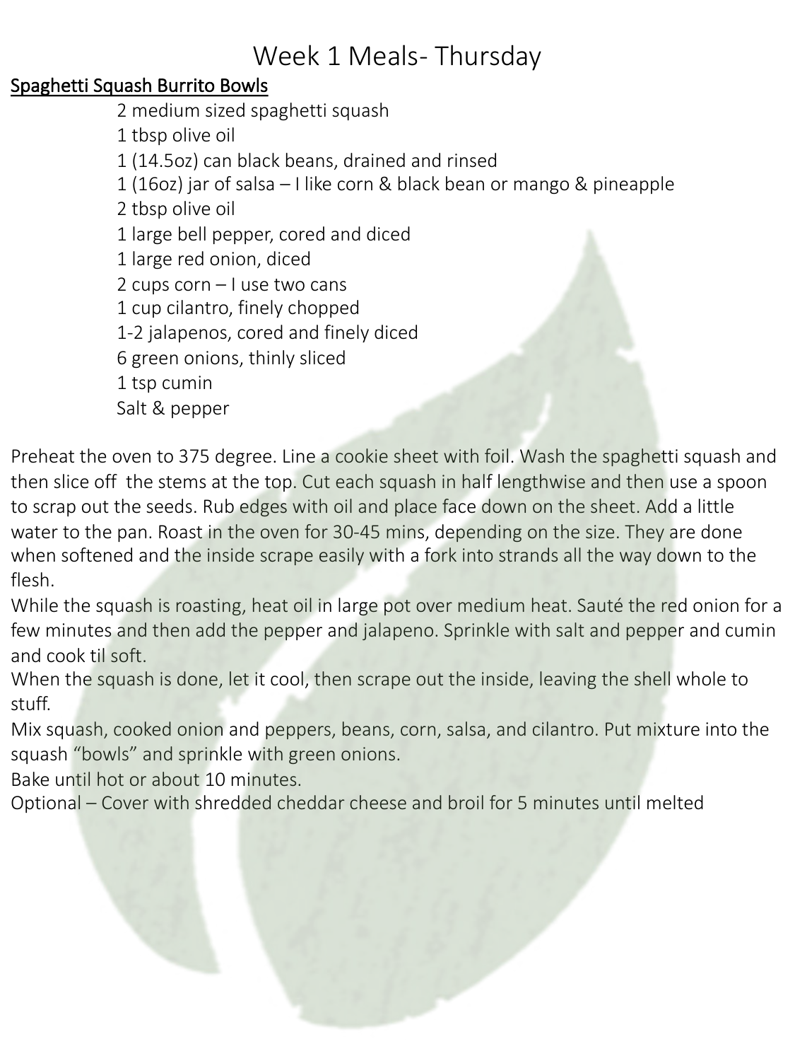# Week 1 Meals- Thursday

## Spaghetti Squash Burrito Bowls

- 2 medium sized spaghetti squash
- 1 tbsp olive oil
- 1 (14.5oz) can black beans, drained and rinsed
- 1 (16oz) jar of salsa – I like corn & black bean or mango & pineapple
- 2 tbsp olive oil
- 1 large bell pepper, cored and diced
- 1 large red onion, diced
- 2 cups corn – I use two cans
- 1 cup cilantro, finely chopped
- 1-2 jalapenos, cored and finely diced
- 6 green onions, thinly sliced
- 1 tsp cumin
- Salt & pepper

Preheat the oven to 375 degree. Line a cookie sheet with foil. Wash the spaghetti squash and then slice off the stems at the top. Cut each squash in half lengthwise and then use a spoon to scrap out the seeds. Rub edges with oil and place face down on the sheet. Add a little water to the pan. Roast in the oven for 30-45 mins, depending on the size. They are done when softened and the inside scrape easily with a fork into strands all the way down to the flesh.

While the squash is roasting, heat oil in large pot over medium heat. Sauté the red onion for a few minutes and then add the pepper and jalapeno. Sprinkle with salt and pepper and cumin and cook til soft.

When the squash is done, let it cool, then scrape out the inside, leaving the shell whole to stuff.

Mix squash, cooked onion and peppers, beans, corn, salsa, and cilantro. Put mixture into the squash "bowls" and sprinkle with green onions.

Bake until hot or about 10 minutes.

Optional – Cover with shredded cheddar cheese and broil for 5 minutes until melted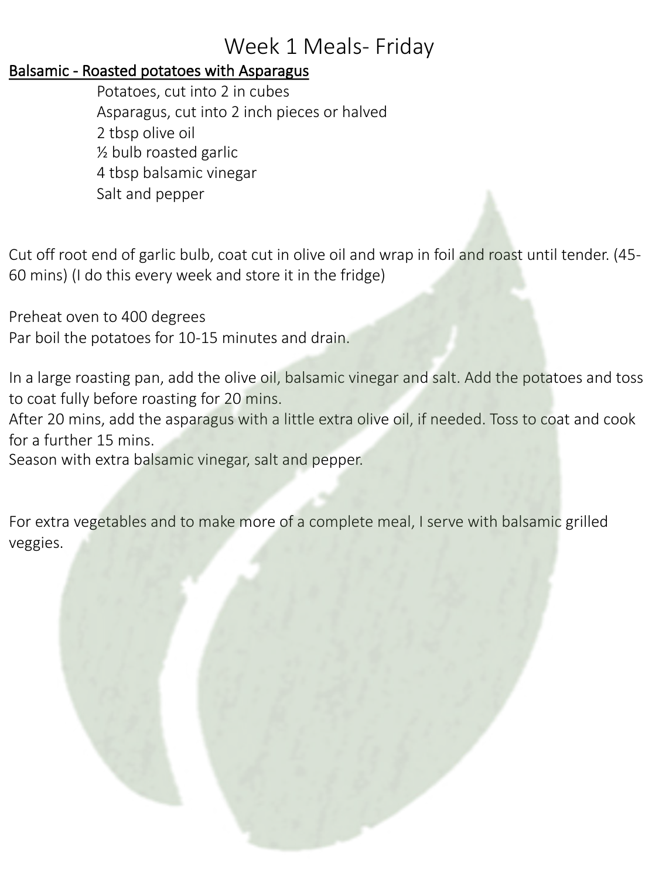# Week 1 Meals- Friday

**Balsamic - Roasted potatoes with Asparagus**

Potatoes, cut into 2 in cubes
Asparagus, cut into 2 inch pieces or halved
2 tbsp olive oil
½ bulb roasted garlic
4 tbsp balsamic vinegar
Salt and pepper

Cut off root end of garlic bulb, coat cut in olive oil and wrap in foil and roast until tender. (45-60 mins) (I do this every week and store it in the fridge)

Preheat oven to 400 degrees
Par boil the potatoes for 10-15 minutes and drain.

In a large roasting pan, add the olive oil, balsamic vinegar and salt. Add the potatoes and toss to coat fully before roasting for 20 mins.
After 20 mins, add the asparagus with a little extra olive oil, if needed. Toss to coat and cook for a further 15 mins.
Season with extra balsamic vinegar, salt and pepper.

For extra vegetables and to make more of a complete meal, I serve with balsamic grilled veggies.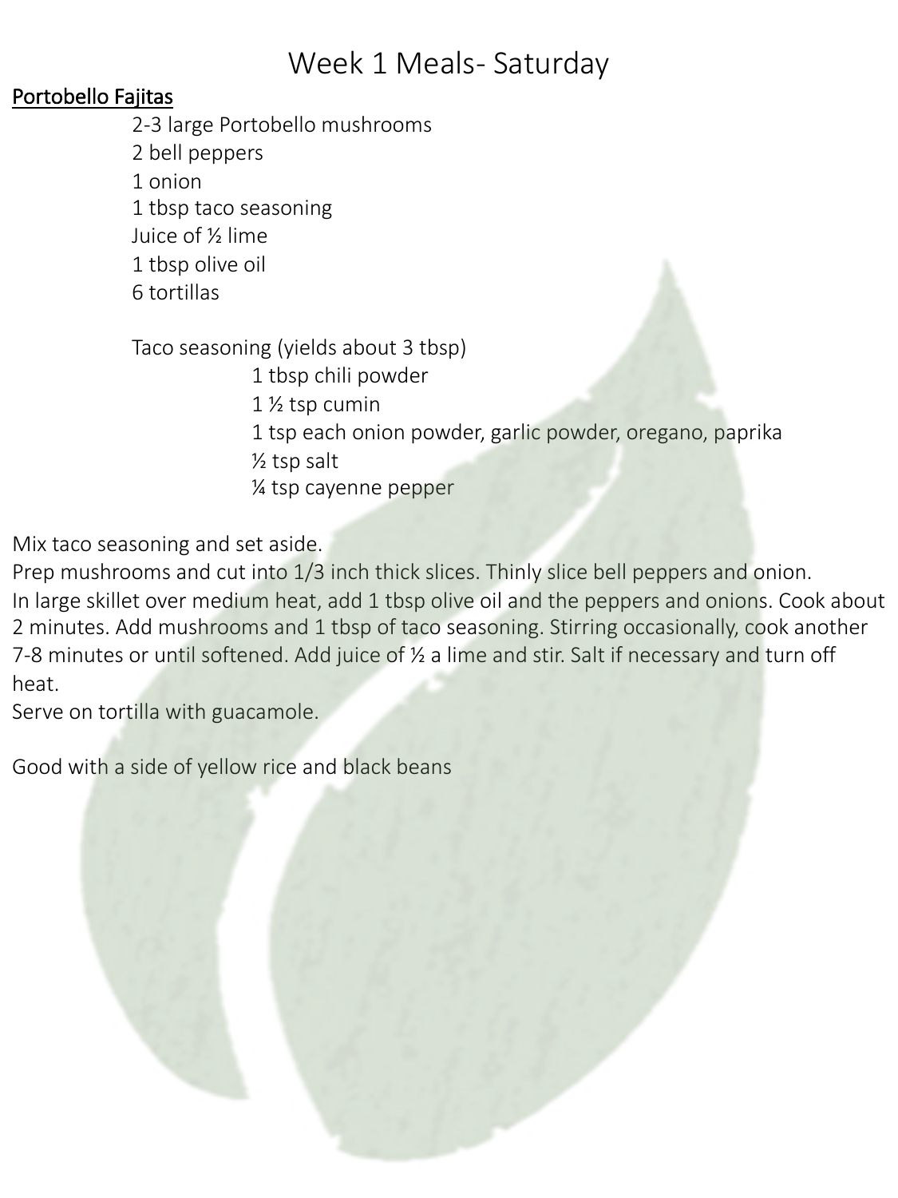# Week 1 Meals- Saturday

## Portobello Fajitas

- 2-3 large Portobello mushrooms
- 2 bell peppers
- 1 onion
- 1 tbsp taco seasoning
- Juice of ½ lime
- 1 tbsp olive oil
- 6 tortillas

Taco seasoning (yields about 3 tbsp)

- 1 tbsp chili powder
- 1 ½ tsp cumin
- 1 tsp each onion powder, garlic powder, oregano, paprika
- ½ tsp salt
- ¼ tsp cayenne pepper

Mix taco seasoning and set aside.

Prep mushrooms and cut into 1/3 inch thick slices. Thinly slice bell peppers and onion.

In large skillet over medium heat, add 1 tbsp olive oil and the peppers and onions. Cook about 2 minutes. Add mushrooms and 1 tbsp of taco seasoning. Stirring occasionally, cook another 7-8 minutes or until softened. Add juice of ½ a lime and stir. Salt if necessary and turn off heat.

Serve on tortilla with guacamole.

Good with a side of yellow rice and black beans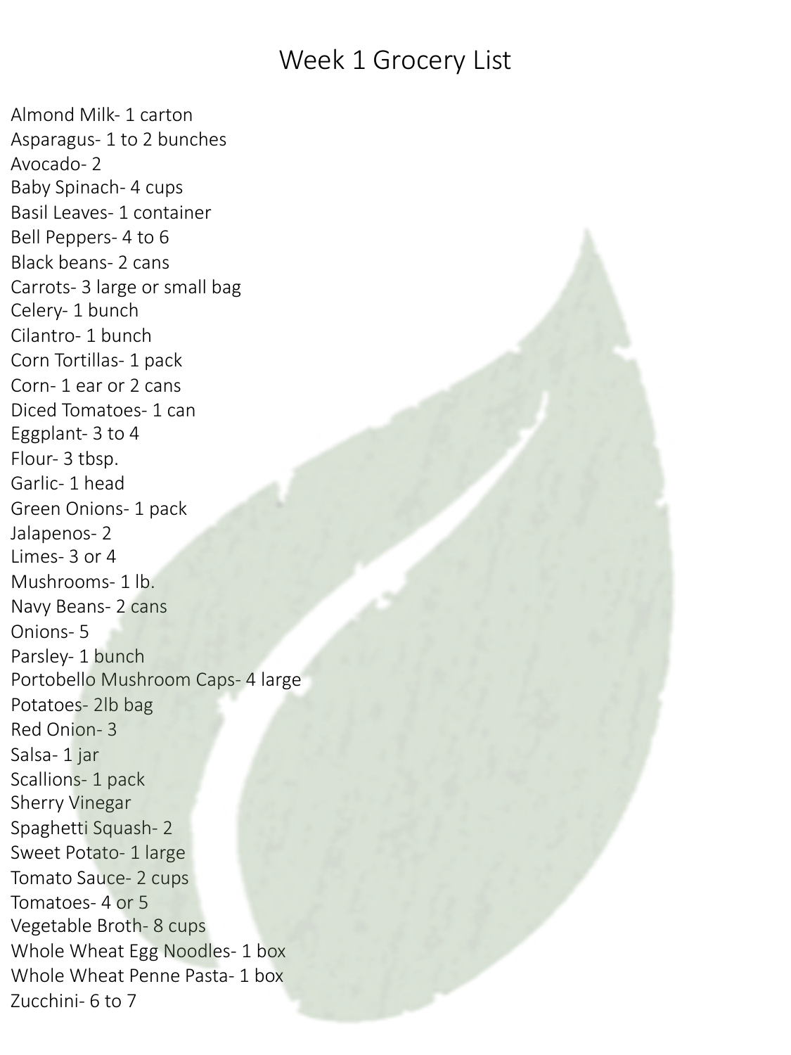# Week 1 Grocery List

Almond Milk- 1 carton
Asparagus- 1 to 2 bunches
Avocado- 2
Baby Spinach- 4 cups
Basil Leaves- 1 container
Bell Peppers- 4 to 6
Black beans- 2 cans
Carrots- 3 large or small bag
Celery- 1 bunch
Cilantro- 1 bunch
Corn Tortillas- 1 pack
Corn- 1 ear or 2 cans
Diced Tomatoes- 1 can
Eggplant- 3 to 4
Flour- 3 tbsp.
Garlic- 1 head
Green Onions- 1 pack
Jalapenos- 2
Limes- 3 or 4
Mushrooms- 1 lb.
Navy Beans- 2 cans
Onions- 5
Parsley- 1 bunch
Portobello Mushroom Caps- 4 large
Potatoes- 2lb bag
Red Onion- 3
Salsa- 1 jar
Scallions- 1 pack
Sherry Vinegar
Spaghetti Squash- 2
Sweet Potato- 1 large
Tomato Sauce- 2 cups
Tomatoes- 4 or 5
Vegetable Broth- 8 cups
Whole Wheat Egg Noodles- 1 box
Whole Wheat Penne Pasta- 1 box
Zucchini- 6 to 7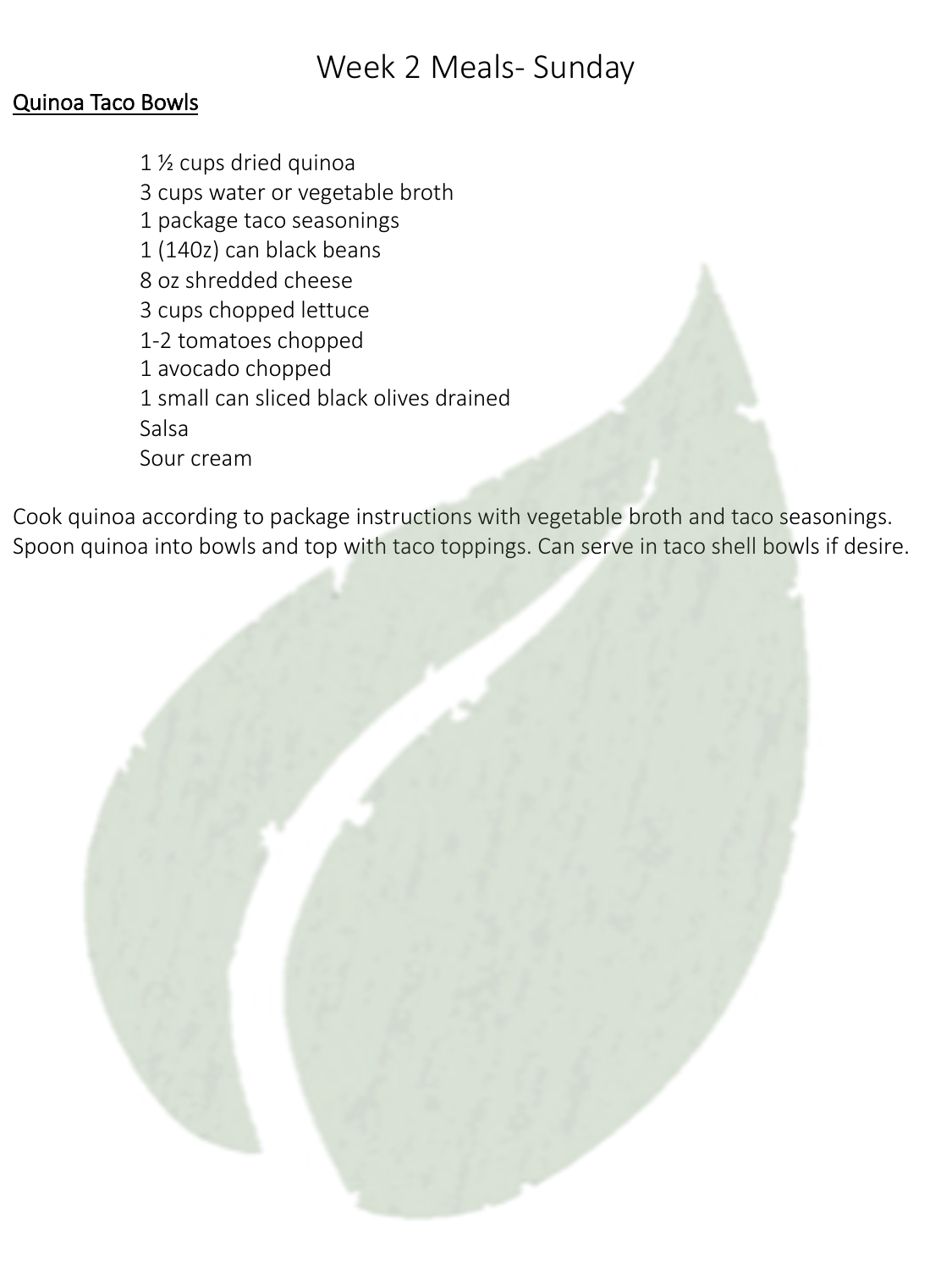# Week 2 Meals- Sunday

**Quinoa Taco Bowls**

1 ½ cups dried quinoa
3 cups water or vegetable broth
1 package taco seasonings
1 (140z) can black beans
8 oz shredded cheese
3 cups chopped lettuce
1-2 tomatoes chopped
1 avocado chopped
1 small can sliced black olives drained
Salsa
Sour cream

Cook quinoa according to package instructions with vegetable broth and taco seasonings. Spoon quinoa into bowls and top with taco toppings. Can serve in taco shell bowls if desire.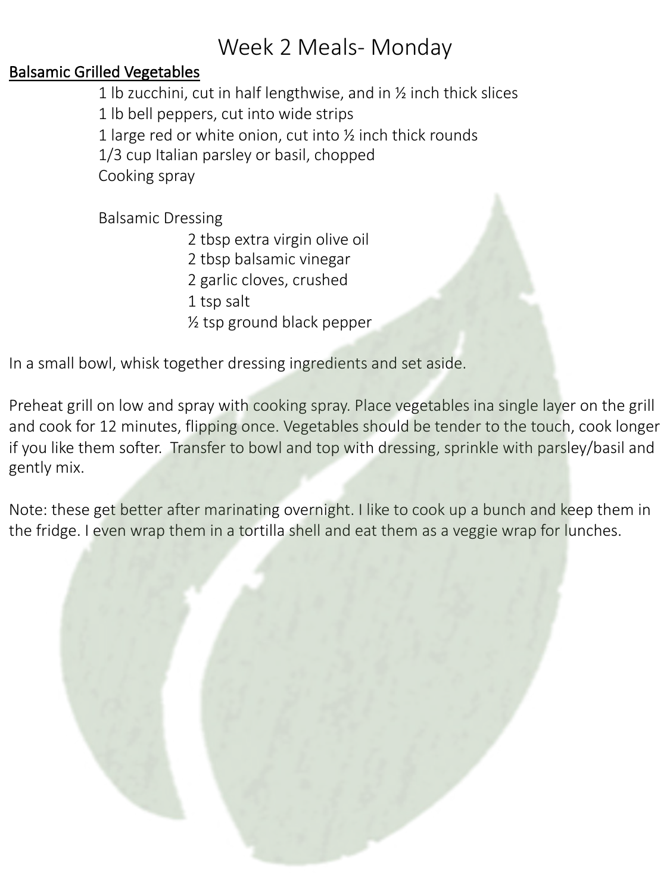# Week 2 Meals- Monday

**Balsamic Grilled Vegetables**

1 lb zucchini, cut in half lengthwise, and in ½ inch thick slices
1 lb bell peppers, cut into wide strips
1 large red or white onion, cut into ½ inch thick rounds
1/3 cup Italian parsley or basil, chopped
Cooking spray

Balsamic Dressing

2 tbsp extra virgin olive oil
2 tbsp balsamic vinegar
2 garlic cloves, crushed
1 tsp salt
½ tsp ground black pepper

In a small bowl, whisk together dressing ingredients and set aside.

Preheat grill on low and spray with cooking spray. Place vegetables ina single layer on the grill and cook for 12 minutes, flipping once. Vegetables should be tender to the touch, cook longer if you like them softer. Transfer to bowl and top with dressing, sprinkle with parsley/basil and gently mix.

Note: these get better after marinating overnight. I like to cook up a bunch and keep them in the fridge. I even wrap them in a tortilla shell and eat them as a veggie wrap for lunches.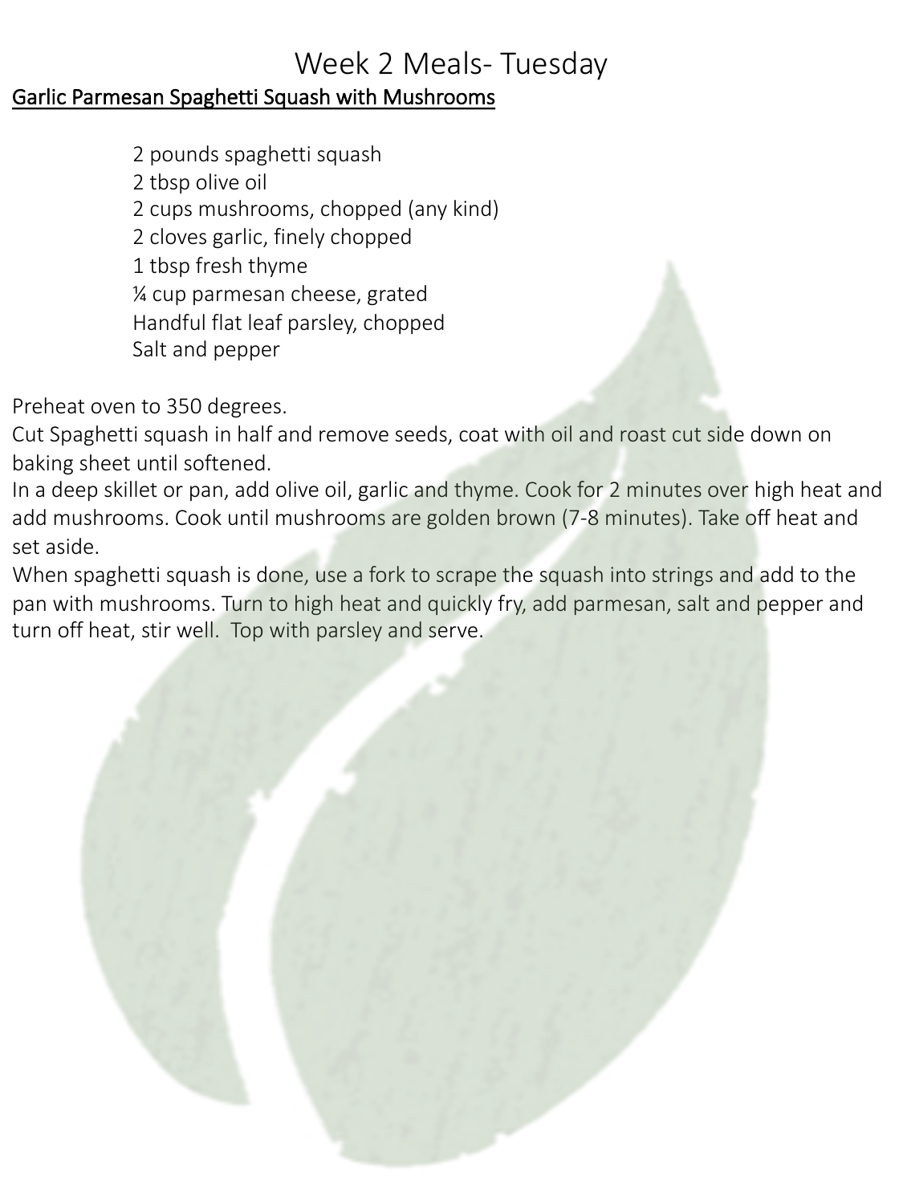# Week 2 Meals- Tuesday

## Garlic Parmesan Spaghetti Squash with Mushrooms

- 2 pounds spaghetti squash
- 2 tbsp olive oil
- 2 cups mushrooms, chopped (any kind)
- 2 cloves garlic, finely chopped
- 1 tbsp fresh thyme
- ¼ cup parmesan cheese, grated
- Handful flat leaf parsley, chopped
- Salt and pepper

Preheat oven to 350 degrees.
Cut Spaghetti squash in half and remove seeds, coat with oil and roast cut side down on baking sheet until softened.
In a deep skillet or pan, add olive oil, garlic and thyme. Cook for 2 minutes over high heat and add mushrooms. Cook until mushrooms are golden brown (7-8 minutes). Take off heat and set aside.
When spaghetti squash is done, use a fork to scrape the squash into strings and add to the pan with mushrooms. Turn to high heat and quickly fry, add parmesan, salt and pepper and turn off heat, stir well. Top with parsley and serve.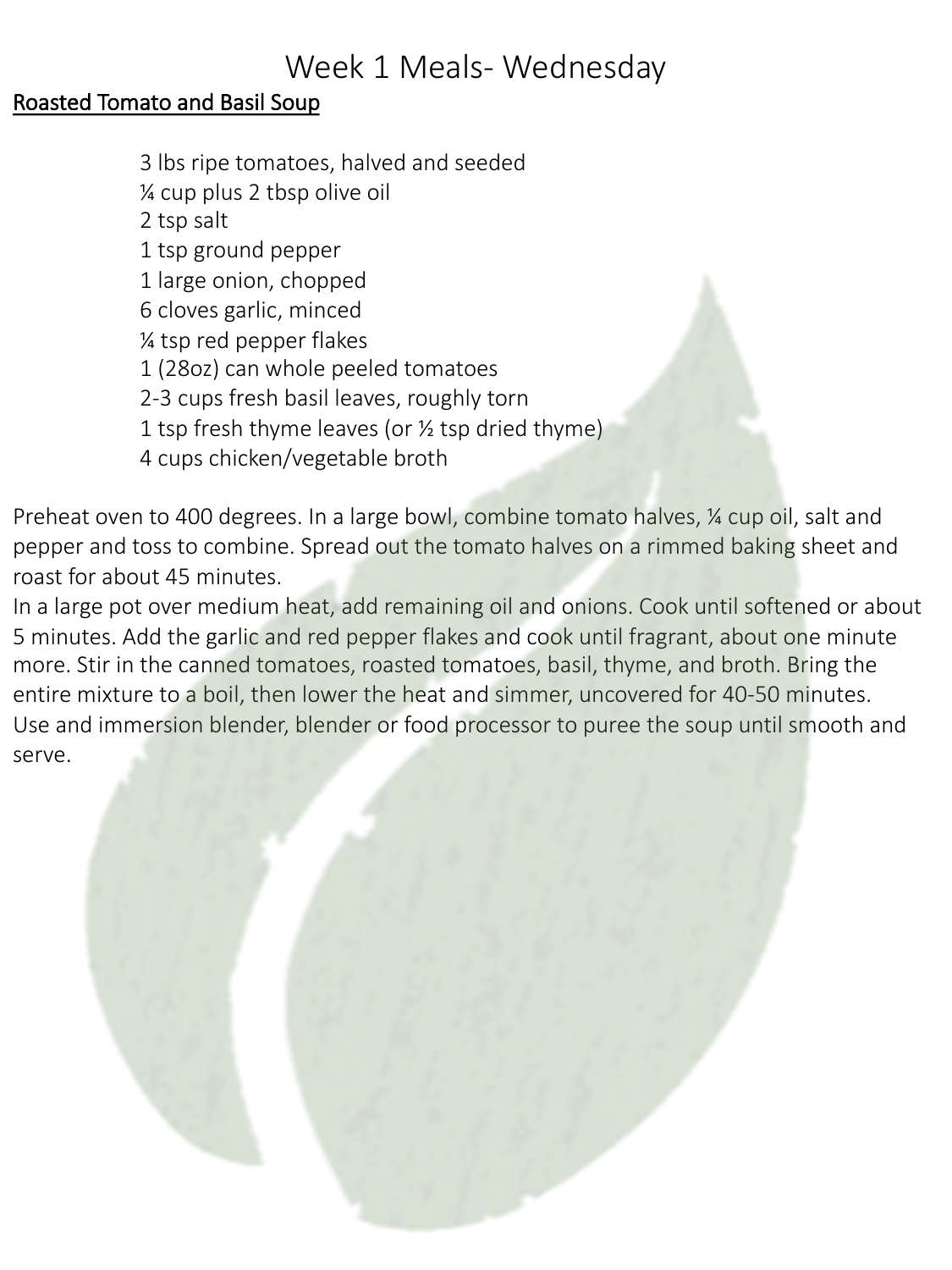# Week 1 Meals- Wednesday

**Roasted Tomato and Basil Soup**

- 3 lbs ripe tomatoes, halved and seeded
- ¼ cup plus 2 tbsp olive oil
- 2 tsp salt
- 1 tsp ground pepper
- 1 large onion, chopped
- 6 cloves garlic, minced
- ¼ tsp red pepper flakes
- 1 (28oz) can whole peeled tomatoes
- 2-3 cups fresh basil leaves, roughly torn
- 1 tsp fresh thyme leaves (or ½ tsp dried thyme)
- 4 cups chicken/vegetable broth

Preheat oven to 400 degrees. In a large bowl, combine tomato halves, ¼ cup oil, salt and pepper and toss to combine. Spread out the tomato halves on a rimmed baking sheet and roast for about 45 minutes.

In a large pot over medium heat, add remaining oil and onions. Cook until softened or about 5 minutes. Add the garlic and red pepper flakes and cook until fragrant, about one minute more. Stir in the canned tomatoes, roasted tomatoes, basil, thyme, and broth. Bring the entire mixture to a boil, then lower the heat and simmer, uncovered for 40-50 minutes. Use and immersion blender, blender or food processor to puree the soup until smooth and serve.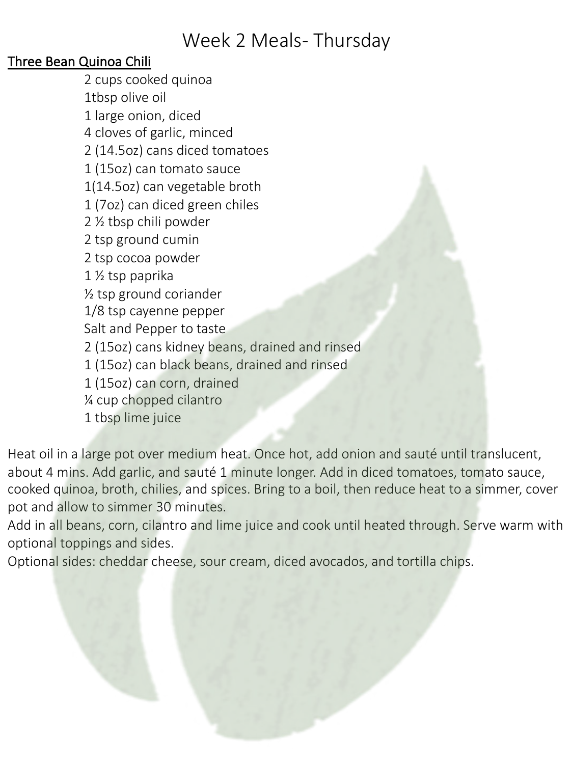# Week 2 Meals- Thursday

## Three Bean Quinoa Chili

- 2 cups cooked quinoa
- 1tbsp olive oil
- 1 large onion, diced
- 4 cloves of garlic, minced
- 2 (14.5oz) cans diced tomatoes
- 1 (15oz) can tomato sauce
- 1(14.5oz) can vegetable broth
- 1 (7oz) can diced green chiles
- 2 ½ tbsp chili powder
- 2 tsp ground cumin
- 2 tsp cocoa powder
- 1 ½ tsp paprika
- ½ tsp ground coriander
- 1/8 tsp cayenne pepper
- Salt and Pepper to taste
- 2 (15oz) cans kidney beans, drained and rinsed
- 1 (15oz) can black beans, drained and rinsed
- 1 (15oz) can corn, drained
- ¼ cup chopped cilantro
- 1 tbsp lime juice

Heat oil in a large pot over medium heat. Once hot, add onion and sauté until translucent, about 4 mins. Add garlic, and sauté 1 minute longer. Add in diced tomatoes, tomato sauce, cooked quinoa, broth, chilies, and spices. Bring to a boil, then reduce heat to a simmer, cover pot and allow to simmer 30 minutes.

Add in all beans, corn, cilantro and lime juice and cook until heated through. Serve warm with optional toppings and sides.

Optional sides: cheddar cheese, sour cream, diced avocados, and tortilla chips.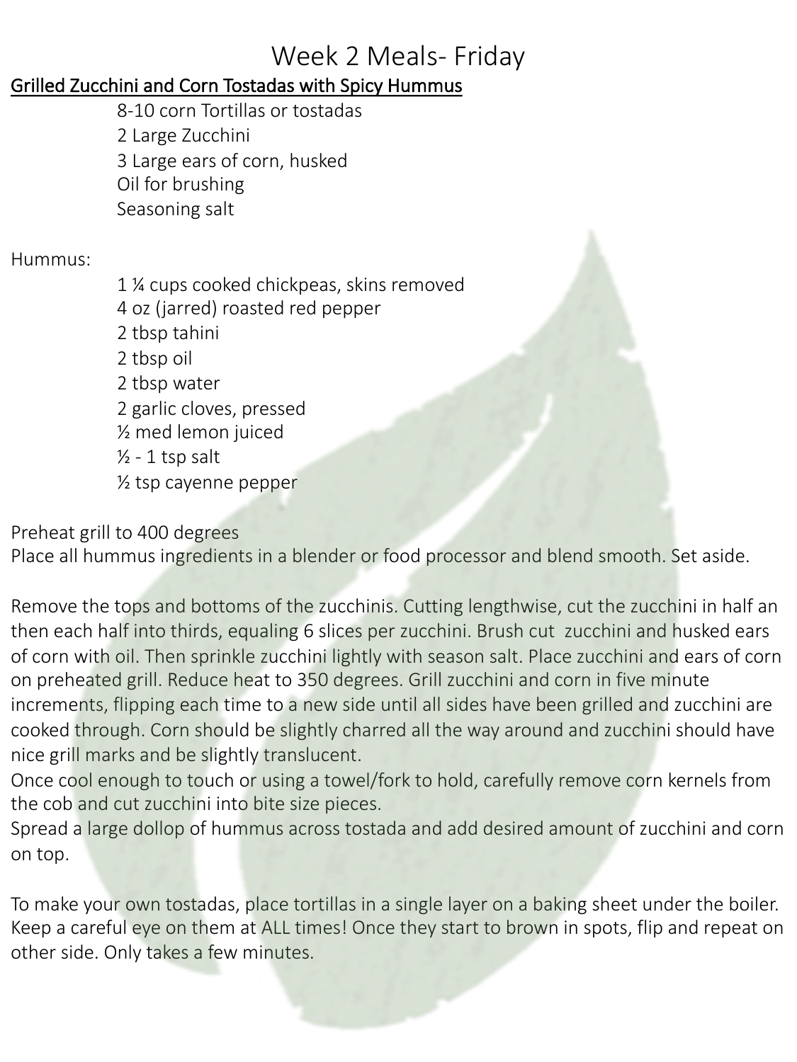# Week 2 Meals- Friday

## Grilled Zucchini and Corn Tostadas with Spicy Hummus

- 8-10 corn Tortillas or tostadas
- 2 Large Zucchini
- 3 Large ears of corn, husked
- Oil for brushing
- Seasoning salt

Hummus:

- 1 ¼ cups cooked chickpeas, skins removed
- 4 oz (jarred) roasted red pepper
- 2 tbsp tahini
- 2 tbsp oil
- 2 tbsp water
- 2 garlic cloves, pressed
- ½ med lemon juiced
- ½ - 1 tsp salt
- ½ tsp cayenne pepper

Preheat grill to 400 degrees
Place all hummus ingredients in a blender or food processor and blend smooth. Set aside.

Remove the tops and bottoms of the zucchinis. Cutting lengthwise, cut the zucchini in half an then each half into thirds, equaling 6 slices per zucchini. Brush cut zucchini and husked ears of corn with oil. Then sprinkle zucchini lightly with season salt. Place zucchini and ears of corn on preheated grill. Reduce heat to 350 degrees. Grill zucchini and corn in five minute increments, flipping each time to a new side until all sides have been grilled and zucchini are cooked through. Corn should be slightly charred all the way around and zucchini should have nice grill marks and be slightly translucent.
Once cool enough to touch or using a towel/fork to hold, carefully remove corn kernels from the cob and cut zucchini into bite size pieces.
Spread a large dollop of hummus across tostada and add desired amount of zucchini and corn on top.

To make your own tostadas, place tortillas in a single layer on a baking sheet under the boiler. Keep a careful eye on them at ALL times! Once they start to brown in spots, flip and repeat on other side. Only takes a few minutes.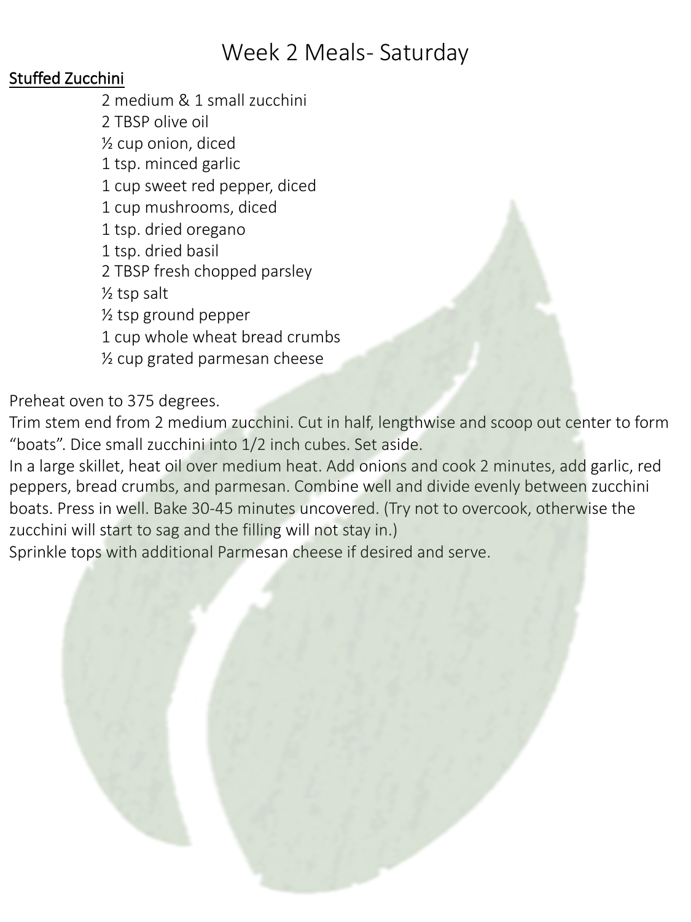# Week 2 Meals- Saturday

## Stuffed Zucchini

- 2 medium & 1 small zucchini
- 2 TBSP olive oil
- ½ cup onion, diced
- 1 tsp. minced garlic
- 1 cup sweet red pepper, diced
- 1 cup mushrooms, diced
- 1 tsp. dried oregano
- 1 tsp. dried basil
- 2 TBSP fresh chopped parsley
- ½ tsp salt
- ½ tsp ground pepper
- 1 cup whole wheat bread crumbs
- ½ cup grated parmesan cheese

Preheat oven to 375 degrees.

Trim stem end from 2 medium zucchini. Cut in half, lengthwise and scoop out center to form "boats". Dice small zucchini into 1/2 inch cubes. Set aside.

In a large skillet, heat oil over medium heat. Add onions and cook 2 minutes, add garlic, red peppers, bread crumbs, and parmesan. Combine well and divide evenly between zucchini boats. Press in well. Bake 30-45 minutes uncovered. (Try not to overcook, otherwise the zucchini will start to sag and the filling will not stay in.)

Sprinkle tops with additional Parmesan cheese if desired and serve.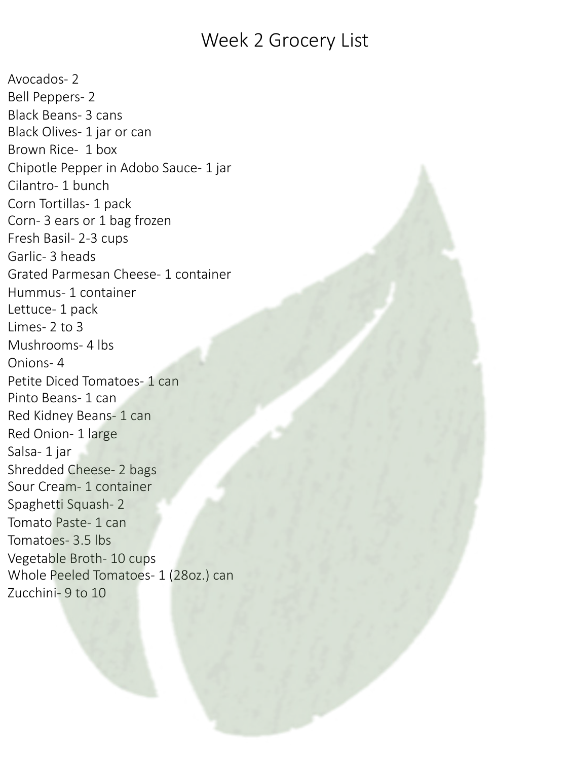# Week 2 Grocery List

Avocados- 2
Bell Peppers- 2
Black Beans- 3 cans
Black Olives- 1 jar or can
Brown Rice- 1 box
Chipotle Pepper in Adobo Sauce- 1 jar
Cilantro- 1 bunch
Corn Tortillas- 1 pack
Corn- 3 ears or 1 bag frozen
Fresh Basil- 2-3 cups
Garlic- 3 heads
Grated Parmesan Cheese- 1 container
Hummus- 1 container
Lettuce- 1 pack
Limes- 2 to 3
Mushrooms- 4 lbs
Onions- 4
Petite Diced Tomatoes- 1 can
Pinto Beans- 1 can
Red Kidney Beans- 1 can
Red Onion- 1 large
Salsa- 1 jar
Shredded Cheese- 2 bags
Sour Cream- 1 container
Spaghetti Squash- 2
Tomato Paste- 1 can
Tomatoes- 3.5 lbs
Vegetable Broth- 10 cups
Whole Peeled Tomatoes- 1 (28oz.) can
Zucchini- 9 to 10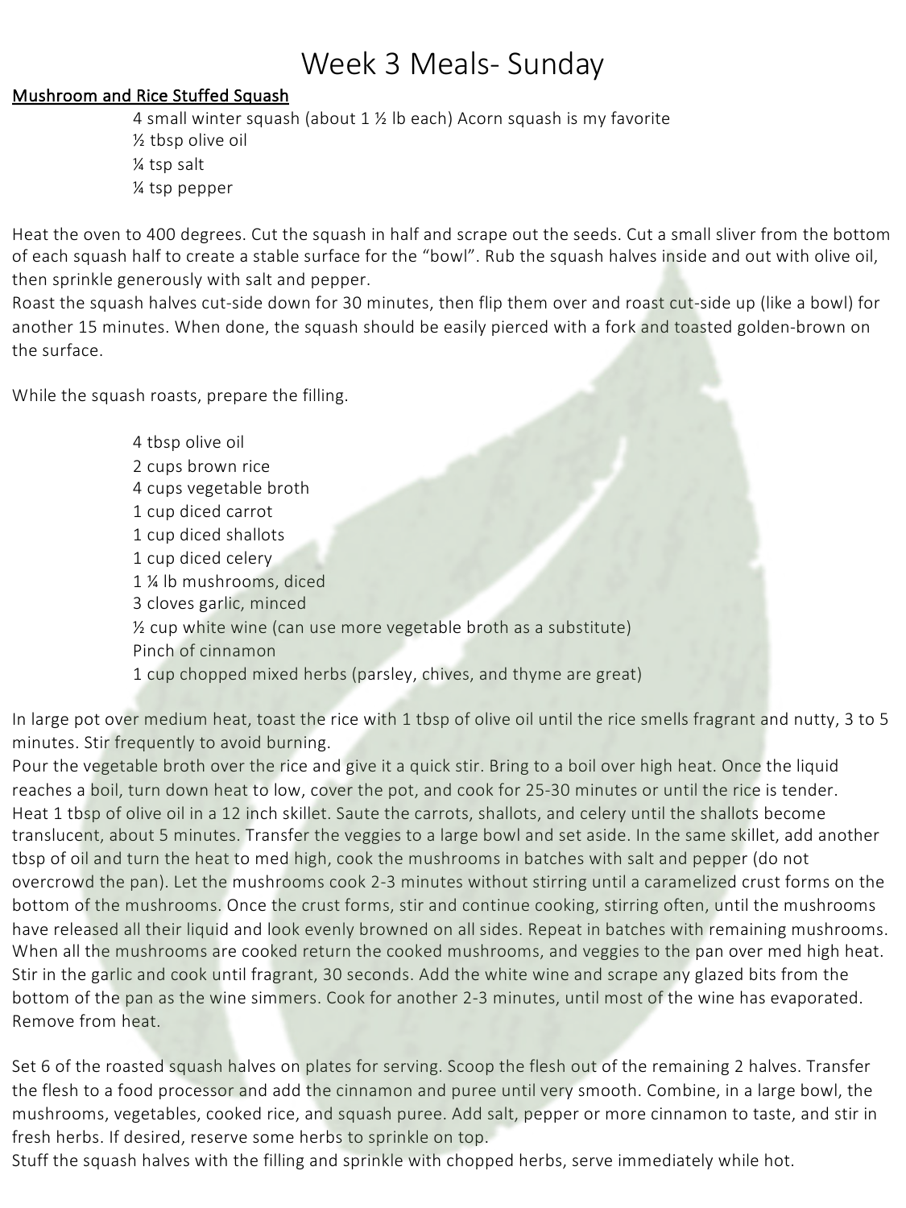# Week 3 Meals- Sunday

**Mushroom and Rice Stuffed Squash**

4 small winter squash (about 1 ½ lb each) Acorn squash is my favorite
½ tbsp olive oil
¼ tsp salt
¼ tsp pepper

Heat the oven to 400 degrees. Cut the squash in half and scrape out the seeds. Cut a small sliver from the bottom of each squash half to create a stable surface for the "bowl". Rub the squash halves inside and out with olive oil, then sprinkle generously with salt and pepper.
Roast the squash halves cut-side down for 30 minutes, then flip them over and roast cut-side up (like a bowl) for another 15 minutes. When done, the squash should be easily pierced with a fork and toasted golden-brown on the surface.

While the squash roasts, prepare the filling.

4 tbsp olive oil
2 cups brown rice
4 cups vegetable broth
1 cup diced carrot
1 cup diced shallots
1 cup diced celery
1 ¼ lb mushrooms, diced
3 cloves garlic, minced
½ cup white wine (can use more vegetable broth as a substitute)
Pinch of cinnamon
1 cup chopped mixed herbs (parsley, chives, and thyme are great)

In large pot over medium heat, toast the rice with 1 tbsp of olive oil until the rice smells fragrant and nutty, 3 to 5 minutes. Stir frequently to avoid burning.
Pour the vegetable broth over the rice and give it a quick stir. Bring to a boil over high heat. Once the liquid reaches a boil, turn down heat to low, cover the pot, and cook for 25-30 minutes or until the rice is tender.
Heat 1 tbsp of olive oil in a 12 inch skillet. Saute the carrots, shallots, and celery until the shallots become translucent, about 5 minutes. Transfer the veggies to a large bowl and set aside. In the same skillet, add another tbsp of oil and turn the heat to med high, cook the mushrooms in batches with salt and pepper (do not overcrowd the pan). Let the mushrooms cook 2-3 minutes without stirring until a caramelized crust forms on the bottom of the mushrooms. Once the crust forms, stir and continue cooking, stirring often, until the mushrooms have released all their liquid and look evenly browned on all sides. Repeat in batches with remaining mushrooms. When all the mushrooms are cooked return the cooked mushrooms, and veggies to the pan over med high heat. Stir in the garlic and cook until fragrant, 30 seconds. Add the white wine and scrape any glazed bits from the bottom of the pan as the wine simmers. Cook for another 2-3 minutes, until most of the wine has evaporated. Remove from heat.

Set 6 of the roasted squash halves on plates for serving. Scoop the flesh out of the remaining 2 halves. Transfer the flesh to a food processor and add the cinnamon and puree until very smooth. Combine, in a large bowl, the mushrooms, vegetables, cooked rice, and squash puree. Add salt, pepper or more cinnamon to taste, and stir in fresh herbs. If desired, reserve some herbs to sprinkle on top.
Stuff the squash halves with the filling and sprinkle with chopped herbs, serve immediately while hot.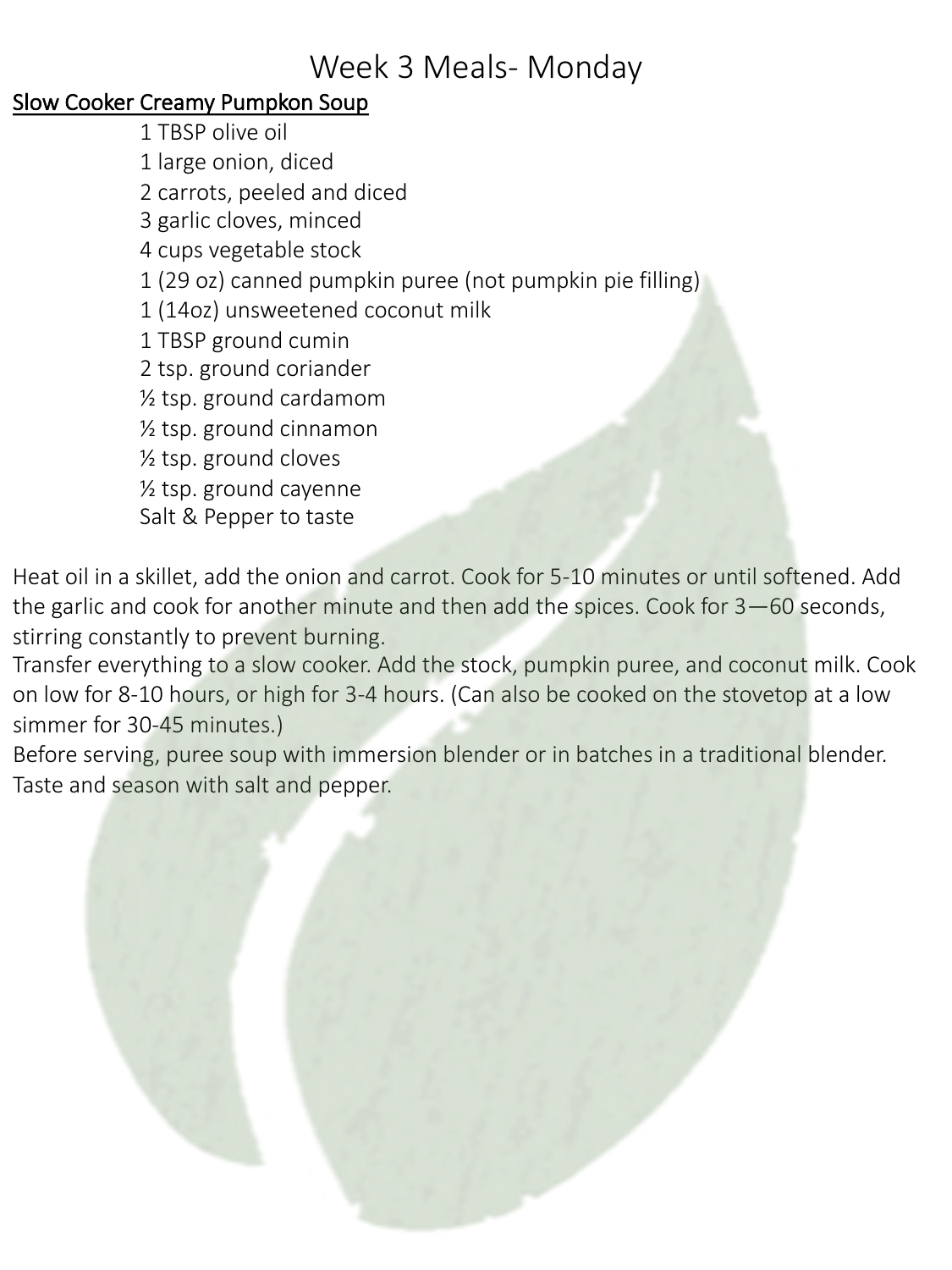# Week 3 Meals- Monday

## Slow Cooker Creamy Pumpkon Soup

- 1 TBSP olive oil
- 1 large onion, diced
- 2 carrots, peeled and diced
- 3 garlic cloves, minced
- 4 cups vegetable stock
- 1 (29 oz) canned pumpkin puree (not pumpkin pie filling)
- 1 (14oz) unsweetened coconut milk
- 1 TBSP ground cumin
- 2 tsp. ground coriander
- ½ tsp. ground cardamom
- ½ tsp. ground cinnamon
- ½ tsp. ground cloves
- ½ tsp. ground cayenne
- Salt & Pepper to taste

Heat oil in a skillet, add the onion and carrot. Cook for 5-10 minutes or until softened. Add the garlic and cook for another minute and then add the spices. Cook for 3—60 seconds, stirring constantly to prevent burning.

Transfer everything to a slow cooker. Add the stock, pumpkin puree, and coconut milk. Cook on low for 8-10 hours, or high for 3-4 hours. (Can also be cooked on the stovetop at a low simmer for 30-45 minutes.)

Before serving, puree soup with immersion blender or in batches in a traditional blender. Taste and season with salt and pepper.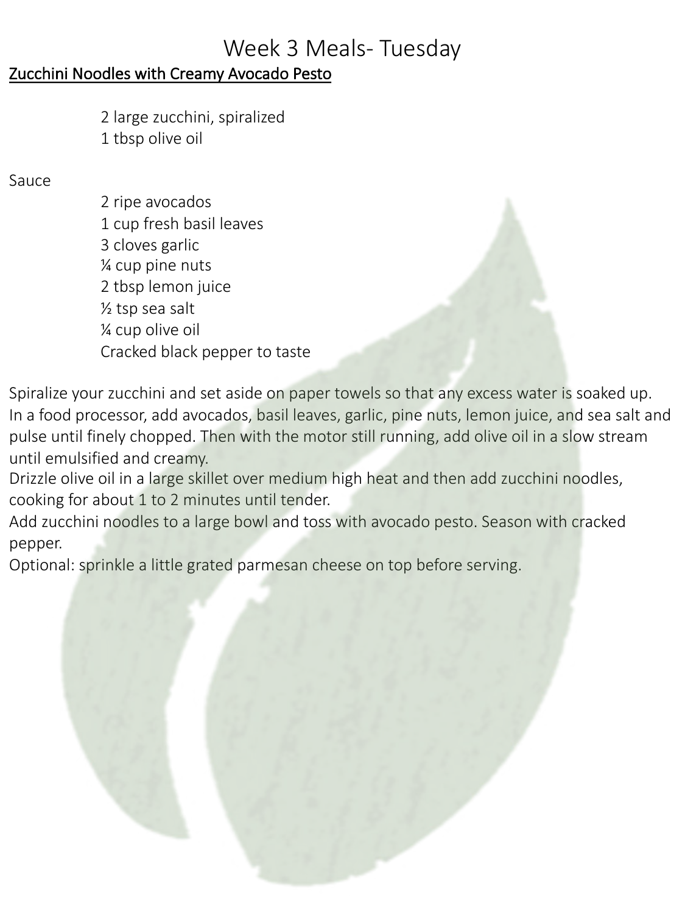# Week 3 Meals- Tuesday

## Zucchini Noodles with Creamy Avocado Pesto

2 large zucchini, spiralized
1 tbsp olive oil

Sauce

2 ripe avocados
1 cup fresh basil leaves
3 cloves garlic
¼ cup pine nuts
2 tbsp lemon juice
½ tsp sea salt
¼ cup olive oil
Cracked black pepper to taste

Spiralize your zucchini and set aside on paper towels so that any excess water is soaked up.
In a food processor, add avocados, basil leaves, garlic, pine nuts, lemon juice, and sea salt and pulse until finely chopped. Then with the motor still running, add olive oil in a slow stream until emulsified and creamy.
Drizzle olive oil in a large skillet over medium high heat and then add zucchini noodles, cooking for about 1 to 2 minutes until tender.
Add zucchini noodles to a large bowl and toss with avocado pesto. Season with cracked pepper.
Optional: sprinkle a little grated parmesan cheese on top before serving.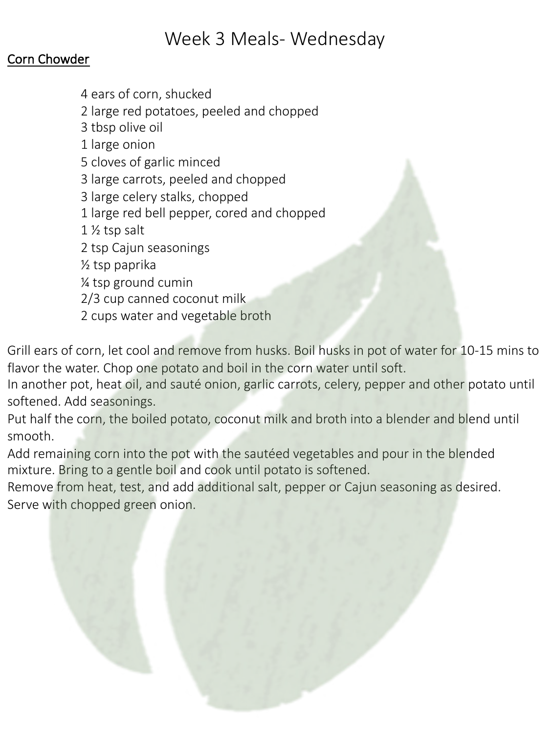# Week 3 Meals- Wednesday

## Corn Chowder

- 4 ears of corn, shucked
- 2 large red potatoes, peeled and chopped
- 3 tbsp olive oil
- 1 large onion
- 5 cloves of garlic minced
- 3 large carrots, peeled and chopped
- 3 large celery stalks, chopped
- 1 large red bell pepper, cored and chopped
- 1 ½ tsp salt
- 2 tsp Cajun seasonings
- ½ tsp paprika
- ¼ tsp ground cumin
- 2/3 cup canned coconut milk
- 2 cups water and vegetable broth

Grill ears of corn, let cool and remove from husks. Boil husks in pot of water for 10-15 mins to flavor the water. Chop one potato and boil in the corn water until soft.

In another pot, heat oil, and sauté onion, garlic carrots, celery, pepper and other potato until softened. Add seasonings.

Put half the corn, the boiled potato, coconut milk and broth into a blender and blend until smooth.

Add remaining corn into the pot with the sautéed vegetables and pour in the blended mixture. Bring to a gentle boil and cook until potato is softened.

Remove from heat, test, and add additional salt, pepper or Cajun seasoning as desired.

Serve with chopped green onion.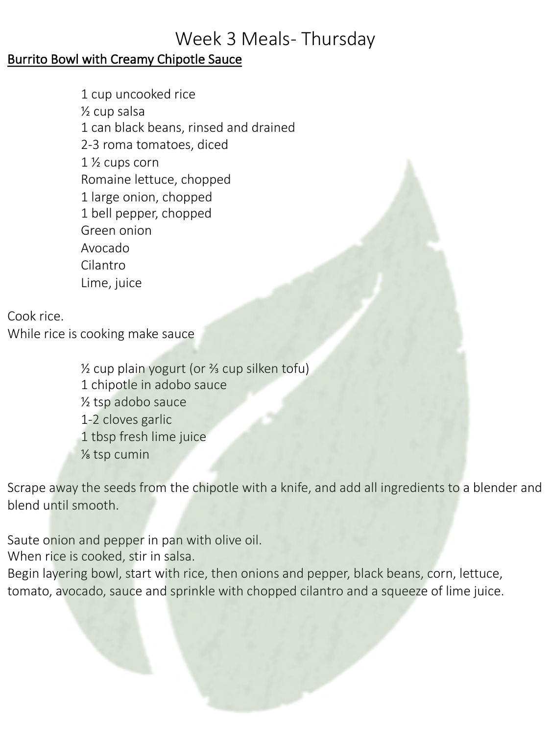# Week 3 Meals- Thursday

## Burrito Bowl with Creamy Chipotle Sauce

- 1 cup uncooked rice
- ½ cup salsa
- 1 can black beans, rinsed and drained
- 2-3 roma tomatoes, diced
- 1 ½ cups corn
- Romaine lettuce, chopped
- 1 large onion, chopped
- 1 bell pepper, chopped
- Green onion
- Avocado
- Cilantro
- Lime, juice

Cook rice.
While rice is cooking make sauce

- ½ cup plain yogurt (or ⅔ cup silken tofu)
- 1 chipotle in adobo sauce
- ½ tsp adobo sauce
- 1-2 cloves garlic
- 1 tbsp fresh lime juice
- ⅛ tsp cumin

Scrape away the seeds from the chipotle with a knife, and add all ingredients to a blender and blend until smooth.

Saute onion and pepper in pan with olive oil.
When rice is cooked, stir in salsa.
Begin layering bowl, start with rice, then onions and pepper, black beans, corn, lettuce, tomato, avocado, sauce and sprinkle with chopped cilantro and a squeeze of lime juice.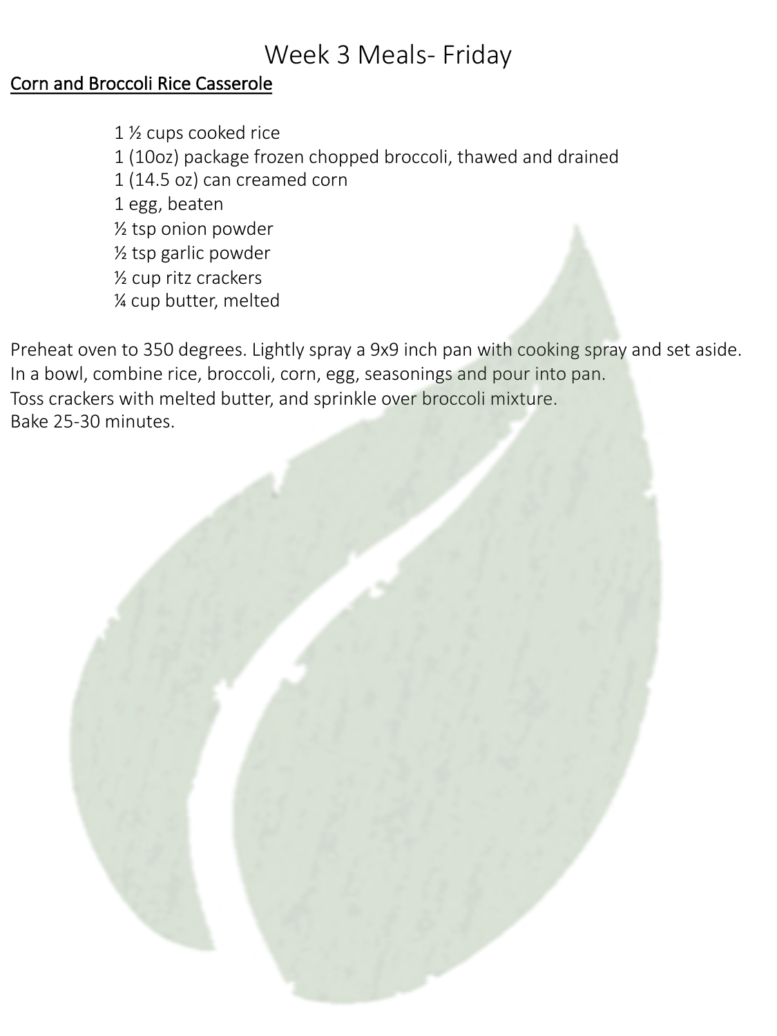# Week 3 Meals- Friday

## Corn and Broccoli Rice Casserole

- 1 ½ cups cooked rice
- 1 (10oz) package frozen chopped broccoli, thawed and drained
- 1 (14.5 oz) can creamed corn
- 1 egg, beaten
- ½ tsp onion powder
- ½ tsp garlic powder
- ½ cup ritz crackers
- ¼ cup butter, melted

Preheat oven to 350 degrees. Lightly spray a 9x9 inch pan with cooking spray and set aside.
In a bowl, combine rice, broccoli, corn, egg, seasonings and pour into pan.
Toss crackers with melted butter, and sprinkle over broccoli mixture.
Bake 25-30 minutes.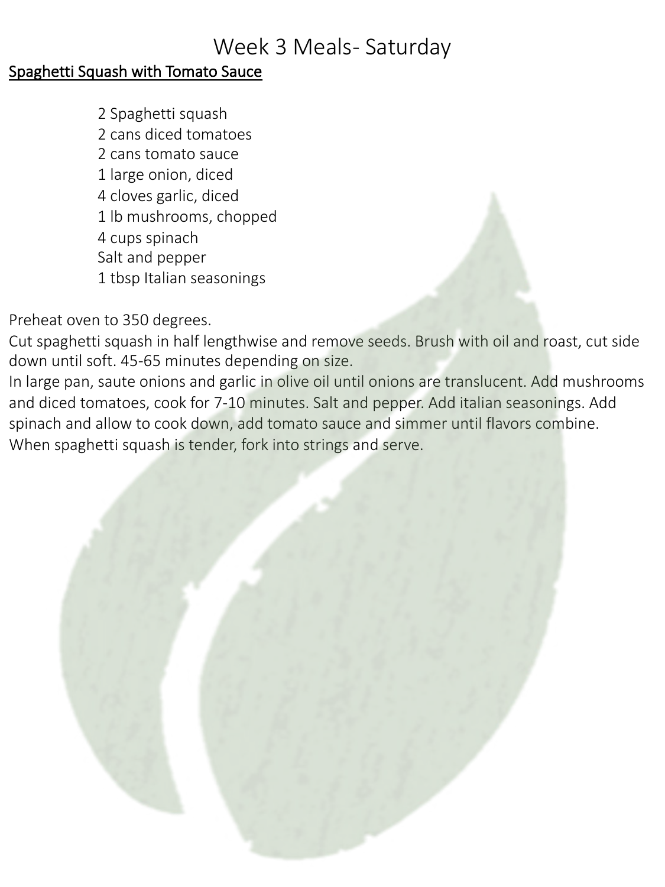# Week 3 Meals- Saturday

## Spaghetti Squash with Tomato Sauce

- 2 Spaghetti squash
- 2 cans diced tomatoes
- 2 cans tomato sauce
- 1 large onion, diced
- 4 cloves garlic, diced
- 1 lb mushrooms, chopped
- 4 cups spinach
- Salt and pepper
- 1 tbsp Italian seasonings

Preheat oven to 350 degrees.

Cut spaghetti squash in half lengthwise and remove seeds. Brush with oil and roast, cut side down until soft. 45-65 minutes depending on size.

In large pan, saute onions and garlic in olive oil until onions are translucent. Add mushrooms and diced tomatoes, cook for 7-10 minutes. Salt and pepper. Add italian seasonings. Add spinach and allow to cook down, add tomato sauce and simmer until flavors combine.

When spaghetti squash is tender, fork into strings and serve.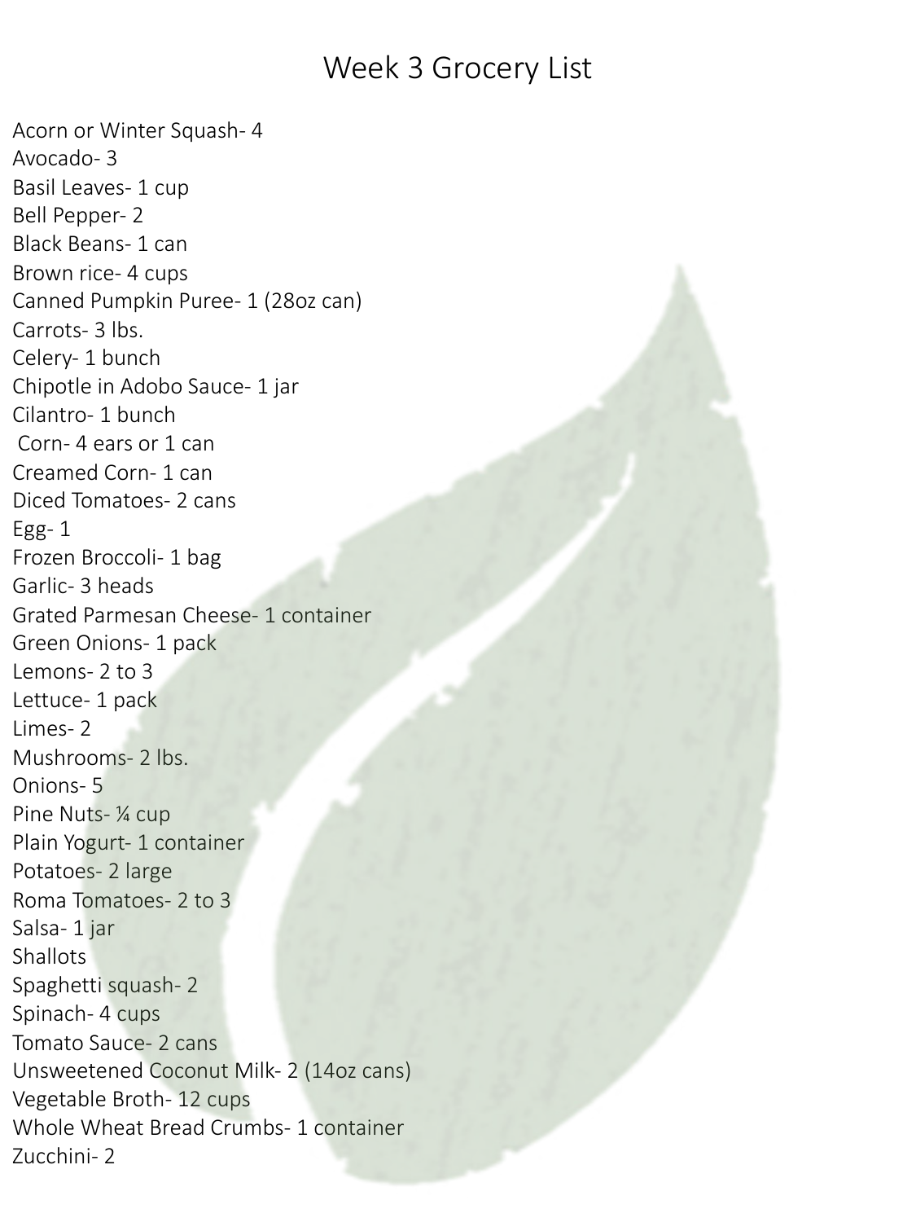# Week 3 Grocery List

Acorn or Winter Squash- 4
Avocado- 3
Basil Leaves- 1 cup
Bell Pepper- 2
Black Beans- 1 can
Brown rice- 4 cups
Canned Pumpkin Puree- 1 (28oz can)
Carrots- 3 lbs.
Celery- 1 bunch
Chipotle in Adobo Sauce- 1 jar
Cilantro- 1 bunch
Corn- 4 ears or 1 can
Creamed Corn- 1 can
Diced Tomatoes- 2 cans
Egg- 1
Frozen Broccoli- 1 bag
Garlic- 3 heads
Grated Parmesan Cheese- 1 container
Green Onions- 1 pack
Lemons- 2 to 3
Lettuce- 1 pack
Limes- 2
Mushrooms- 2 lbs.
Onions- 5
Pine Nuts- ¼ cup
Plain Yogurt- 1 container
Potatoes- 2 large
Roma Tomatoes- 2 to 3
Salsa- 1 jar
Shallots
Spaghetti squash- 2
Spinach- 4 cups
Tomato Sauce- 2 cans
Unsweetened Coconut Milk- 2 (14oz cans)
Vegetable Broth- 12 cups
Whole Wheat Bread Crumbs- 1 container
Zucchini- 2